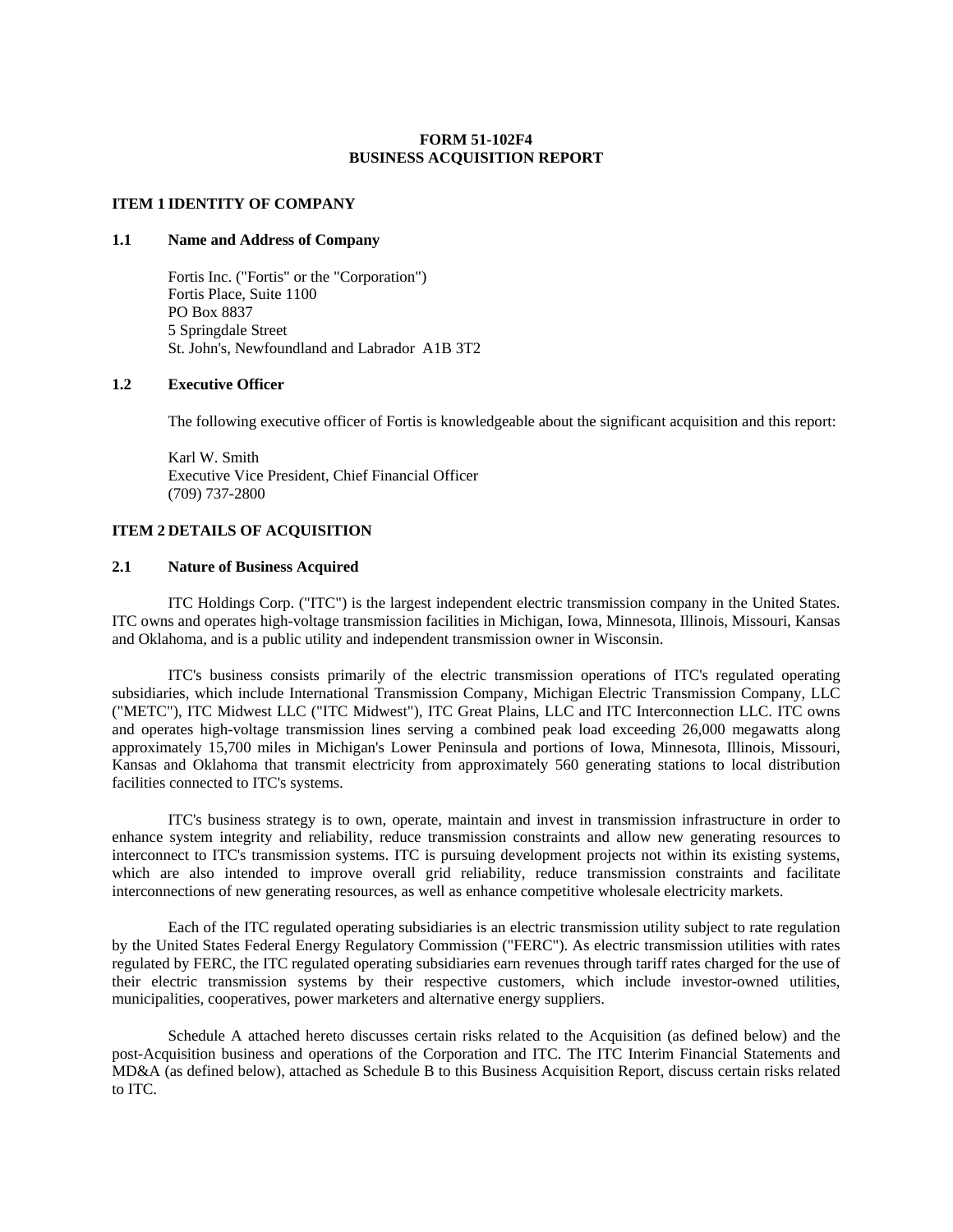# FORM 51-102F4
# BUSINESS ACQUISITION REPORT

## ITEM 1 IDENTITY OF COMPANY

### 1.1 Name and Address of Company

Fortis Inc. ("Fortis" or the "Corporation")
Fortis Place, Suite 1100
PO Box 8837
5 Springdale Street
St. John's, Newfoundland and Labrador A1B 3T2

### 1.2 Executive Officer

The following executive officer of Fortis is knowledgeable about the significant acquisition and this report:

Karl W. Smith
Executive Vice President, Chief Financial Officer
(709) 737-2800

## ITEM 2 DETAILS OF ACQUISITION

### 2.1 Nature of Business Acquired

ITC Holdings Corp. ("ITC") is the largest independent electric transmission company in the United States. ITC owns and operates high-voltage transmission facilities in Michigan, Iowa, Minnesota, Illinois, Missouri, Kansas and Oklahoma, and is a public utility and independent transmission owner in Wisconsin.

ITC's business consists primarily of the electric transmission operations of ITC's regulated operating subsidiaries, which include International Transmission Company, Michigan Electric Transmission Company, LLC ("METC"), ITC Midwest LLC ("ITC Midwest"), ITC Great Plains, LLC and ITC Interconnection LLC. ITC owns and operates high-voltage transmission lines serving a combined peak load exceeding 26,000 megawatts along approximately 15,700 miles in Michigan's Lower Peninsula and portions of Iowa, Minnesota, Illinois, Missouri, Kansas and Oklahoma that transmit electricity from approximately 560 generating stations to local distribution facilities connected to ITC's systems.

ITC's business strategy is to own, operate, maintain and invest in transmission infrastructure in order to enhance system integrity and reliability, reduce transmission constraints and allow new generating resources to interconnect to ITC's transmission systems. ITC is pursuing development projects not within its existing systems, which are also intended to improve overall grid reliability, reduce transmission constraints and facilitate interconnections of new generating resources, as well as enhance competitive wholesale electricity markets.

Each of the ITC regulated operating subsidiaries is an electric transmission utility subject to rate regulation by the United States Federal Energy Regulatory Commission ("FERC"). As electric transmission utilities with rates regulated by FERC, the ITC regulated operating subsidiaries earn revenues through tariff rates charged for the use of their electric transmission systems by their respective customers, which include investor-owned utilities, municipalities, cooperatives, power marketers and alternative energy suppliers.

Schedule A attached hereto discusses certain risks related to the Acquisition (as defined below) and the post-Acquisition business and operations of the Corporation and ITC. The ITC Interim Financial Statements and MD&A (as defined below), attached as Schedule B to this Business Acquisition Report, discuss certain risks related to ITC.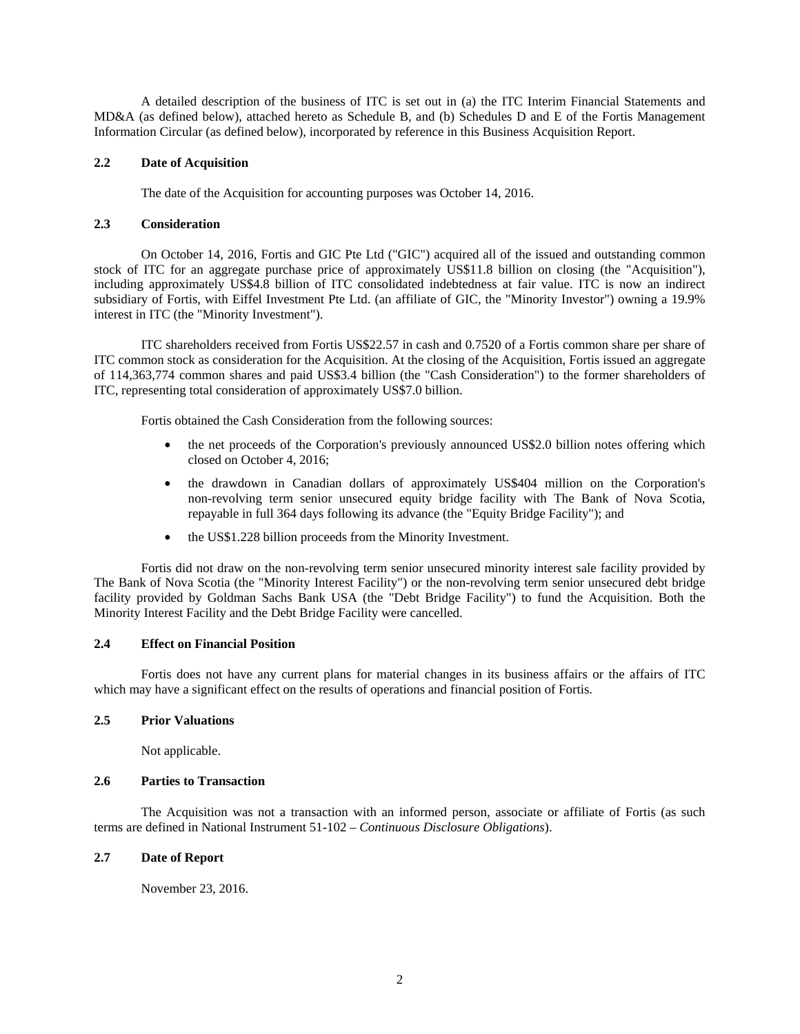A detailed description of the business of ITC is set out in (a) the ITC Interim Financial Statements and MD&A (as defined below), attached hereto as Schedule B, and (b) Schedules D and E of the Fortis Management Information Circular (as defined below), incorporated by reference in this Business Acquisition Report.

### 2.2 Date of Acquisition

The date of the Acquisition for accounting purposes was October 14, 2016.

### 2.3 Consideration

On October 14, 2016, Fortis and GIC Pte Ltd ("GIC") acquired all of the issued and outstanding common stock of ITC for an aggregate purchase price of approximately US$11.8 billion on closing (the "Acquisition"), including approximately US$4.8 billion of ITC consolidated indebtedness at fair value. ITC is now an indirect subsidiary of Fortis, with Eiffel Investment Pte Ltd. (an affiliate of GIC, the "Minority Investor") owning a 19.9% interest in ITC (the "Minority Investment").

ITC shareholders received from Fortis US$22.57 in cash and 0.7520 of a Fortis common share per share of ITC common stock as consideration for the Acquisition. At the closing of the Acquisition, Fortis issued an aggregate of 114,363,774 common shares and paid US$3.4 billion (the "Cash Consideration") to the former shareholders of ITC, representing total consideration of approximately US$7.0 billion.

Fortis obtained the Cash Consideration from the following sources:

- the net proceeds of the Corporation's previously announced US$2.0 billion notes offering which closed on October 4, 2016;
- the drawdown in Canadian dollars of approximately US$404 million on the Corporation's non-revolving term senior unsecured equity bridge facility with The Bank of Nova Scotia, repayable in full 364 days following its advance (the "Equity Bridge Facility"); and
- the US$1.228 billion proceeds from the Minority Investment.

Fortis did not draw on the non-revolving term senior unsecured minority interest sale facility provided by The Bank of Nova Scotia (the "Minority Interest Facility") or the non-revolving term senior unsecured debt bridge facility provided by Goldman Sachs Bank USA (the "Debt Bridge Facility") to fund the Acquisition. Both the Minority Interest Facility and the Debt Bridge Facility were cancelled.

### 2.4 Effect on Financial Position

Fortis does not have any current plans for material changes in its business affairs or the affairs of ITC which may have a significant effect on the results of operations and financial position of Fortis.

### 2.5 Prior Valuations

Not applicable.

### 2.6 Parties to Transaction

The Acquisition was not a transaction with an informed person, associate or affiliate of Fortis (as such terms are defined in National Instrument 51-102 – *Continuous Disclosure Obligations*).

### 2.7 Date of Report

November 23, 2016.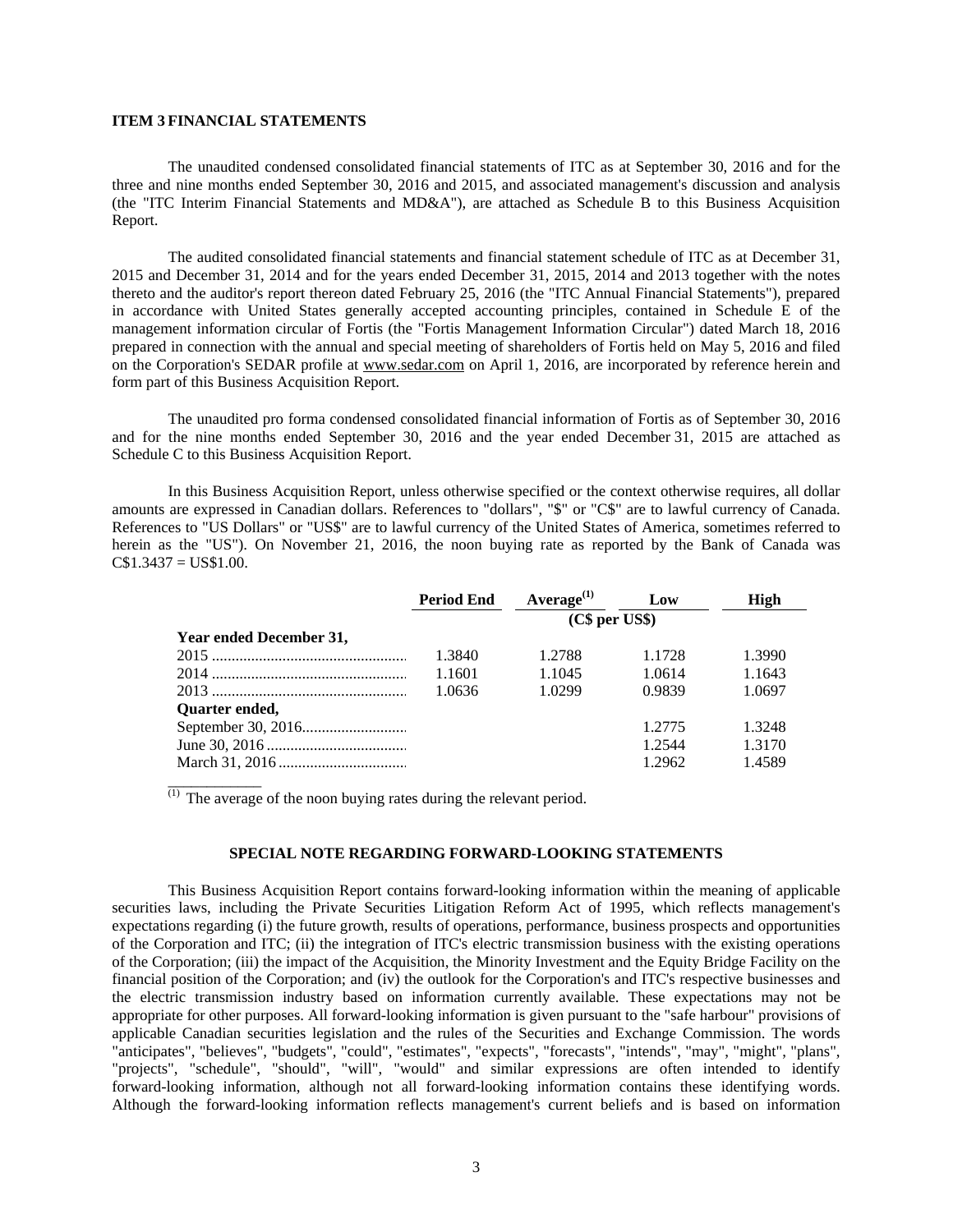## ITEM 3 FINANCIAL STATEMENTS

The unaudited condensed consolidated financial statements of ITC as at September 30, 2016 and for the three and nine months ended September 30, 2016 and 2015, and associated management's discussion and analysis (the "ITC Interim Financial Statements and MD&A"), are attached as Schedule B to this Business Acquisition Report.

The audited consolidated financial statements and financial statement schedule of ITC as at December 31, 2015 and December 31, 2014 and for the years ended December 31, 2015, 2014 and 2013 together with the notes thereto and the auditor's report thereon dated February 25, 2016 (the "ITC Annual Financial Statements"), prepared in accordance with United States generally accepted accounting principles, contained in Schedule E of the management information circular of Fortis (the "Fortis Management Information Circular") dated March 18, 2016 prepared in connection with the annual and special meeting of shareholders of Fortis held on May 5, 2016 and filed on the Corporation's SEDAR profile at www.sedar.com on April 1, 2016, are incorporated by reference herein and form part of this Business Acquisition Report.

The unaudited pro forma condensed consolidated financial information of Fortis as of September 30, 2016 and for the nine months ended September 30, 2016 and the year ended December 31, 2015 are attached as Schedule C to this Business Acquisition Report.

In this Business Acquisition Report, unless otherwise specified or the context otherwise requires, all dollar amounts are expressed in Canadian dollars. References to "dollars", "$" or "C$" are to lawful currency of Canada. References to "US Dollars" or "US$" are to lawful currency of the United States of America, sometimes referred to herein as the "US"). On November 21, 2016, the noon buying rate as reported by the Bank of Canada was C$1.3437 = US$1.00.

| | Period End | Average[(1)] | Low | High |
|---|---|---|---|---|
| | | (C$ per US$) | | |
| **Year ended December 31,** | | | | |
| 2015 | 1.3840 | 1.2788 | 1.1728 | 1.3990 |
| 2014 | 1.1601 | 1.1045 | 1.0614 | 1.1643 |
| 2013 | 1.0636 | 1.0299 | 0.9839 | 1.0697 |
| **Quarter ended,** | | | | |
| September 30, 2016 | | | 1.2775 | 1.3248 |
| June 30, 2016 | | | 1.2544 | 1.3170 |
| March 31, 2016 | | | 1.2962 | 1.4589 |

(1) The average of the noon buying rates during the relevant period.

### SPECIAL NOTE REGARDING FORWARD-LOOKING STATEMENTS

This Business Acquisition Report contains forward-looking information within the meaning of applicable securities laws, including the Private Securities Litigation Reform Act of 1995, which reflects management's expectations regarding (i) the future growth, results of operations, performance, business prospects and opportunities of the Corporation and ITC; (ii) the integration of ITC's electric transmission business with the existing operations of the Corporation; (iii) the impact of the Acquisition, the Minority Investment and the Equity Bridge Facility on the financial position of the Corporation; and (iv) the outlook for the Corporation's and ITC's respective businesses and the electric transmission industry based on information currently available. These expectations may not be appropriate for other purposes. All forward-looking information is given pursuant to the "safe harbour" provisions of applicable Canadian securities legislation and the rules of the Securities and Exchange Commission. The words "anticipates", "believes", "budgets", "could", "estimates", "expects", "forecasts", "intends", "may", "might", "plans", "projects", "schedule", "should", "will", "would" and similar expressions are often intended to identify forward-looking information, although not all forward-looking information contains these identifying words. Although the forward-looking information reflects management's current beliefs and is based on information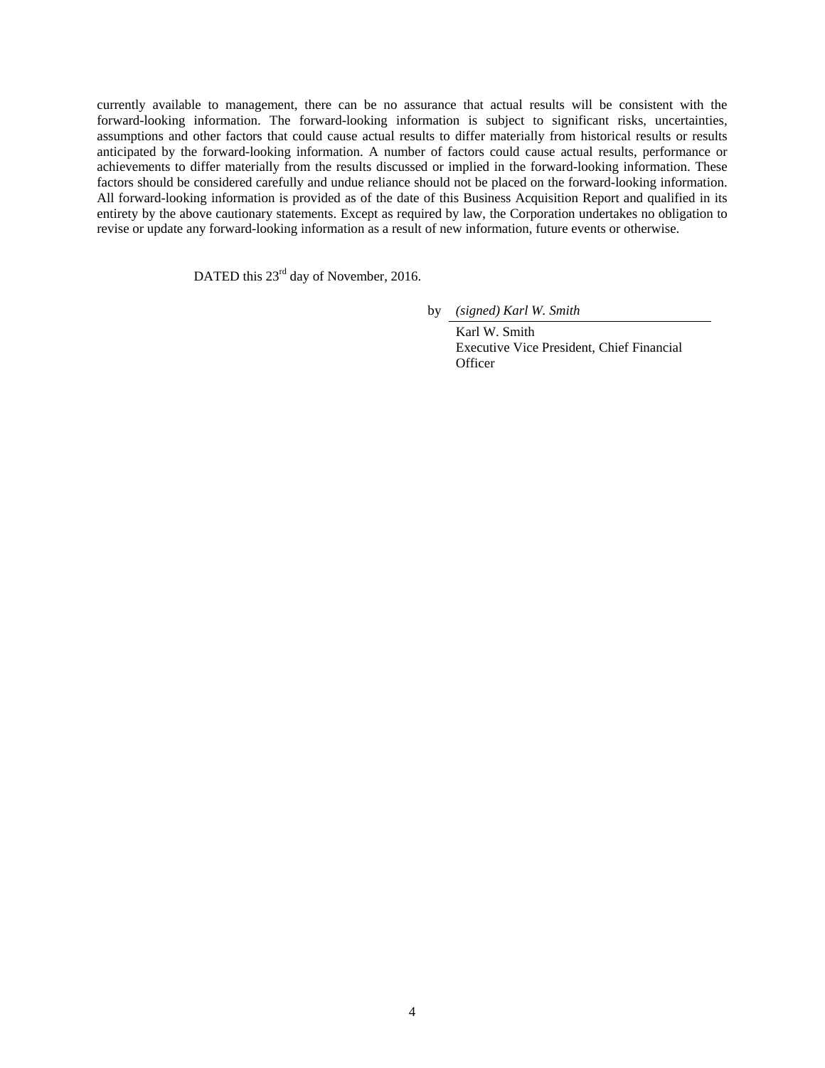currently available to management, there can be no assurance that actual results will be consistent with the forward-looking information. The forward-looking information is subject to significant risks, uncertainties, assumptions and other factors that could cause actual results to differ materially from historical results or results anticipated by the forward-looking information. A number of factors could cause actual results, performance or achievements to differ materially from the results discussed or implied in the forward-looking information. These factors should be considered carefully and undue reliance should not be placed on the forward-looking information. All forward-looking information is provided as of the date of this Business Acquisition Report and qualified in its entirety by the above cautionary statements. Except as required by law, the Corporation undertakes no obligation to revise or update any forward-looking information as a result of new information, future events or otherwise.

DATED this 23rd day of November, 2016.

by *(signed) Karl W. Smith*

Karl W. Smith
Executive Vice President, Chief Financial Officer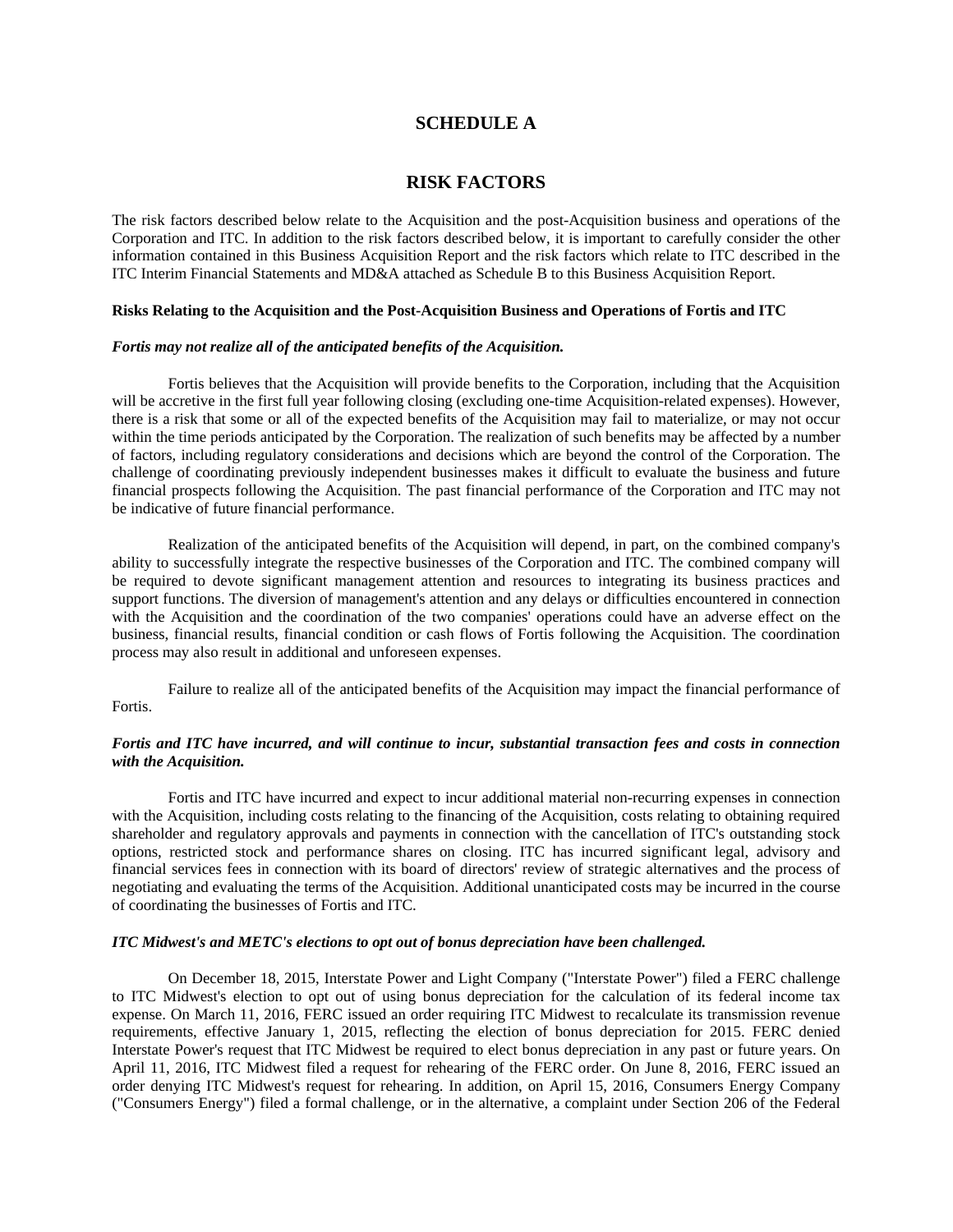# SCHEDULE A

# RISK FACTORS

The risk factors described below relate to the Acquisition and the post-Acquisition business and operations of the Corporation and ITC. In addition to the risk factors described below, it is important to carefully consider the other information contained in this Business Acquisition Report and the risk factors which relate to ITC described in the ITC Interim Financial Statements and MD&A attached as Schedule B to this Business Acquisition Report.

**Risks Relating to the Acquisition and the Post-Acquisition Business and Operations of Fortis and ITC**

***Fortis may not realize all of the anticipated benefits of the Acquisition.***

Fortis believes that the Acquisition will provide benefits to the Corporation, including that the Acquisition will be accretive in the first full year following closing (excluding one-time Acquisition-related expenses). However, there is a risk that some or all of the expected benefits of the Acquisition may fail to materialize, or may not occur within the time periods anticipated by the Corporation. The realization of such benefits may be affected by a number of factors, including regulatory considerations and decisions which are beyond the control of the Corporation. The challenge of coordinating previously independent businesses makes it difficult to evaluate the business and future financial prospects following the Acquisition. The past financial performance of the Corporation and ITC may not be indicative of future financial performance.

Realization of the anticipated benefits of the Acquisition will depend, in part, on the combined company's ability to successfully integrate the respective businesses of the Corporation and ITC. The combined company will be required to devote significant management attention and resources to integrating its business practices and support functions. The diversion of management's attention and any delays or difficulties encountered in connection with the Acquisition and the coordination of the two companies' operations could have an adverse effect on the business, financial results, financial condition or cash flows of Fortis following the Acquisition. The coordination process may also result in additional and unforeseen expenses.

Failure to realize all of the anticipated benefits of the Acquisition may impact the financial performance of Fortis.

***Fortis and ITC have incurred, and will continue to incur, substantial transaction fees and costs in connection with the Acquisition.***

Fortis and ITC have incurred and expect to incur additional material non-recurring expenses in connection with the Acquisition, including costs relating to the financing of the Acquisition, costs relating to obtaining required shareholder and regulatory approvals and payments in connection with the cancellation of ITC's outstanding stock options, restricted stock and performance shares on closing. ITC has incurred significant legal, advisory and financial services fees in connection with its board of directors' review of strategic alternatives and the process of negotiating and evaluating the terms of the Acquisition. Additional unanticipated costs may be incurred in the course of coordinating the businesses of Fortis and ITC.

***ITC Midwest's and METC's elections to opt out of bonus depreciation have been challenged.***

On December 18, 2015, Interstate Power and Light Company ("Interstate Power") filed a FERC challenge to ITC Midwest's election to opt out of using bonus depreciation for the calculation of its federal income tax expense. On March 11, 2016, FERC issued an order requiring ITC Midwest to recalculate its transmission revenue requirements, effective January 1, 2015, reflecting the election of bonus depreciation for 2015. FERC denied Interstate Power's request that ITC Midwest be required to elect bonus depreciation in any past or future years. On April 11, 2016, ITC Midwest filed a request for rehearing of the FERC order. On June 8, 2016, FERC issued an order denying ITC Midwest's request for rehearing. In addition, on April 15, 2016, Consumers Energy Company ("Consumers Energy") filed a formal challenge, or in the alternative, a complaint under Section 206 of the Federal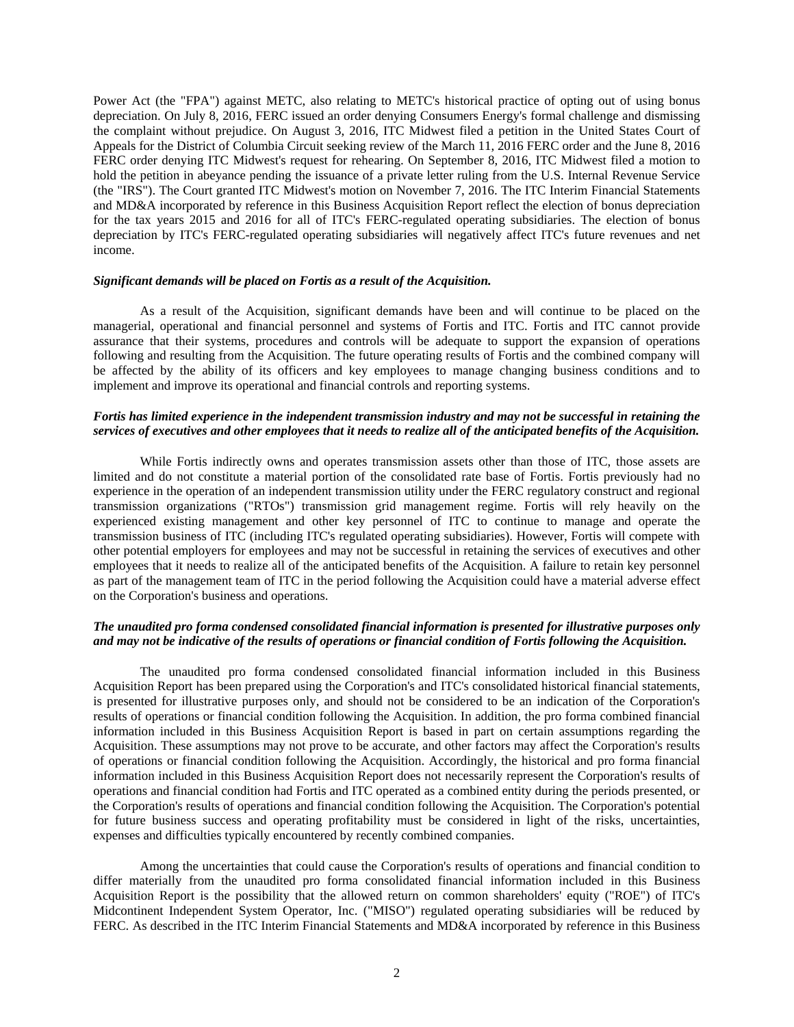Power Act (the "FPA") against METC, also relating to METC's historical practice of opting out of using bonus depreciation. On July 8, 2016, FERC issued an order denying Consumers Energy's formal challenge and dismissing the complaint without prejudice. On August 3, 2016, ITC Midwest filed a petition in the United States Court of Appeals for the District of Columbia Circuit seeking review of the March 11, 2016 FERC order and the June 8, 2016 FERC order denying ITC Midwest's request for rehearing. On September 8, 2016, ITC Midwest filed a motion to hold the petition in abeyance pending the issuance of a private letter ruling from the U.S. Internal Revenue Service (the "IRS"). The Court granted ITC Midwest's motion on November 7, 2016. The ITC Interim Financial Statements and MD&A incorporated by reference in this Business Acquisition Report reflect the election of bonus depreciation for the tax years 2015 and 2016 for all of ITC's FERC-regulated operating subsidiaries. The election of bonus depreciation by ITC's FERC-regulated operating subsidiaries will negatively affect ITC's future revenues and net income.

***Significant demands will be placed on Fortis as a result of the Acquisition.***

As a result of the Acquisition, significant demands have been and will continue to be placed on the managerial, operational and financial personnel and systems of Fortis and ITC. Fortis and ITC cannot provide assurance that their systems, procedures and controls will be adequate to support the expansion of operations following and resulting from the Acquisition. The future operating results of Fortis and the combined company will be affected by the ability of its officers and key employees to manage changing business conditions and to implement and improve its operational and financial controls and reporting systems.

***Fortis has limited experience in the independent transmission industry and may not be successful in retaining the services of executives and other employees that it needs to realize all of the anticipated benefits of the Acquisition.***

While Fortis indirectly owns and operates transmission assets other than those of ITC, those assets are limited and do not constitute a material portion of the consolidated rate base of Fortis. Fortis previously had no experience in the operation of an independent transmission utility under the FERC regulatory construct and regional transmission organizations ("RTOs") transmission grid management regime. Fortis will rely heavily on the experienced existing management and other key personnel of ITC to continue to manage and operate the transmission business of ITC (including ITC's regulated operating subsidiaries). However, Fortis will compete with other potential employers for employees and may not be successful in retaining the services of executives and other employees that it needs to realize all of the anticipated benefits of the Acquisition. A failure to retain key personnel as part of the management team of ITC in the period following the Acquisition could have a material adverse effect on the Corporation's business and operations.

***The unaudited pro forma condensed consolidated financial information is presented for illustrative purposes only and may not be indicative of the results of operations or financial condition of Fortis following the Acquisition.***

The unaudited pro forma condensed consolidated financial information included in this Business Acquisition Report has been prepared using the Corporation's and ITC's consolidated historical financial statements, is presented for illustrative purposes only, and should not be considered to be an indication of the Corporation's results of operations or financial condition following the Acquisition. In addition, the pro forma combined financial information included in this Business Acquisition Report is based in part on certain assumptions regarding the Acquisition. These assumptions may not prove to be accurate, and other factors may affect the Corporation's results of operations or financial condition following the Acquisition. Accordingly, the historical and pro forma financial information included in this Business Acquisition Report does not necessarily represent the Corporation's results of operations and financial condition had Fortis and ITC operated as a combined entity during the periods presented, or the Corporation's results of operations and financial condition following the Acquisition. The Corporation's potential for future business success and operating profitability must be considered in light of the risks, uncertainties, expenses and difficulties typically encountered by recently combined companies.

Among the uncertainties that could cause the Corporation's results of operations and financial condition to differ materially from the unaudited pro forma consolidated financial information included in this Business Acquisition Report is the possibility that the allowed return on common shareholders' equity ("ROE") of ITC's Midcontinent Independent System Operator, Inc. ("MISO") regulated operating subsidiaries will be reduced by FERC. As described in the ITC Interim Financial Statements and MD&A incorporated by reference in this Business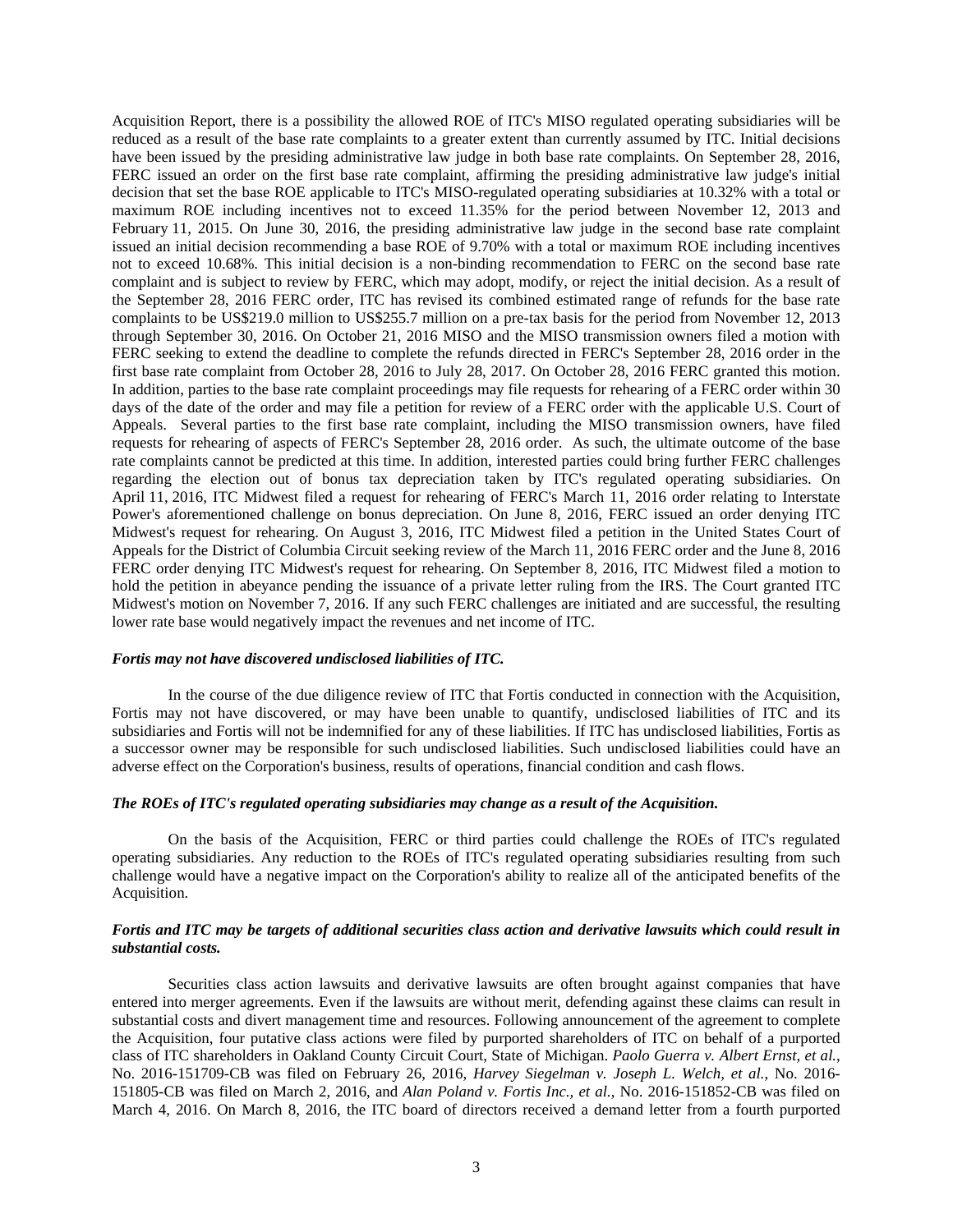Acquisition Report, there is a possibility the allowed ROE of ITC's MISO regulated operating subsidiaries will be reduced as a result of the base rate complaints to a greater extent than currently assumed by ITC. Initial decisions have been issued by the presiding administrative law judge in both base rate complaints. On September 28, 2016, FERC issued an order on the first base rate complaint, affirming the presiding administrative law judge's initial decision that set the base ROE applicable to ITC's MISO-regulated operating subsidiaries at 10.32% with a total or maximum ROE including incentives not to exceed 11.35% for the period between November 12, 2013 and February 11, 2015. On June 30, 2016, the presiding administrative law judge in the second base rate complaint issued an initial decision recommending a base ROE of 9.70% with a total or maximum ROE including incentives not to exceed 10.68%. This initial decision is a non-binding recommendation to FERC on the second base rate complaint and is subject to review by FERC, which may adopt, modify, or reject the initial decision. As a result of the September 28, 2016 FERC order, ITC has revised its combined estimated range of refunds for the base rate complaints to be US$219.0 million to US$255.7 million on a pre-tax basis for the period from November 12, 2013 through September 30, 2016. On October 21, 2016 MISO and the MISO transmission owners filed a motion with FERC seeking to extend the deadline to complete the refunds directed in FERC's September 28, 2016 order in the first base rate complaint from October 28, 2016 to July 28, 2017. On October 28, 2016 FERC granted this motion. In addition, parties to the base rate complaint proceedings may file requests for rehearing of a FERC order within 30 days of the date of the order and may file a petition for review of a FERC order with the applicable U.S. Court of Appeals. Several parties to the first base rate complaint, including the MISO transmission owners, have filed requests for rehearing of aspects of FERC's September 28, 2016 order. As such, the ultimate outcome of the base rate complaints cannot be predicted at this time. In addition, interested parties could bring further FERC challenges regarding the election out of bonus tax depreciation taken by ITC's regulated operating subsidiaries. On April 11, 2016, ITC Midwest filed a request for rehearing of FERC's March 11, 2016 order relating to Interstate Power's aforementioned challenge on bonus depreciation. On June 8, 2016, FERC issued an order denying ITC Midwest's request for rehearing. On August 3, 2016, ITC Midwest filed a petition in the United States Court of Appeals for the District of Columbia Circuit seeking review of the March 11, 2016 FERC order and the June 8, 2016 FERC order denying ITC Midwest's request for rehearing. On September 8, 2016, ITC Midwest filed a motion to hold the petition in abeyance pending the issuance of a private letter ruling from the IRS. The Court granted ITC Midwest's motion on November 7, 2016. If any such FERC challenges are initiated and are successful, the resulting lower rate base would negatively impact the revenues and net income of ITC.

***Fortis may not have discovered undisclosed liabilities of ITC.***

In the course of the due diligence review of ITC that Fortis conducted in connection with the Acquisition, Fortis may not have discovered, or may have been unable to quantify, undisclosed liabilities of ITC and its subsidiaries and Fortis will not be indemnified for any of these liabilities. If ITC has undisclosed liabilities, Fortis as a successor owner may be responsible for such undisclosed liabilities. Such undisclosed liabilities could have an adverse effect on the Corporation's business, results of operations, financial condition and cash flows.

***The ROEs of ITC's regulated operating subsidiaries may change as a result of the Acquisition.***

On the basis of the Acquisition, FERC or third parties could challenge the ROEs of ITC's regulated operating subsidiaries. Any reduction to the ROEs of ITC's regulated operating subsidiaries resulting from such challenge would have a negative impact on the Corporation's ability to realize all of the anticipated benefits of the Acquisition.

***Fortis and ITC may be targets of additional securities class action and derivative lawsuits which could result in substantial costs.***

Securities class action lawsuits and derivative lawsuits are often brought against companies that have entered into merger agreements. Even if the lawsuits are without merit, defending against these claims can result in substantial costs and divert management time and resources. Following announcement of the agreement to complete the Acquisition, four putative class actions were filed by purported shareholders of ITC on behalf of a purported class of ITC shareholders in Oakland County Circuit Court, State of Michigan. *Paolo Guerra v. Albert Ernst, et al.*, No. 2016-151709-CB was filed on February 26, 2016, *Harvey Siegelman v. Joseph L. Welch, et al.*, No. 2016-151805-CB was filed on March 2, 2016, and *Alan Poland v. Fortis Inc., et al.*, No. 2016-151852-CB was filed on March 4, 2016. On March 8, 2016, the ITC board of directors received a demand letter from a fourth purported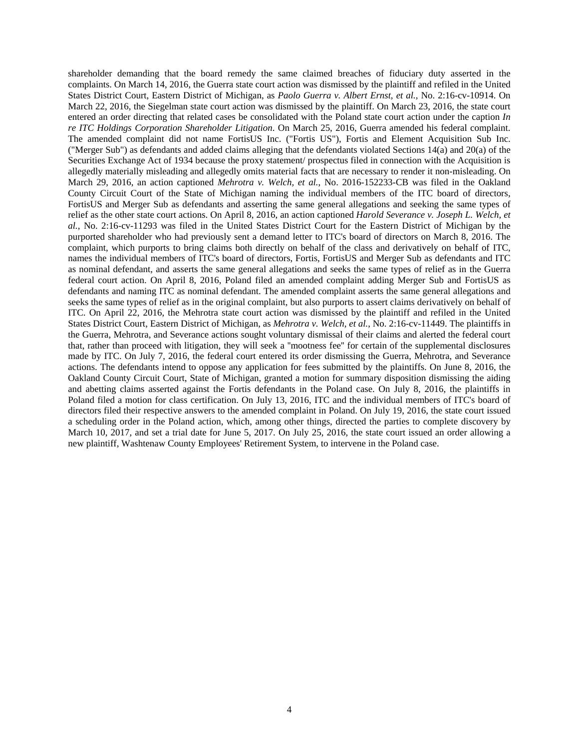shareholder demanding that the board remedy the same claimed breaches of fiduciary duty asserted in the complaints. On March 14, 2016, the Guerra state court action was dismissed by the plaintiff and refiled in the United States District Court, Eastern District of Michigan, as *Paolo Guerra v. Albert Ernst, et al.*, No. 2:16-cv-10914. On March 22, 2016, the Siegelman state court action was dismissed by the plaintiff. On March 23, 2016, the state court entered an order directing that related cases be consolidated with the Poland state court action under the caption *In re ITC Holdings Corporation Shareholder Litigation*. On March 25, 2016, Guerra amended his federal complaint. The amended complaint did not name FortisUS Inc. ("Fortis US"), Fortis and Element Acquisition Sub Inc. ("Merger Sub") as defendants and added claims alleging that the defendants violated Sections 14(a) and 20(a) of the Securities Exchange Act of 1934 because the proxy statement/ prospectus filed in connection with the Acquisition is allegedly materially misleading and allegedly omits material facts that are necessary to render it non-misleading. On March 29, 2016, an action captioned *Mehrotra v. Welch, et al.*, No. 2016-152233-CB was filed in the Oakland County Circuit Court of the State of Michigan naming the individual members of the ITC board of directors, FortisUS and Merger Sub as defendants and asserting the same general allegations and seeking the same types of relief as the other state court actions. On April 8, 2016, an action captioned *Harold Severance v. Joseph L. Welch, et al.*, No. 2:16-cv-11293 was filed in the United States District Court for the Eastern District of Michigan by the purported shareholder who had previously sent a demand letter to ITC's board of directors on March 8, 2016. The complaint, which purports to bring claims both directly on behalf of the class and derivatively on behalf of ITC, names the individual members of ITC's board of directors, Fortis, FortisUS and Merger Sub as defendants and ITC as nominal defendant, and asserts the same general allegations and seeks the same types of relief as in the Guerra federal court action. On April 8, 2016, Poland filed an amended complaint adding Merger Sub and FortisUS as defendants and naming ITC as nominal defendant. The amended complaint asserts the same general allegations and seeks the same types of relief as in the original complaint, but also purports to assert claims derivatively on behalf of ITC. On April 22, 2016, the Mehrotra state court action was dismissed by the plaintiff and refiled in the United States District Court, Eastern District of Michigan, as *Mehrotra v. Welch, et al.*, No. 2:16-cv-11449. The plaintiffs in the Guerra, Mehrotra, and Severance actions sought voluntary dismissal of their claims and alerted the federal court that, rather than proceed with litigation, they will seek a "mootness fee" for certain of the supplemental disclosures made by ITC. On July 7, 2016, the federal court entered its order dismissing the Guerra, Mehrotra, and Severance actions. The defendants intend to oppose any application for fees submitted by the plaintiffs. On June 8, 2016, the Oakland County Circuit Court, State of Michigan, granted a motion for summary disposition dismissing the aiding and abetting claims asserted against the Fortis defendants in the Poland case. On July 8, 2016, the plaintiffs in Poland filed a motion for class certification. On July 13, 2016, ITC and the individual members of ITC's board of directors filed their respective answers to the amended complaint in Poland. On July 19, 2016, the state court issued a scheduling order in the Poland action, which, among other things, directed the parties to complete discovery by March 10, 2017, and set a trial date for June 5, 2017. On July 25, 2016, the state court issued an order allowing a new plaintiff, Washtenaw County Employees' Retirement System, to intervene in the Poland case.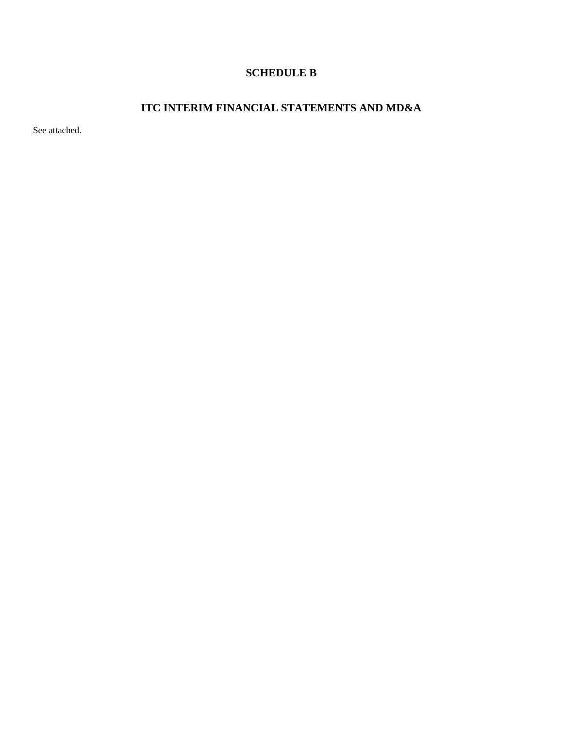# SCHEDULE B

## ITC INTERIM FINANCIAL STATEMENTS AND MD&A

See attached.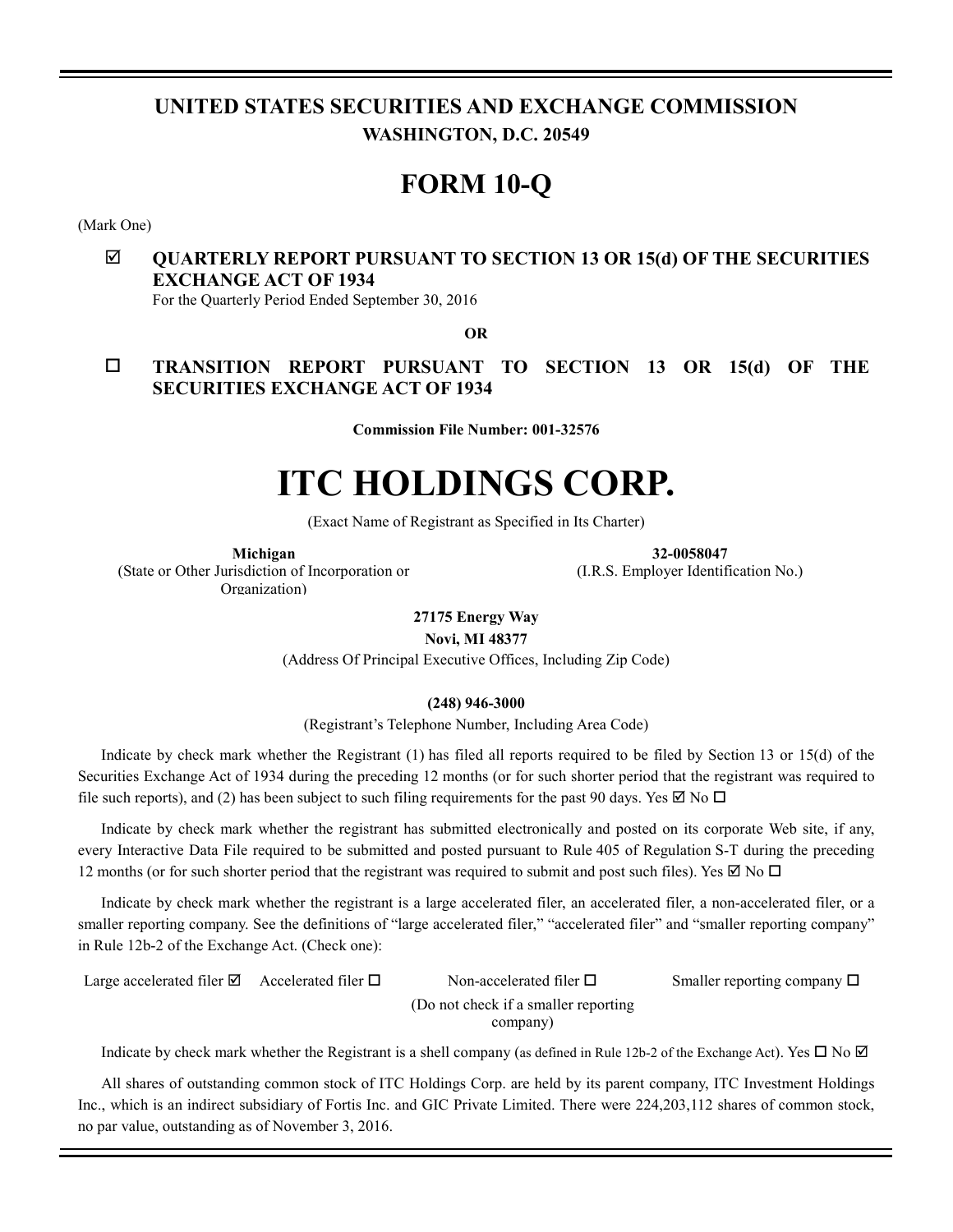# UNITED STATES SECURITIES AND EXCHANGE COMMISSION

**WASHINGTON, D.C. 20549**

# FORM 10-Q

(Mark One)

☑ **QUARTERLY REPORT PURSUANT TO SECTION 13 OR 15(d) OF THE SECURITIES EXCHANGE ACT OF 1934**
For the Quarterly Period Ended September 30, 2016

**OR**

☐ **TRANSITION REPORT PURSUANT TO SECTION 13 OR 15(d) OF THE SECURITIES EXCHANGE ACT OF 1934**

**Commission File Number: 001-32576**

# ITC HOLDINGS CORP.

(Exact Name of Registrant as Specified in Its Charter)

| **Michigan** | **32-0058047** |
|---|---|
| (State or Other Jurisdiction of Incorporation or Organization) | (I.R.S. Employer Identification No.) |

**27175 Energy Way**
**Novi, MI 48377**
(Address Of Principal Executive Offices, Including Zip Code)

**(248) 946-3000**
(Registrant's Telephone Number, Including Area Code)

Indicate by check mark whether the Registrant (1) has filed all reports required to be filed by Section 13 or 15(d) of the Securities Exchange Act of 1934 during the preceding 12 months (or for such shorter period that the registrant was required to file such reports), and (2) has been subject to such filing requirements for the past 90 days. Yes ☑ No ☐

Indicate by check mark whether the registrant has submitted electronically and posted on its corporate Web site, if any, every Interactive Data File required to be submitted and posted pursuant to Rule 405 of Regulation S-T during the preceding 12 months (or for such shorter period that the registrant was required to submit and post such files). Yes ☑ No ☐

Indicate by check mark whether the registrant is a large accelerated filer, an accelerated filer, a non-accelerated filer, or a smaller reporting company. See the definitions of "large accelerated filer," "accelerated filer" and "smaller reporting company" in Rule 12b-2 of the Exchange Act. (Check one):

| Large accelerated filer ☑ | Accelerated filer ☐ | Non-accelerated filer ☐ (Do not check if a smaller reporting company) | Smaller reporting company ☐ |
|---|---|---|---|

Indicate by check mark whether the Registrant is a shell company (as defined in Rule 12b-2 of the Exchange Act). Yes ☐ No ☑

All shares of outstanding common stock of ITC Holdings Corp. are held by its parent company, ITC Investment Holdings Inc., which is an indirect subsidiary of Fortis Inc. and GIC Private Limited. There were 224,203,112 shares of common stock, no par value, outstanding as of November 3, 2016.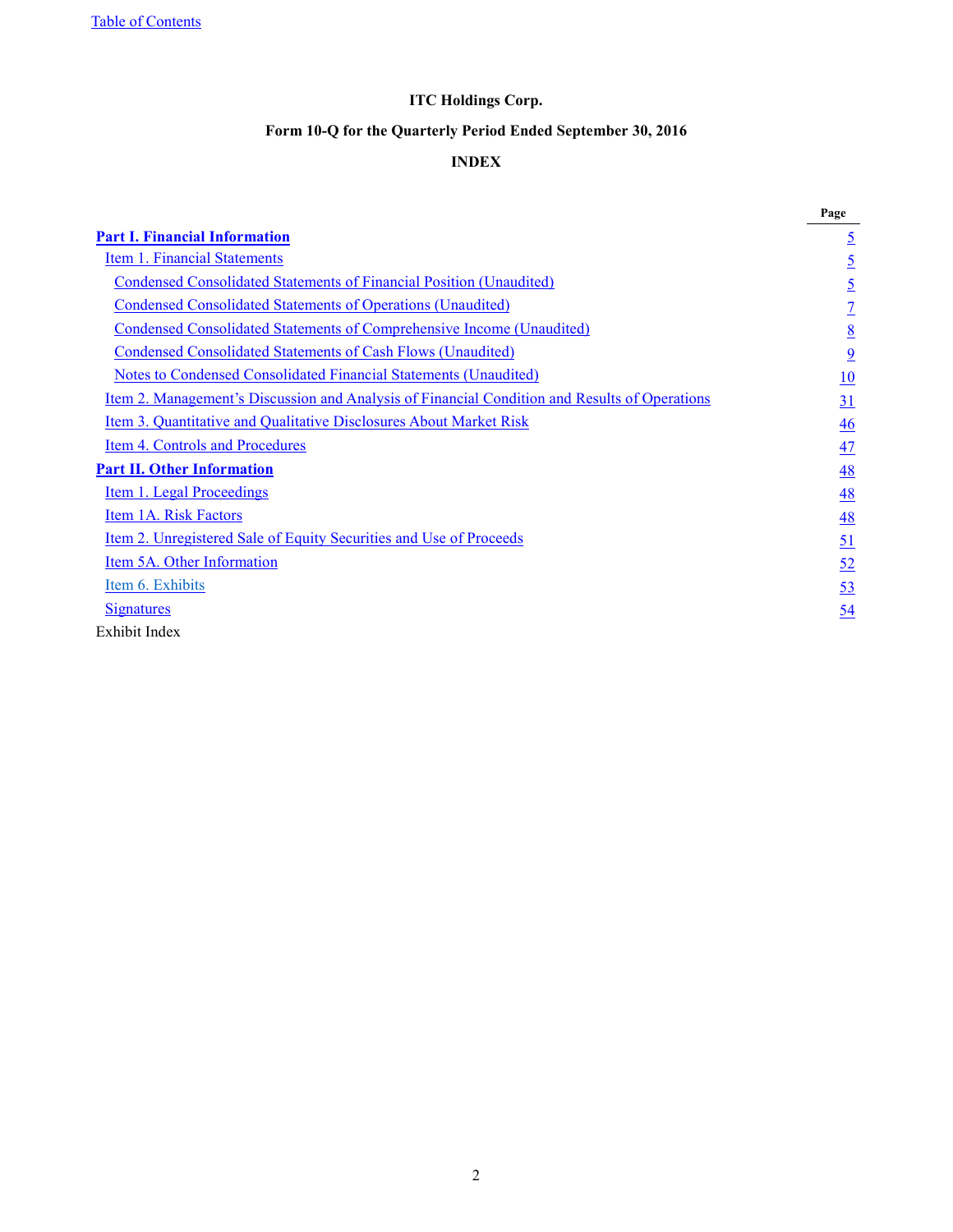# ITC Holdings Corp.

## Form 10-Q for the Quarterly Period Ended September 30, 2016

## INDEX

| | Page |
|---|---|
| **Part I. Financial Information** | 5 |
| Item 1. Financial Statements | 5 |
| Condensed Consolidated Statements of Financial Position (Unaudited) | 5 |
| Condensed Consolidated Statements of Operations (Unaudited) | 7 |
| Condensed Consolidated Statements of Comprehensive Income (Unaudited) | 8 |
| Condensed Consolidated Statements of Cash Flows (Unaudited) | 9 |
| Notes to Condensed Consolidated Financial Statements (Unaudited) | 10 |
| Item 2. Management's Discussion and Analysis of Financial Condition and Results of Operations | 31 |
| Item 3. Quantitative and Qualitative Disclosures About Market Risk | 46 |
| Item 4. Controls and Procedures | 47 |
| **Part II. Other Information** | 48 |
| Item 1. Legal Proceedings | 48 |
| Item 1A. Risk Factors | 48 |
| Item 2. Unregistered Sale of Equity Securities and Use of Proceeds | 51 |
| Item 5A. Other Information | 52 |
| Item 6. Exhibits | 53 |
| Signatures | 54 |
| Exhibit Index | |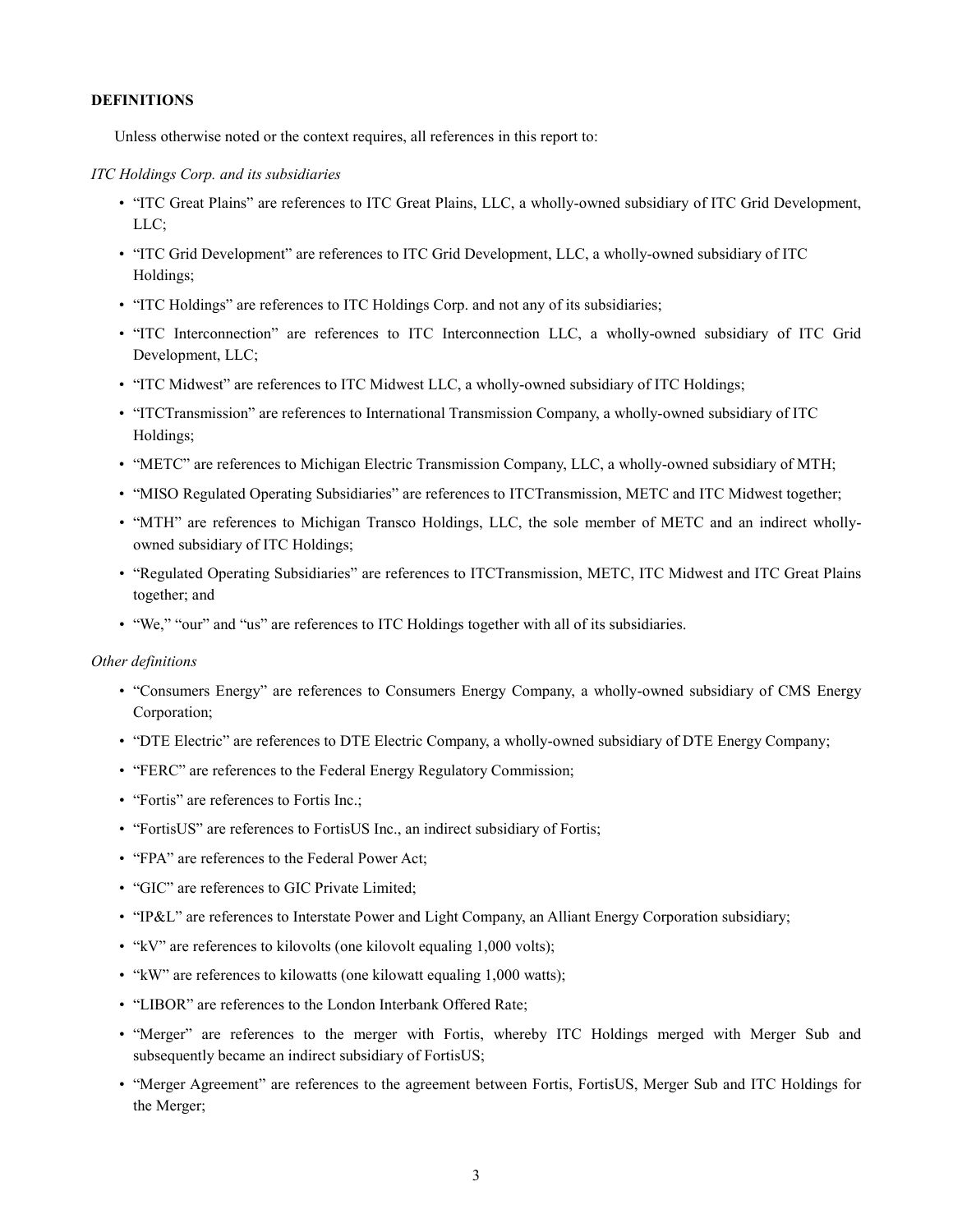**DEFINITIONS**

Unless otherwise noted or the context requires, all references in this report to:

*ITC Holdings Corp. and its subsidiaries*

- "ITC Great Plains" are references to ITC Great Plains, LLC, a wholly-owned subsidiary of ITC Grid Development, LLC;
- "ITC Grid Development" are references to ITC Grid Development, LLC, a wholly-owned subsidiary of ITC Holdings;
- "ITC Holdings" are references to ITC Holdings Corp. and not any of its subsidiaries;
- "ITC Interconnection" are references to ITC Interconnection LLC, a wholly-owned subsidiary of ITC Grid Development, LLC;
- "ITC Midwest" are references to ITC Midwest LLC, a wholly-owned subsidiary of ITC Holdings;
- "ITCTransmission" are references to International Transmission Company, a wholly-owned subsidiary of ITC Holdings;
- "METC" are references to Michigan Electric Transmission Company, LLC, a wholly-owned subsidiary of MTH;
- "MISO Regulated Operating Subsidiaries" are references to ITCTransmission, METC and ITC Midwest together;
- "MTH" are references to Michigan Transco Holdings, LLC, the sole member of METC and an indirect wholly-owned subsidiary of ITC Holdings;
- "Regulated Operating Subsidiaries" are references to ITCTransmission, METC, ITC Midwest and ITC Great Plains together; and
- "We," "our" and "us" are references to ITC Holdings together with all of its subsidiaries.

*Other definitions*

- "Consumers Energy" are references to Consumers Energy Company, a wholly-owned subsidiary of CMS Energy Corporation;
- "DTE Electric" are references to DTE Electric Company, a wholly-owned subsidiary of DTE Energy Company;
- "FERC" are references to the Federal Energy Regulatory Commission;
- "Fortis" are references to Fortis Inc.;
- "FortisUS" are references to FortisUS Inc., an indirect subsidiary of Fortis;
- "FPA" are references to the Federal Power Act;
- "GIC" are references to GIC Private Limited;
- "IP&L" are references to Interstate Power and Light Company, an Alliant Energy Corporation subsidiary;
- "kV" are references to kilovolts (one kilovolt equaling 1,000 volts);
- "kW" are references to kilowatts (one kilowatt equaling 1,000 watts);
- "LIBOR" are references to the London Interbank Offered Rate;
- "Merger" are references to the merger with Fortis, whereby ITC Holdings merged with Merger Sub and subsequently became an indirect subsidiary of FortisUS;
- "Merger Agreement" are references to the agreement between Fortis, FortisUS, Merger Sub and ITC Holdings for the Merger;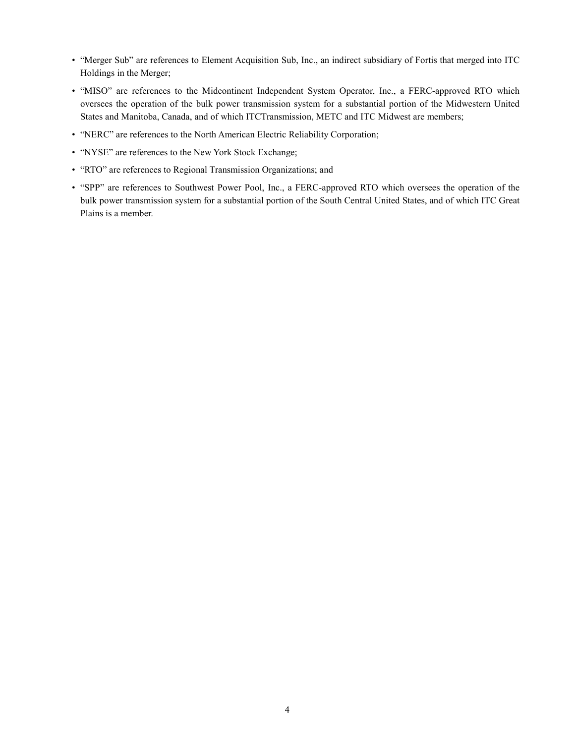- "Merger Sub" are references to Element Acquisition Sub, Inc., an indirect subsidiary of Fortis that merged into ITC Holdings in the Merger;
- "MISO" are references to the Midcontinent Independent System Operator, Inc., a FERC-approved RTO which oversees the operation of the bulk power transmission system for a substantial portion of the Midwestern United States and Manitoba, Canada, and of which ITCTransmission, METC and ITC Midwest are members;
- "NERC" are references to the North American Electric Reliability Corporation;
- "NYSE" are references to the New York Stock Exchange;
- "RTO" are references to Regional Transmission Organizations; and
- "SPP" are references to Southwest Power Pool, Inc., a FERC-approved RTO which oversees the operation of the bulk power transmission system for a substantial portion of the South Central United States, and of which ITC Great Plains is a member.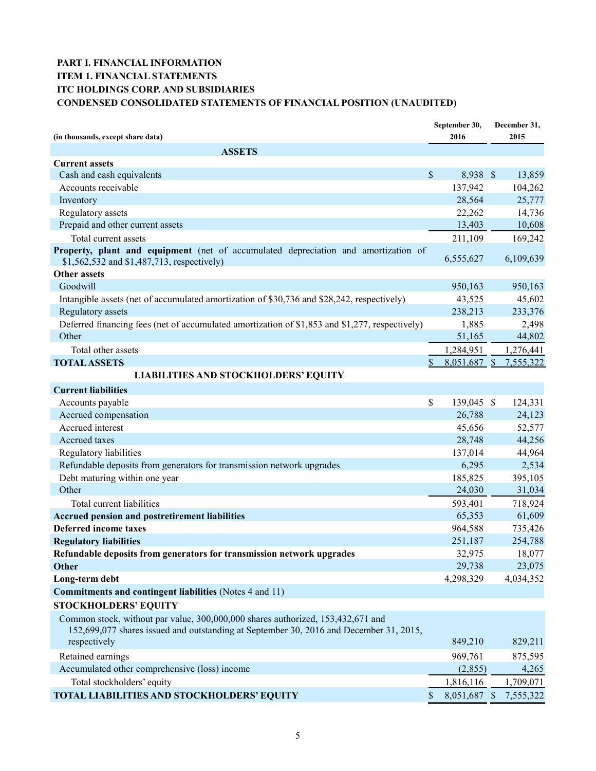**PART I. FINANCIAL INFORMATION**

**ITEM 1. FINANCIAL STATEMENTS**

**ITC HOLDINGS CORP. AND SUBSIDIARIES**

**CONDENSED CONSOLIDATED STATEMENTS OF FINANCIAL POSITION (UNAUDITED)**

| (in thousands, except share data) | September 30, 2016 | December 31, 2015 |
|---|---|---|
| **ASSETS** | | |
| **Current assets** | | |
| Cash and cash equivalents | $ 8,938 | $ 13,859 |
| Accounts receivable | 137,942 | 104,262 |
| Inventory | 28,564 | 25,777 |
| Regulatory assets | 22,262 | 14,736 |
| Prepaid and other current assets | 13,403 | 10,608 |
| Total current assets | 211,109 | 169,242 |
| **Property, plant and equipment** (net of accumulated depreciation and amortization of $1,562,532 and $1,487,713, respectively) | 6,555,627 | 6,109,639 |
| **Other assets** | | |
| Goodwill | 950,163 | 950,163 |
| Intangible assets (net of accumulated amortization of $30,736 and $28,242, respectively) | 43,525 | 45,602 |
| Regulatory assets | 238,213 | 233,376 |
| Deferred financing fees (net of accumulated amortization of $1,853 and $1,277, respectively) | 1,885 | 2,498 |
| Other | 51,165 | 44,802 |
| Total other assets | 1,284,951 | 1,276,441 |
| **TOTAL ASSETS** | $ 8,051,687 | $ 7,555,322 |
| **LIABILITIES AND STOCKHOLDERS' EQUITY** | | |
| **Current liabilities** | | |
| Accounts payable | $ 139,045 | $ 124,331 |
| Accrued compensation | 26,788 | 24,123 |
| Accrued interest | 45,656 | 52,577 |
| Accrued taxes | 28,748 | 44,256 |
| Regulatory liabilities | 137,014 | 44,964 |
| Refundable deposits from generators for transmission network upgrades | 6,295 | 2,534 |
| Debt maturing within one year | 185,825 | 395,105 |
| Other | 24,030 | 31,034 |
| Total current liabilities | 593,401 | 718,924 |
| **Accrued pension and postretirement liabilities** | 65,353 | 61,609 |
| **Deferred income taxes** | 964,588 | 735,426 |
| **Regulatory liabilities** | 251,187 | 254,788 |
| **Refundable deposits from generators for transmission network upgrades** | 32,975 | 18,077 |
| **Other** | 29,738 | 23,075 |
| **Long-term debt** | 4,298,329 | 4,034,352 |
| **Commitments and contingent liabilities** (Notes 4 and 11) | | |
| **STOCKHOLDERS' EQUITY** | | |
| Common stock, without par value, 300,000,000 shares authorized, 153,432,671 and 152,699,077 shares issued and outstanding at September 30, 2016 and December 31, 2015, respectively | 849,210 | 829,211 |
| Retained earnings | 969,761 | 875,595 |
| Accumulated other comprehensive (loss) income | (2,855) | 4,265 |
| Total stockholders' equity | 1,816,116 | 1,709,071 |
| **TOTAL LIABILITIES AND STOCKHOLDERS' EQUITY** | $ 8,051,687 | $ 7,555,322 |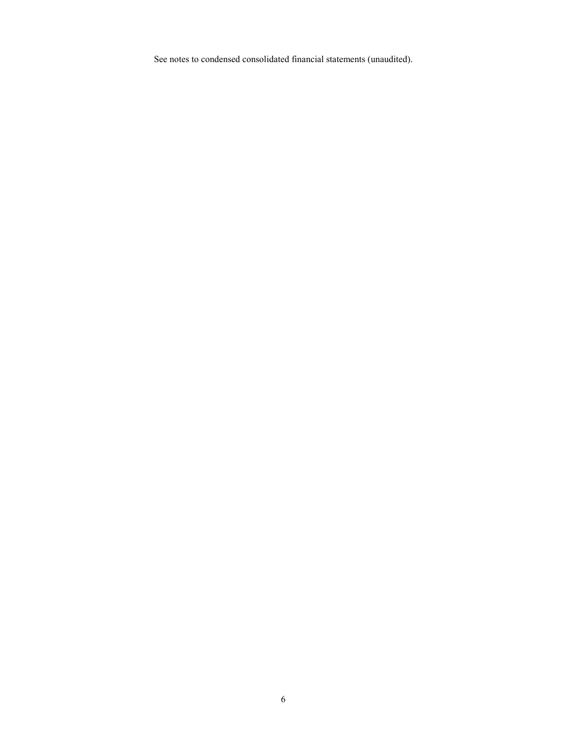See notes to condensed consolidated financial statements (unaudited).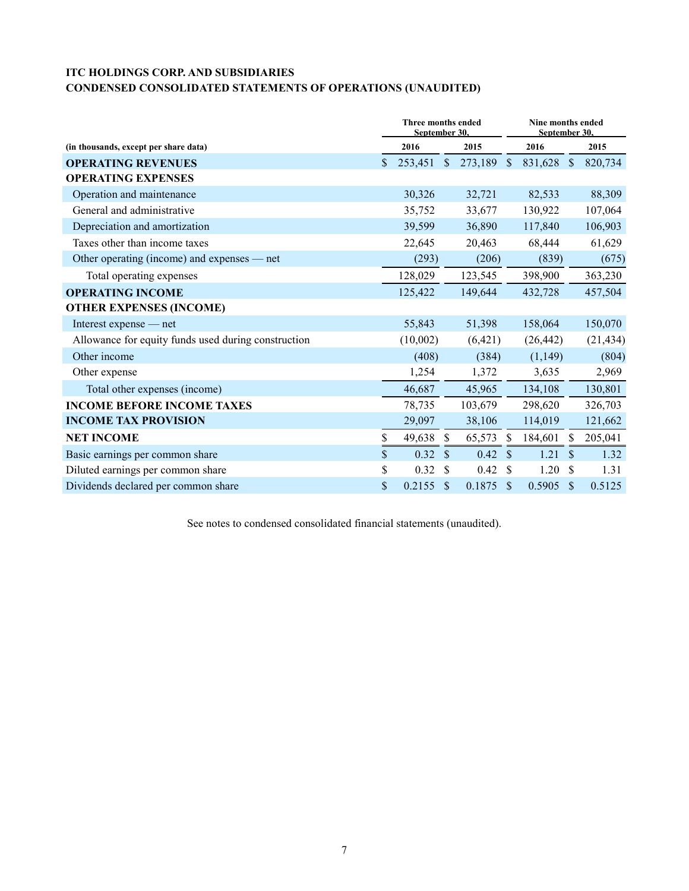**ITC HOLDINGS CORP. AND SUBSIDIARIES**
**CONDENSED CONSOLIDATED STATEMENTS OF OPERATIONS (UNAUDITED)**

| (in thousands, except per share data) | Three months ended September 30, 2016 | Three months ended September 30, 2015 | Nine months ended September 30, 2016 | Nine months ended September 30, 2015 |
|---|---|---|---|---|
| **OPERATING REVENUES** | $ 253,451 | $ 273,189 | $ 831,628 | $ 820,734 |
| **OPERATING EXPENSES** | | | | |
| Operation and maintenance | 30,326 | 32,721 | 82,533 | 88,309 |
| General and administrative | 35,752 | 33,677 | 130,922 | 107,064 |
| Depreciation and amortization | 39,599 | 36,890 | 117,840 | 106,903 |
| Taxes other than income taxes | 22,645 | 20,463 | 68,444 | 61,629 |
| Other operating (income) and expenses — net | (293) | (206) | (839) | (675) |
| Total operating expenses | 128,029 | 123,545 | 398,900 | 363,230 |
| **OPERATING INCOME** | 125,422 | 149,644 | 432,728 | 457,504 |
| **OTHER EXPENSES (INCOME)** | | | | |
| Interest expense — net | 55,843 | 51,398 | 158,064 | 150,070 |
| Allowance for equity funds used during construction | (10,002) | (6,421) | (26,442) | (21,434) |
| Other income | (408) | (384) | (1,149) | (804) |
| Other expense | 1,254 | 1,372 | 3,635 | 2,969 |
| Total other expenses (income) | 46,687 | 45,965 | 134,108 | 130,801 |
| **INCOME BEFORE INCOME TAXES** | 78,735 | 103,679 | 298,620 | 326,703 |
| **INCOME TAX PROVISION** | 29,097 | 38,106 | 114,019 | 121,662 |
| **NET INCOME** | $ 49,638 | $ 65,573 | $ 184,601 | $ 205,041 |
| Basic earnings per common share | $ 0.32 | $ 0.42 | $ 1.21 | $ 1.32 |
| Diluted earnings per common share | $ 0.32 | $ 0.42 | $ 1.20 | $ 1.31 |
| Dividends declared per common share | $ 0.2155 | $ 0.1875 | $ 0.5905 | $ 0.5125 |

See notes to condensed consolidated financial statements (unaudited).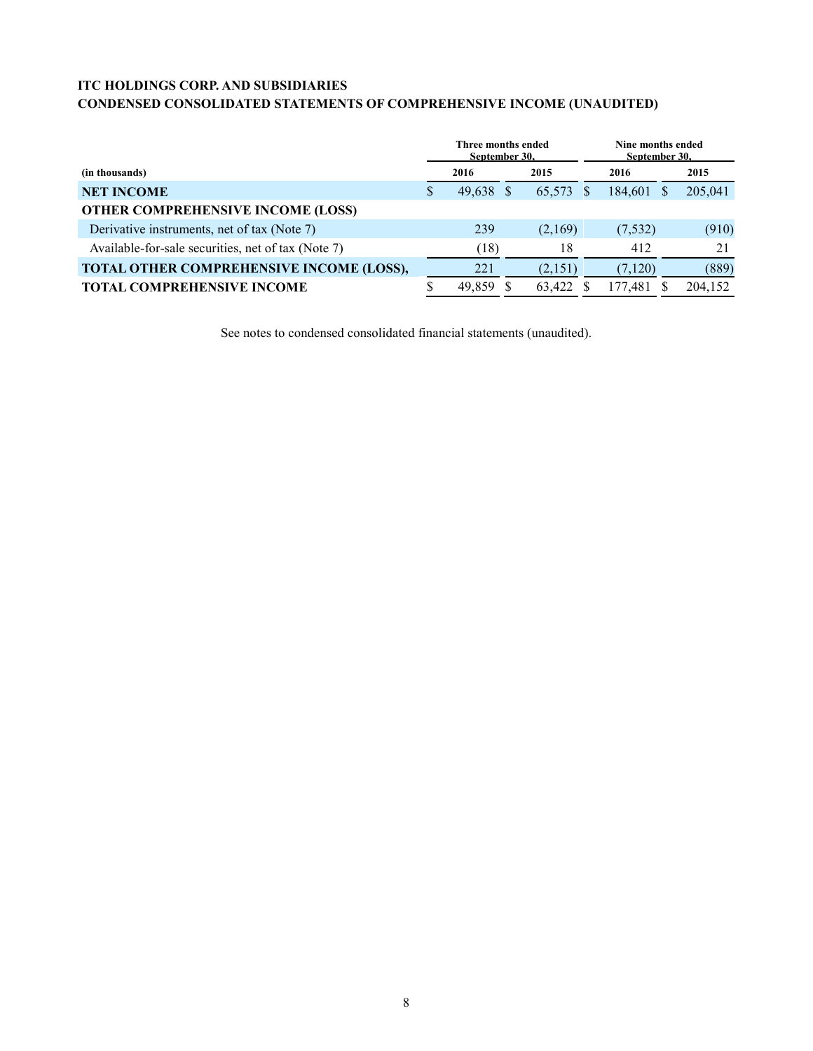**ITC HOLDINGS CORP. AND SUBSIDIARIES**
**CONDENSED CONSOLIDATED STATEMENTS OF COMPREHENSIVE INCOME (UNAUDITED)**

| | Three months ended September 30, | | Nine months ended September 30, | |
|---|---|---|---|---|
| **(in thousands)** | **2016** | **2015** | **2016** | **2015** |
| **NET INCOME** | $ 49,638 | $ 65,573 | $ 184,601 | $ 205,041 |
| **OTHER COMPREHENSIVE INCOME (LOSS)** | | | | |
| Derivative instruments, net of tax (Note 7) | 239 | (2,169) | (7,532) | (910) |
| Available-for-sale securities, net of tax (Note 7) | (18) | 18 | 412 | 21 |
| **TOTAL OTHER COMPREHENSIVE INCOME (LOSS),** | 221 | (2,151) | (7,120) | (889) |
| **TOTAL COMPREHENSIVE INCOME** | $ 49,859 | $ 63,422 | $ 177,481 | $ 204,152 |

See notes to condensed consolidated financial statements (unaudited).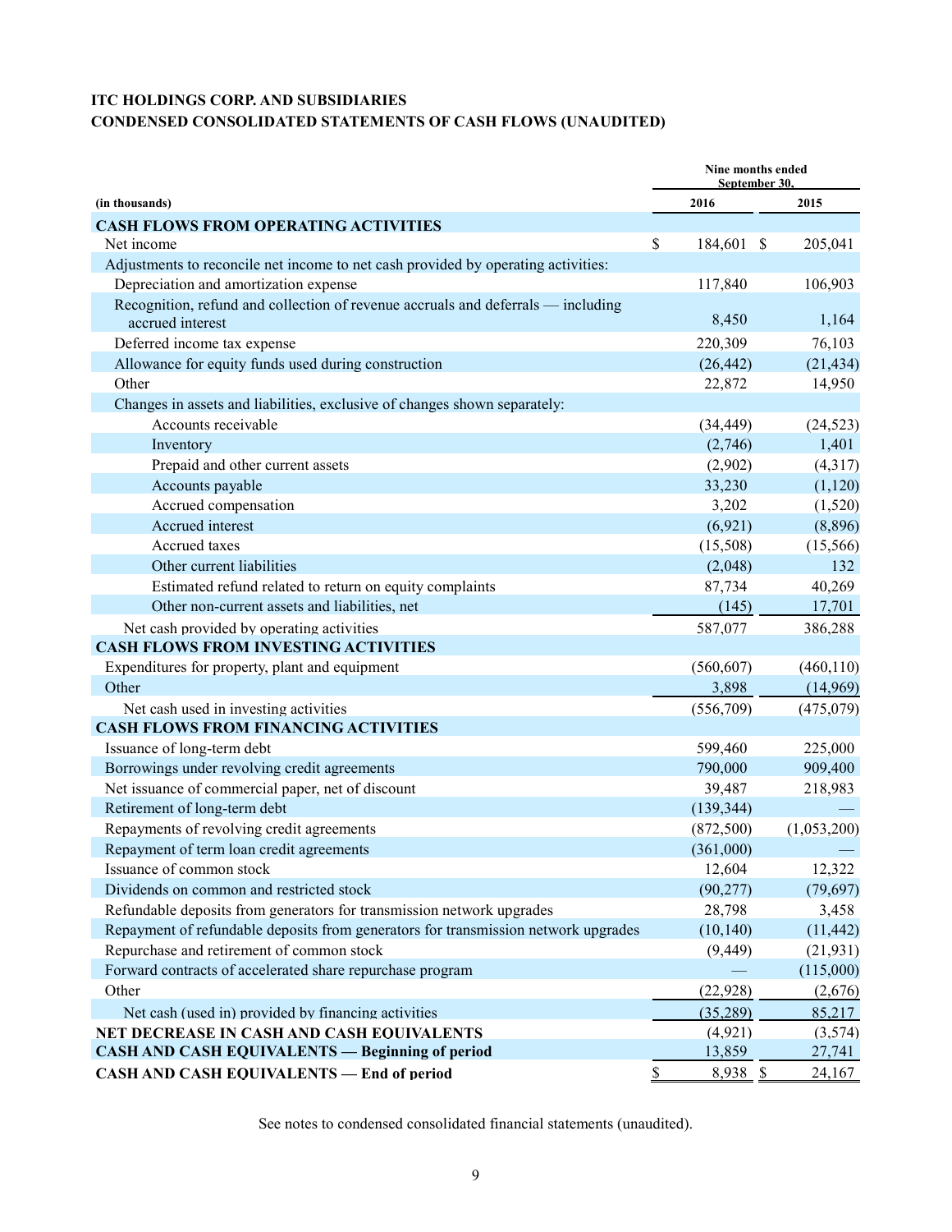**ITC HOLDINGS CORP. AND SUBSIDIARIES**
**CONDENSED CONSOLIDATED STATEMENTS OF CASH FLOWS (UNAUDITED)**

| (in thousands) | Nine months ended September 30, 2016 | Nine months ended September 30, 2015 |
|---|---|---|
| **CASH FLOWS FROM OPERATING ACTIVITIES** | | |
| Net income | $ 184,601 | $ 205,041 |
| Adjustments to reconcile net income to net cash provided by operating activities: | | |
| Depreciation and amortization expense | 117,840 | 106,903 |
| Recognition, refund and collection of revenue accruals and deferrals — including accrued interest | 8,450 | 1,164 |
| Deferred income tax expense | 220,309 | 76,103 |
| Allowance for equity funds used during construction | (26,442) | (21,434) |
| Other | 22,872 | 14,950 |
| Changes in assets and liabilities, exclusive of changes shown separately: | | |
| Accounts receivable | (34,449) | (24,523) |
| Inventory | (2,746) | 1,401 |
| Prepaid and other current assets | (2,902) | (4,317) |
| Accounts payable | 33,230 | (1,120) |
| Accrued compensation | 3,202 | (1,520) |
| Accrued interest | (6,921) | (8,896) |
| Accrued taxes | (15,508) | (15,566) |
| Other current liabilities | (2,048) | 132 |
| Estimated refund related to return on equity complaints | 87,734 | 40,269 |
| Other non-current assets and liabilities, net | (145) | 17,701 |
| Net cash provided by operating activities | 587,077 | 386,288 |
| **CASH FLOWS FROM INVESTING ACTIVITIES** | | |
| Expenditures for property, plant and equipment | (560,607) | (460,110) |
| Other | 3,898 | (14,969) |
| Net cash used in investing activities | (556,709) | (475,079) |
| **CASH FLOWS FROM FINANCING ACTIVITIES** | | |
| Issuance of long-term debt | 599,460 | 225,000 |
| Borrowings under revolving credit agreements | 790,000 | 909,400 |
| Net issuance of commercial paper, net of discount | 39,487 | 218,983 |
| Retirement of long-term debt | (139,344) | — |
| Repayments of revolving credit agreements | (872,500) | (1,053,200) |
| Repayment of term loan credit agreements | (361,000) | — |
| Issuance of common stock | 12,604 | 12,322 |
| Dividends on common and restricted stock | (90,277) | (79,697) |
| Refundable deposits from generators for transmission network upgrades | 28,798 | 3,458 |
| Repayment of refundable deposits from generators for transmission network upgrades | (10,140) | (11,442) |
| Repurchase and retirement of common stock | (9,449) | (21,931) |
| Forward contracts of accelerated share repurchase program | — | (115,000) |
| Other | (22,928) | (2,676) |
| Net cash (used in) provided by financing activities | (35,289) | 85,217 |
| **NET DECREASE IN CASH AND CASH EQUIVALENTS** | (4,921) | (3,574) |
| **CASH AND CASH EQUIVALENTS — Beginning of period** | 13,859 | 27,741 |
| **CASH AND CASH EQUIVALENTS — End of period** | $ 8,938 | $ 24,167 |

See notes to condensed consolidated financial statements (unaudited).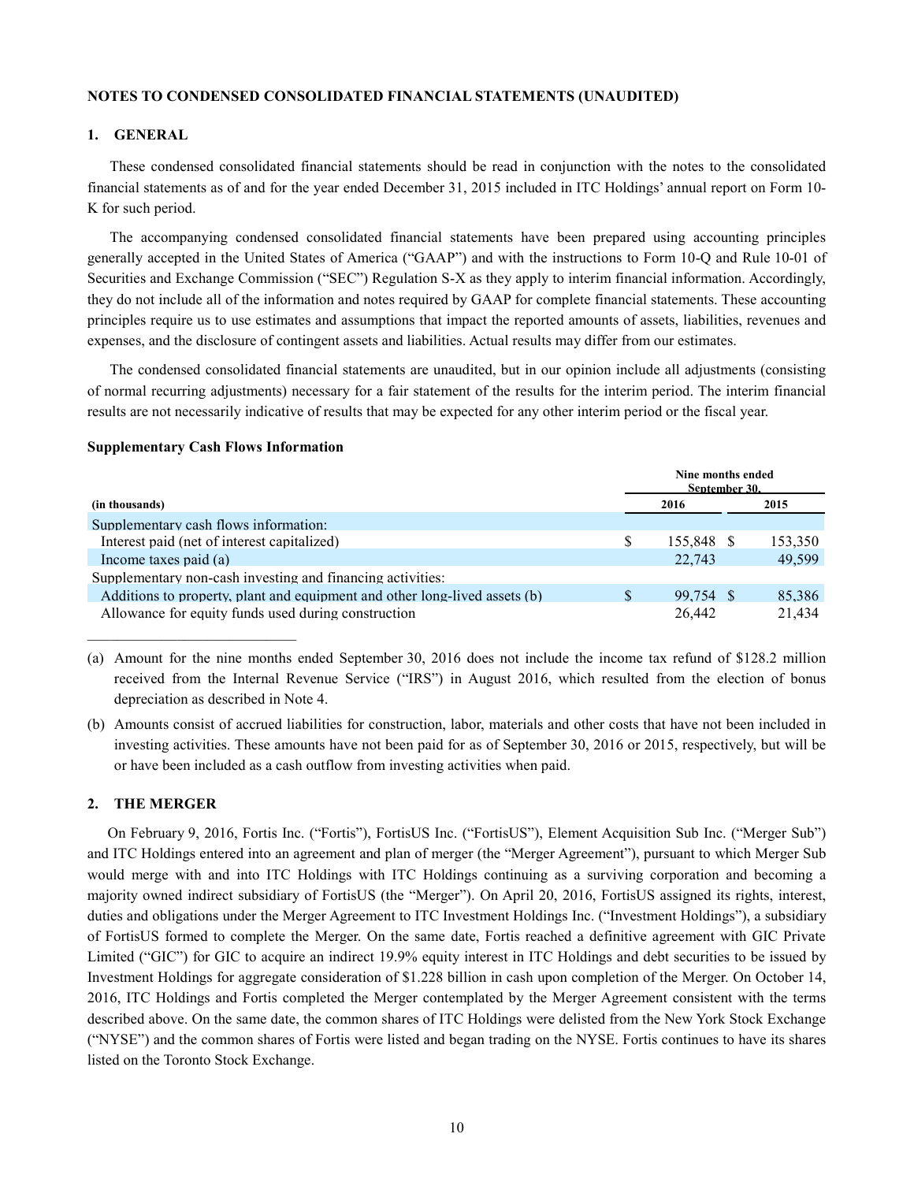## NOTES TO CONDENSED CONSOLIDATED FINANCIAL STATEMENTS (UNAUDITED)

### 1. GENERAL

These condensed consolidated financial statements should be read in conjunction with the notes to the consolidated financial statements as of and for the year ended December 31, 2015 included in ITC Holdings' annual report on Form 10-K for such period.

The accompanying condensed consolidated financial statements have been prepared using accounting principles generally accepted in the United States of America ("GAAP") and with the instructions to Form 10-Q and Rule 10-01 of Securities and Exchange Commission ("SEC") Regulation S-X as they apply to interim financial information. Accordingly, they do not include all of the information and notes required by GAAP for complete financial statements. These accounting principles require us to use estimates and assumptions that impact the reported amounts of assets, liabilities, revenues and expenses, and the disclosure of contingent assets and liabilities. Actual results may differ from our estimates.

The condensed consolidated financial statements are unaudited, but in our opinion include all adjustments (consisting of normal recurring adjustments) necessary for a fair statement of the results for the interim period. The interim financial results are not necessarily indicative of results that may be expected for any other interim period or the fiscal year.

**Supplementary Cash Flows Information**

| (in thousands) | Nine months ended September 30, 2016 | 2015 |
|---|---|---|
| Supplementary cash flows information: | | |
| Interest paid (net of interest capitalized) | $ 155,848 | $ 153,350 |
| Income taxes paid (a) | 22,743 | 49,599 |
| Supplementary non-cash investing and financing activities: | | |
| Additions to property, plant and equipment and other long-lived assets (b) | $ 99,754 | $ 85,386 |
| Allowance for equity funds used during construction | 26,442 | 21,434 |

(a) Amount for the nine months ended September 30, 2016 does not include the income tax refund of $128.2 million received from the Internal Revenue Service ("IRS") in August 2016, which resulted from the election of bonus depreciation as described in Note 4.

(b) Amounts consist of accrued liabilities for construction, labor, materials and other costs that have not been included in investing activities. These amounts have not been paid for as of September 30, 2016 or 2015, respectively, but will be or have been included as a cash outflow from investing activities when paid.

### 2. THE MERGER

On February 9, 2016, Fortis Inc. ("Fortis"), FortisUS Inc. ("FortisUS"), Element Acquisition Sub Inc. ("Merger Sub") and ITC Holdings entered into an agreement and plan of merger (the "Merger Agreement"), pursuant to which Merger Sub would merge with and into ITC Holdings with ITC Holdings continuing as a surviving corporation and becoming a majority owned indirect subsidiary of FortisUS (the "Merger"). On April 20, 2016, FortisUS assigned its rights, interest, duties and obligations under the Merger Agreement to ITC Investment Holdings Inc. ("Investment Holdings"), a subsidiary of FortisUS formed to complete the Merger. On the same date, Fortis reached a definitive agreement with GIC Private Limited ("GIC") for GIC to acquire an indirect 19.9% equity interest in ITC Holdings and debt securities to be issued by Investment Holdings for aggregate consideration of $1.228 billion in cash upon completion of the Merger. On October 14, 2016, ITC Holdings and Fortis completed the Merger contemplated by the Merger Agreement consistent with the terms described above. On the same date, the common shares of ITC Holdings were delisted from the New York Stock Exchange ("NYSE") and the common shares of Fortis were listed and began trading on the NYSE. Fortis continues to have its shares listed on the Toronto Stock Exchange.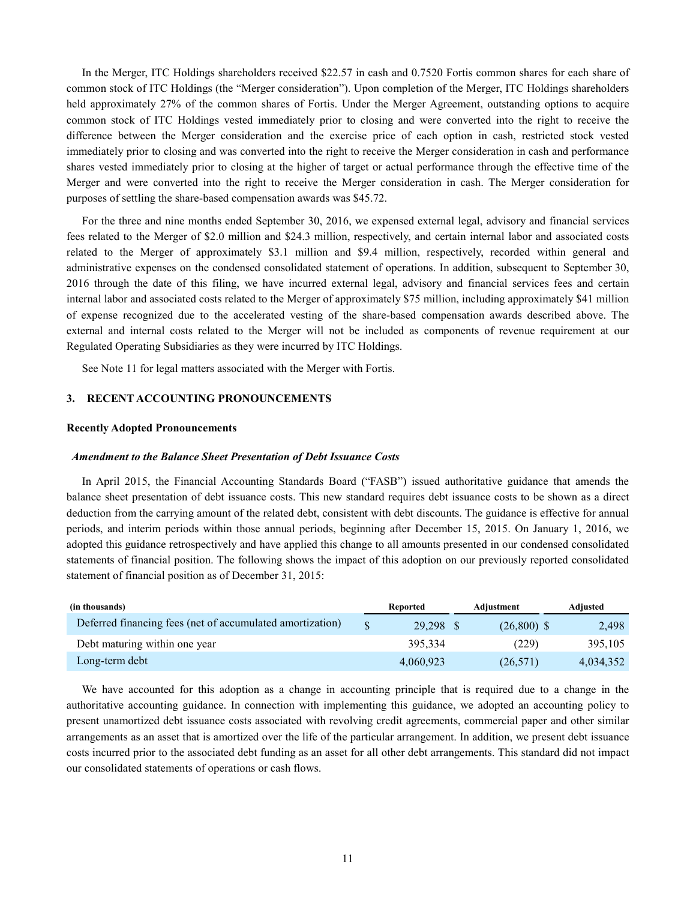In the Merger, ITC Holdings shareholders received $22.57 in cash and 0.7520 Fortis common shares for each share of common stock of ITC Holdings (the "Merger consideration"). Upon completion of the Merger, ITC Holdings shareholders held approximately 27% of the common shares of Fortis. Under the Merger Agreement, outstanding options to acquire common stock of ITC Holdings vested immediately prior to closing and were converted into the right to receive the difference between the Merger consideration and the exercise price of each option in cash, restricted stock vested immediately prior to closing and was converted into the right to receive the Merger consideration in cash and performance shares vested immediately prior to closing at the higher of target or actual performance through the effective time of the Merger and were converted into the right to receive the Merger consideration in cash. The Merger consideration for purposes of settling the share-based compensation awards was $45.72.

For the three and nine months ended September 30, 2016, we expensed external legal, advisory and financial services fees related to the Merger of $2.0 million and $24.3 million, respectively, and certain internal labor and associated costs related to the Merger of approximately $3.1 million and $9.4 million, respectively, recorded within general and administrative expenses on the condensed consolidated statement of operations. In addition, subsequent to September 30, 2016 through the date of this filing, we have incurred external legal, advisory and financial services fees and certain internal labor and associated costs related to the Merger of approximately $75 million, including approximately $41 million of expense recognized due to the accelerated vesting of the share-based compensation awards described above. The external and internal costs related to the Merger will not be included as components of revenue requirement at our Regulated Operating Subsidiaries as they were incurred by ITC Holdings.

See Note 11 for legal matters associated with the Merger with Fortis.

## 3. RECENT ACCOUNTING PRONOUNCEMENTS

### Recently Adopted Pronouncements

#### *Amendment to the Balance Sheet Presentation of Debt Issuance Costs*

In April 2015, the Financial Accounting Standards Board ("FASB") issued authoritative guidance that amends the balance sheet presentation of debt issuance costs. This new standard requires debt issuance costs to be shown as a direct deduction from the carrying amount of the related debt, consistent with debt discounts. The guidance is effective for annual periods, and interim periods within those annual periods, beginning after December 15, 2015. On January 1, 2016, we adopted this guidance retrospectively and have applied this change to all amounts presented in our condensed consolidated statements of financial position. The following shows the impact of this adoption on our previously reported consolidated statement of financial position as of December 31, 2015:

| (in thousands) | Reported | Adjustment | Adjusted |
|---|---|---|---|
| Deferred financing fees (net of accumulated amortization) | $ 29,298 | $ (26,800) | $ 2,498 |
| Debt maturing within one year | 395,334 | (229) | 395,105 |
| Long-term debt | 4,060,923 | (26,571) | 4,034,352 |

We have accounted for this adoption as a change in accounting principle that is required due to a change in the authoritative accounting guidance. In connection with implementing this guidance, we adopted an accounting policy to present unamortized debt issuance costs associated with revolving credit agreements, commercial paper and other similar arrangements as an asset that is amortized over the life of the particular arrangement. In addition, we present debt issuance costs incurred prior to the associated debt funding as an asset for all other debt arrangements. This standard did not impact our consolidated statements of operations or cash flows.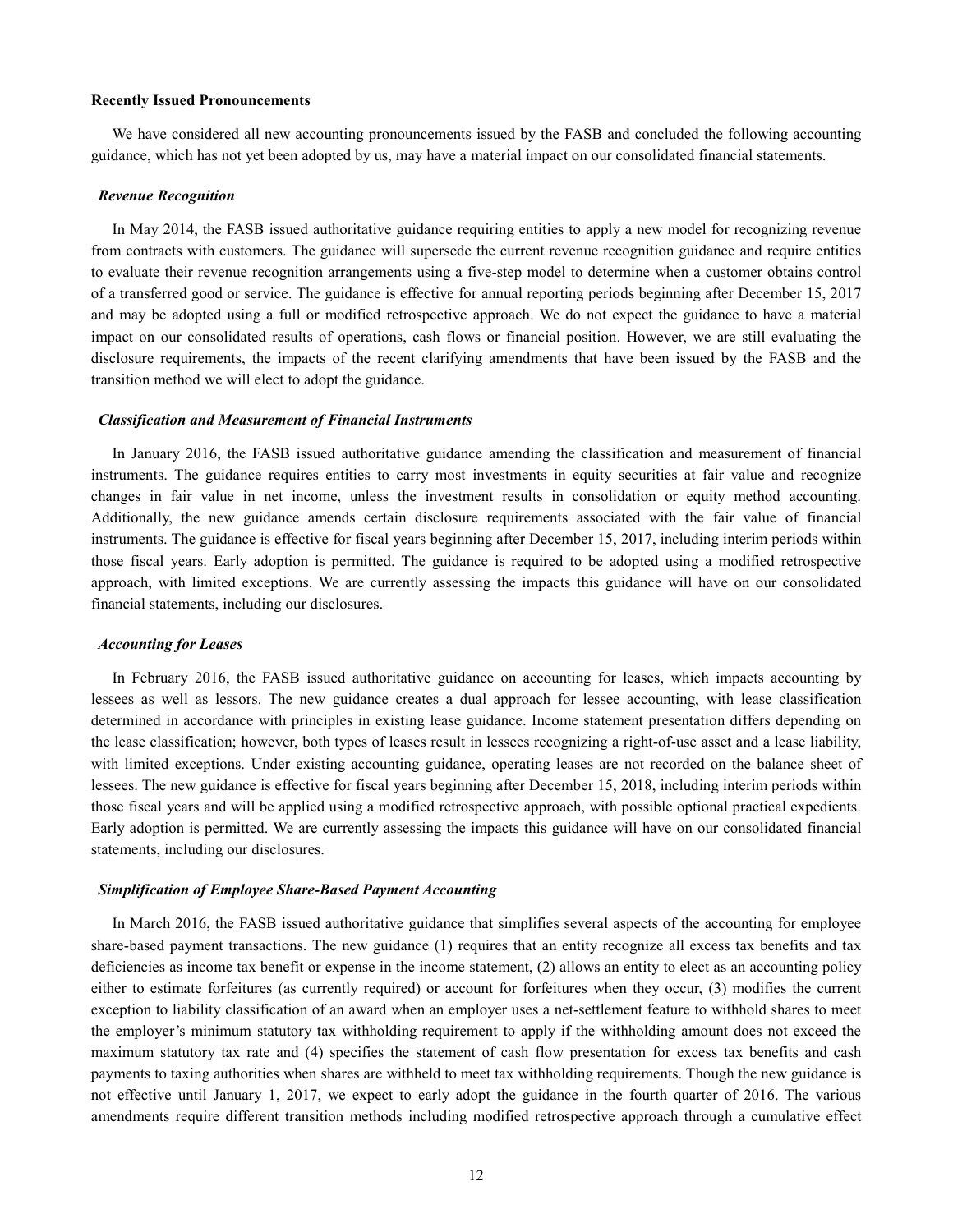**Recently Issued Pronouncements**

We have considered all new accounting pronouncements issued by the FASB and concluded the following accounting guidance, which has not yet been adopted by us, may have a material impact on our consolidated financial statements.

***Revenue Recognition***

In May 2014, the FASB issued authoritative guidance requiring entities to apply a new model for recognizing revenue from contracts with customers. The guidance will supersede the current revenue recognition guidance and require entities to evaluate their revenue recognition arrangements using a five-step model to determine when a customer obtains control of a transferred good or service. The guidance is effective for annual reporting periods beginning after December 15, 2017 and may be adopted using a full or modified retrospective approach. We do not expect the guidance to have a material impact on our consolidated results of operations, cash flows or financial position. However, we are still evaluating the disclosure requirements, the impacts of the recent clarifying amendments that have been issued by the FASB and the transition method we will elect to adopt the guidance.

***Classification and Measurement of Financial Instruments***

In January 2016, the FASB issued authoritative guidance amending the classification and measurement of financial instruments. The guidance requires entities to carry most investments in equity securities at fair value and recognize changes in fair value in net income, unless the investment results in consolidation or equity method accounting. Additionally, the new guidance amends certain disclosure requirements associated with the fair value of financial instruments. The guidance is effective for fiscal years beginning after December 15, 2017, including interim periods within those fiscal years. Early adoption is permitted. The guidance is required to be adopted using a modified retrospective approach, with limited exceptions. We are currently assessing the impacts this guidance will have on our consolidated financial statements, including our disclosures.

***Accounting for Leases***

In February 2016, the FASB issued authoritative guidance on accounting for leases, which impacts accounting by lessees as well as lessors. The new guidance creates a dual approach for lessee accounting, with lease classification determined in accordance with principles in existing lease guidance. Income statement presentation differs depending on the lease classification; however, both types of leases result in lessees recognizing a right-of-use asset and a lease liability, with limited exceptions. Under existing accounting guidance, operating leases are not recorded on the balance sheet of lessees. The new guidance is effective for fiscal years beginning after December 15, 2018, including interim periods within those fiscal years and will be applied using a modified retrospective approach, with possible optional practical expedients. Early adoption is permitted. We are currently assessing the impacts this guidance will have on our consolidated financial statements, including our disclosures.

***Simplification of Employee Share-Based Payment Accounting***

In March 2016, the FASB issued authoritative guidance that simplifies several aspects of the accounting for employee share-based payment transactions. The new guidance (1) requires that an entity recognize all excess tax benefits and tax deficiencies as income tax benefit or expense in the income statement, (2) allows an entity to elect as an accounting policy either to estimate forfeitures (as currently required) or account for forfeitures when they occur, (3) modifies the current exception to liability classification of an award when an employer uses a net-settlement feature to withhold shares to meet the employer's minimum statutory tax withholding requirement to apply if the withholding amount does not exceed the maximum statutory tax rate and (4) specifies the statement of cash flow presentation for excess tax benefits and cash payments to taxing authorities when shares are withheld to meet tax withholding requirements. Though the new guidance is not effective until January 1, 2017, we expect to early adopt the guidance in the fourth quarter of 2016. The various amendments require different transition methods including modified retrospective approach through a cumulative effect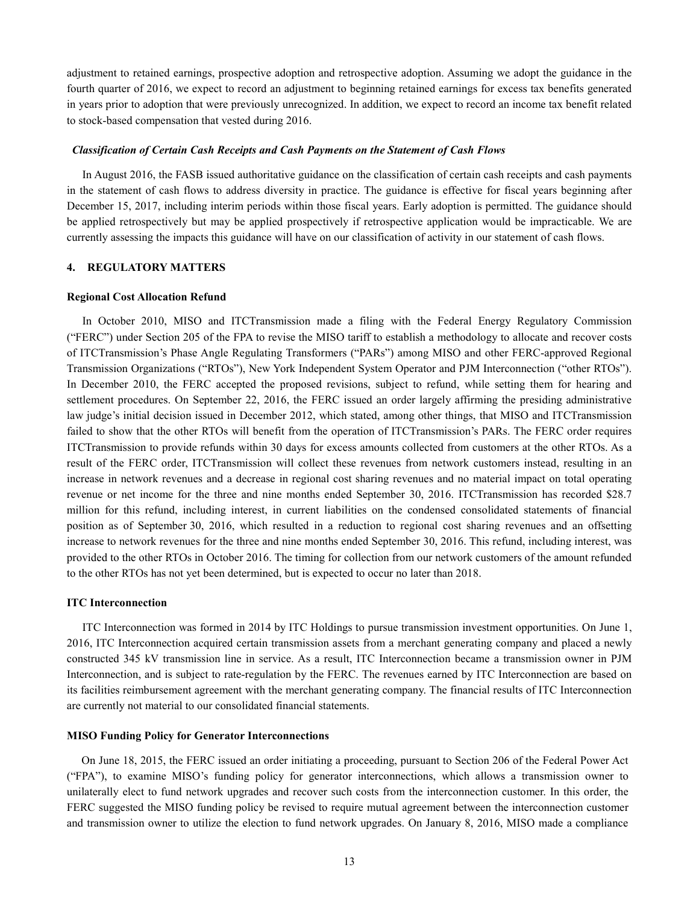adjustment to retained earnings, prospective adoption and retrospective adoption. Assuming we adopt the guidance in the fourth quarter of 2016, we expect to record an adjustment to beginning retained earnings for excess tax benefits generated in years prior to adoption that were previously unrecognized. In addition, we expect to record an income tax benefit related to stock-based compensation that vested during 2016.

***Classification of Certain Cash Receipts and Cash Payments on the Statement of Cash Flows***

In August 2016, the FASB issued authoritative guidance on the classification of certain cash receipts and cash payments in the statement of cash flows to address diversity in practice. The guidance is effective for fiscal years beginning after December 15, 2017, including interim periods within those fiscal years. Early adoption is permitted. The guidance should be applied retrospectively but may be applied prospectively if retrospective application would be impracticable. We are currently assessing the impacts this guidance will have on our classification of activity in our statement of cash flows.

## 4. REGULATORY MATTERS

**Regional Cost Allocation Refund**

In October 2010, MISO and ITCTransmission made a filing with the Federal Energy Regulatory Commission ("FERC") under Section 205 of the FPA to revise the MISO tariff to establish a methodology to allocate and recover costs of ITCTransmission's Phase Angle Regulating Transformers ("PARs") among MISO and other FERC-approved Regional Transmission Organizations ("RTOs"), New York Independent System Operator and PJM Interconnection ("other RTOs"). In December 2010, the FERC accepted the proposed revisions, subject to refund, while setting them for hearing and settlement procedures. On September 22, 2016, the FERC issued an order largely affirming the presiding administrative law judge's initial decision issued in December 2012, which stated, among other things, that MISO and ITCTransmission failed to show that the other RTOs will benefit from the operation of ITCTransmission's PARs. The FERC order requires ITCTransmission to provide refunds within 30 days for excess amounts collected from customers at the other RTOs. As a result of the FERC order, ITCTransmission will collect these revenues from network customers instead, resulting in an increase in network revenues and a decrease in regional cost sharing revenues and no material impact on total operating revenue or net income for the three and nine months ended September 30, 2016. ITCTransmission has recorded $28.7 million for this refund, including interest, in current liabilities on the condensed consolidated statements of financial position as of September 30, 2016, which resulted in a reduction to regional cost sharing revenues and an offsetting increase to network revenues for the three and nine months ended September 30, 2016. This refund, including interest, was provided to the other RTOs in October 2016. The timing for collection from our network customers of the amount refunded to the other RTOs has not yet been determined, but is expected to occur no later than 2018.

**ITC Interconnection**

ITC Interconnection was formed in 2014 by ITC Holdings to pursue transmission investment opportunities. On June 1, 2016, ITC Interconnection acquired certain transmission assets from a merchant generating company and placed a newly constructed 345 kV transmission line in service. As a result, ITC Interconnection became a transmission owner in PJM Interconnection, and is subject to rate-regulation by the FERC. The revenues earned by ITC Interconnection are based on its facilities reimbursement agreement with the merchant generating company. The financial results of ITC Interconnection are currently not material to our consolidated financial statements.

**MISO Funding Policy for Generator Interconnections**

On June 18, 2015, the FERC issued an order initiating a proceeding, pursuant to Section 206 of the Federal Power Act ("FPA"), to examine MISO's funding policy for generator interconnections, which allows a transmission owner to unilaterally elect to fund network upgrades and recover such costs from the interconnection customer. In this order, the FERC suggested the MISO funding policy be revised to require mutual agreement between the interconnection customer and transmission owner to utilize the election to fund network upgrades. On January 8, 2016, MISO made a compliance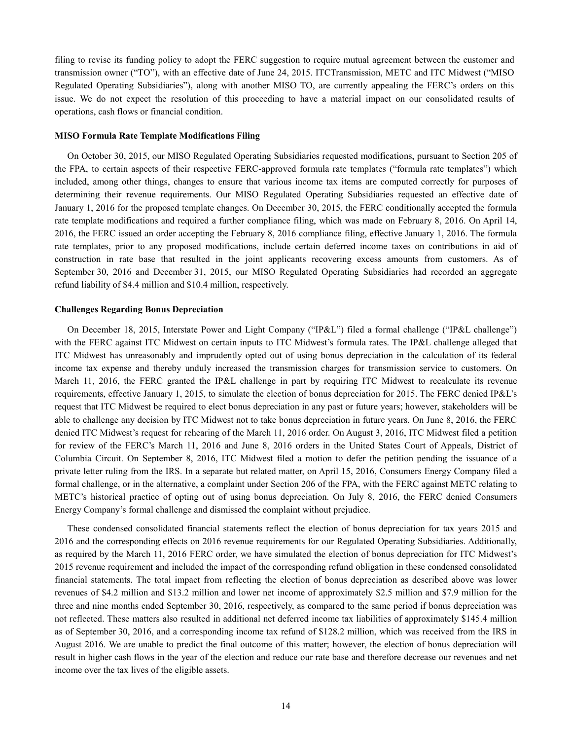filing to revise its funding policy to adopt the FERC suggestion to require mutual agreement between the customer and transmission owner ("TO"), with an effective date of June 24, 2015. ITCTransmission, METC and ITC Midwest ("MISO Regulated Operating Subsidiaries"), along with another MISO TO, are currently appealing the FERC's orders on this issue. We do not expect the resolution of this proceeding to have a material impact on our consolidated results of operations, cash flows or financial condition.

**MISO Formula Rate Template Modifications Filing**

On October 30, 2015, our MISO Regulated Operating Subsidiaries requested modifications, pursuant to Section 205 of the FPA, to certain aspects of their respective FERC-approved formula rate templates ("formula rate templates") which included, among other things, changes to ensure that various income tax items are computed correctly for purposes of determining their revenue requirements. Our MISO Regulated Operating Subsidiaries requested an effective date of January 1, 2016 for the proposed template changes. On December 30, 2015, the FERC conditionally accepted the formula rate template modifications and required a further compliance filing, which was made on February 8, 2016. On April 14, 2016, the FERC issued an order accepting the February 8, 2016 compliance filing, effective January 1, 2016. The formula rate templates, prior to any proposed modifications, include certain deferred income taxes on contributions in aid of construction in rate base that resulted in the joint applicants recovering excess amounts from customers. As of September 30, 2016 and December 31, 2015, our MISO Regulated Operating Subsidiaries had recorded an aggregate refund liability of $4.4 million and $10.4 million, respectively.

**Challenges Regarding Bonus Depreciation**

On December 18, 2015, Interstate Power and Light Company ("IP&L") filed a formal challenge ("IP&L challenge") with the FERC against ITC Midwest on certain inputs to ITC Midwest's formula rates. The IP&L challenge alleged that ITC Midwest has unreasonably and imprudently opted out of using bonus depreciation in the calculation of its federal income tax expense and thereby unduly increased the transmission charges for transmission service to customers. On March 11, 2016, the FERC granted the IP&L challenge in part by requiring ITC Midwest to recalculate its revenue requirements, effective January 1, 2015, to simulate the election of bonus depreciation for 2015. The FERC denied IP&L's request that ITC Midwest be required to elect bonus depreciation in any past or future years; however, stakeholders will be able to challenge any decision by ITC Midwest not to take bonus depreciation in future years. On June 8, 2016, the FERC denied ITC Midwest's request for rehearing of the March 11, 2016 order. On August 3, 2016, ITC Midwest filed a petition for review of the FERC's March 11, 2016 and June 8, 2016 orders in the United States Court of Appeals, District of Columbia Circuit. On September 8, 2016, ITC Midwest filed a motion to defer the petition pending the issuance of a private letter ruling from the IRS. In a separate but related matter, on April 15, 2016, Consumers Energy Company filed a formal challenge, or in the alternative, a complaint under Section 206 of the FPA, with the FERC against METC relating to METC's historical practice of opting out of using bonus depreciation. On July 8, 2016, the FERC denied Consumers Energy Company's formal challenge and dismissed the complaint without prejudice.

These condensed consolidated financial statements reflect the election of bonus depreciation for tax years 2015 and 2016 and the corresponding effects on 2016 revenue requirements for our Regulated Operating Subsidiaries. Additionally, as required by the March 11, 2016 FERC order, we have simulated the election of bonus depreciation for ITC Midwest's 2015 revenue requirement and included the impact of the corresponding refund obligation in these condensed consolidated financial statements. The total impact from reflecting the election of bonus depreciation as described above was lower revenues of $4.2 million and $13.2 million and lower net income of approximately $2.5 million and $7.9 million for the three and nine months ended September 30, 2016, respectively, as compared to the same period if bonus depreciation was not reflected. These matters also resulted in additional net deferred income tax liabilities of approximately $145.4 million as of September 30, 2016, and a corresponding income tax refund of $128.2 million, which was received from the IRS in August 2016. We are unable to predict the final outcome of this matter; however, the election of bonus depreciation will result in higher cash flows in the year of the election and reduce our rate base and therefore decrease our revenues and net income over the tax lives of the eligible assets.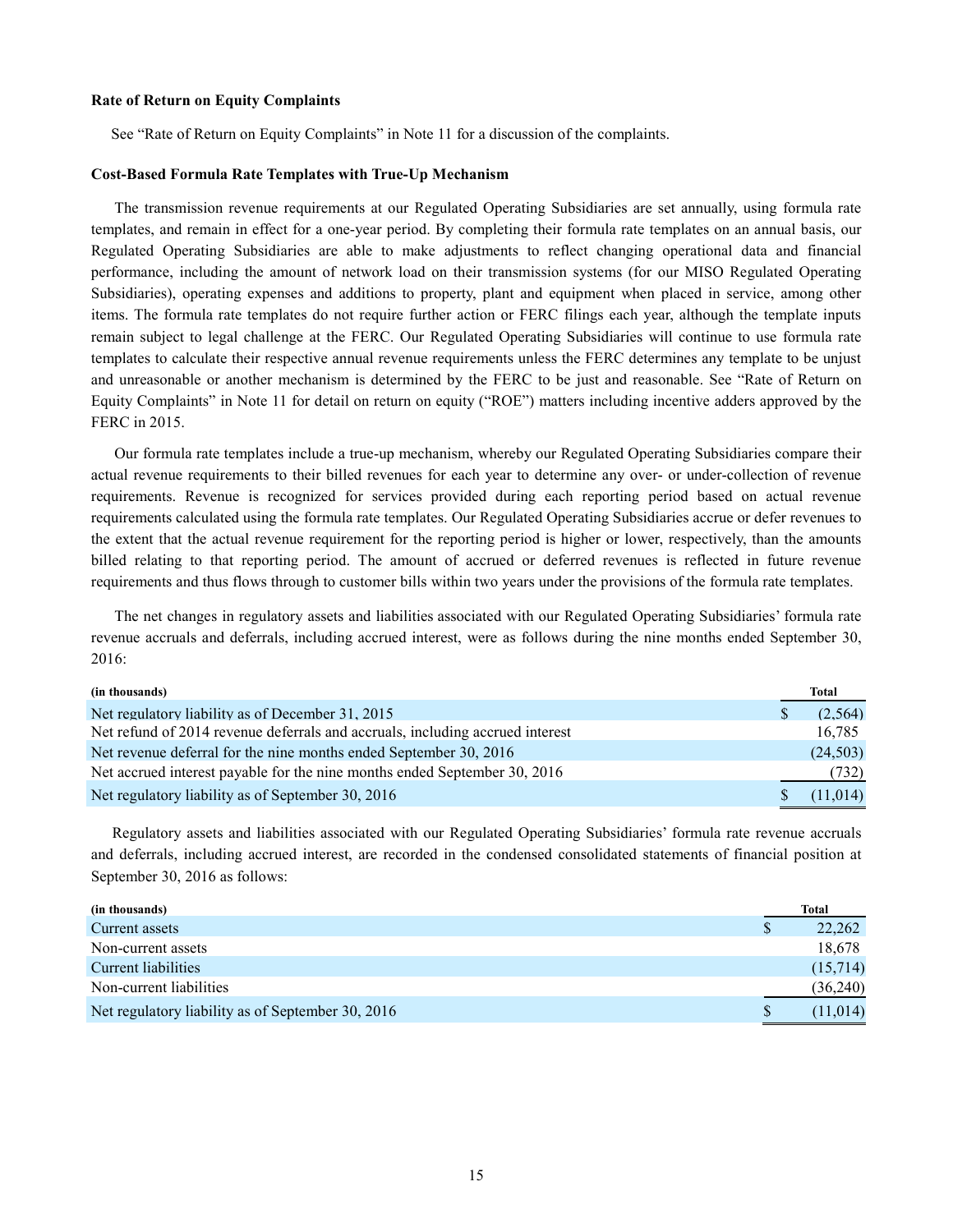**Rate of Return on Equity Complaints**

See "Rate of Return on Equity Complaints" in Note 11 for a discussion of the complaints.

**Cost-Based Formula Rate Templates with True-Up Mechanism**

The transmission revenue requirements at our Regulated Operating Subsidiaries are set annually, using formula rate templates, and remain in effect for a one-year period. By completing their formula rate templates on an annual basis, our Regulated Operating Subsidiaries are able to make adjustments to reflect changing operational data and financial performance, including the amount of network load on their transmission systems (for our MISO Regulated Operating Subsidiaries), operating expenses and additions to property, plant and equipment when placed in service, among other items. The formula rate templates do not require further action or FERC filings each year, although the template inputs remain subject to legal challenge at the FERC. Our Regulated Operating Subsidiaries will continue to use formula rate templates to calculate their respective annual revenue requirements unless the FERC determines any template to be unjust and unreasonable or another mechanism is determined by the FERC to be just and reasonable. See "Rate of Return on Equity Complaints" in Note 11 for detail on return on equity ("ROE") matters including incentive adders approved by the FERC in 2015.

Our formula rate templates include a true-up mechanism, whereby our Regulated Operating Subsidiaries compare their actual revenue requirements to their billed revenues for each year to determine any over- or under-collection of revenue requirements. Revenue is recognized for services provided during each reporting period based on actual revenue requirements calculated using the formula rate templates. Our Regulated Operating Subsidiaries accrue or defer revenues to the extent that the actual revenue requirement for the reporting period is higher or lower, respectively, than the amounts billed relating to that reporting period. The amount of accrued or deferred revenues is reflected in future revenue requirements and thus flows through to customer bills within two years under the provisions of the formula rate templates.

The net changes in regulatory assets and liabilities associated with our Regulated Operating Subsidiaries' formula rate revenue accruals and deferrals, including accrued interest, were as follows during the nine months ended September 30, 2016:

| (in thousands) | Total |
|---|---|
| Net regulatory liability as of December 31, 2015 | $ (2,564) |
| Net refund of 2014 revenue deferrals and accruals, including accrued interest | 16,785 |
| Net revenue deferral for the nine months ended September 30, 2016 | (24,503) |
| Net accrued interest payable for the nine months ended September 30, 2016 | (732) |
| Net regulatory liability as of September 30, 2016 | $ (11,014) |

Regulatory assets and liabilities associated with our Regulated Operating Subsidiaries' formula rate revenue accruals and deferrals, including accrued interest, are recorded in the condensed consolidated statements of financial position at September 30, 2016 as follows:

| (in thousands) | Total |
|---|---|
| Current assets | $ 22,262 |
| Non-current assets | 18,678 |
| Current liabilities | (15,714) |
| Non-current liabilities | (36,240) |
| Net regulatory liability as of September 30, 2016 | $ (11,014) |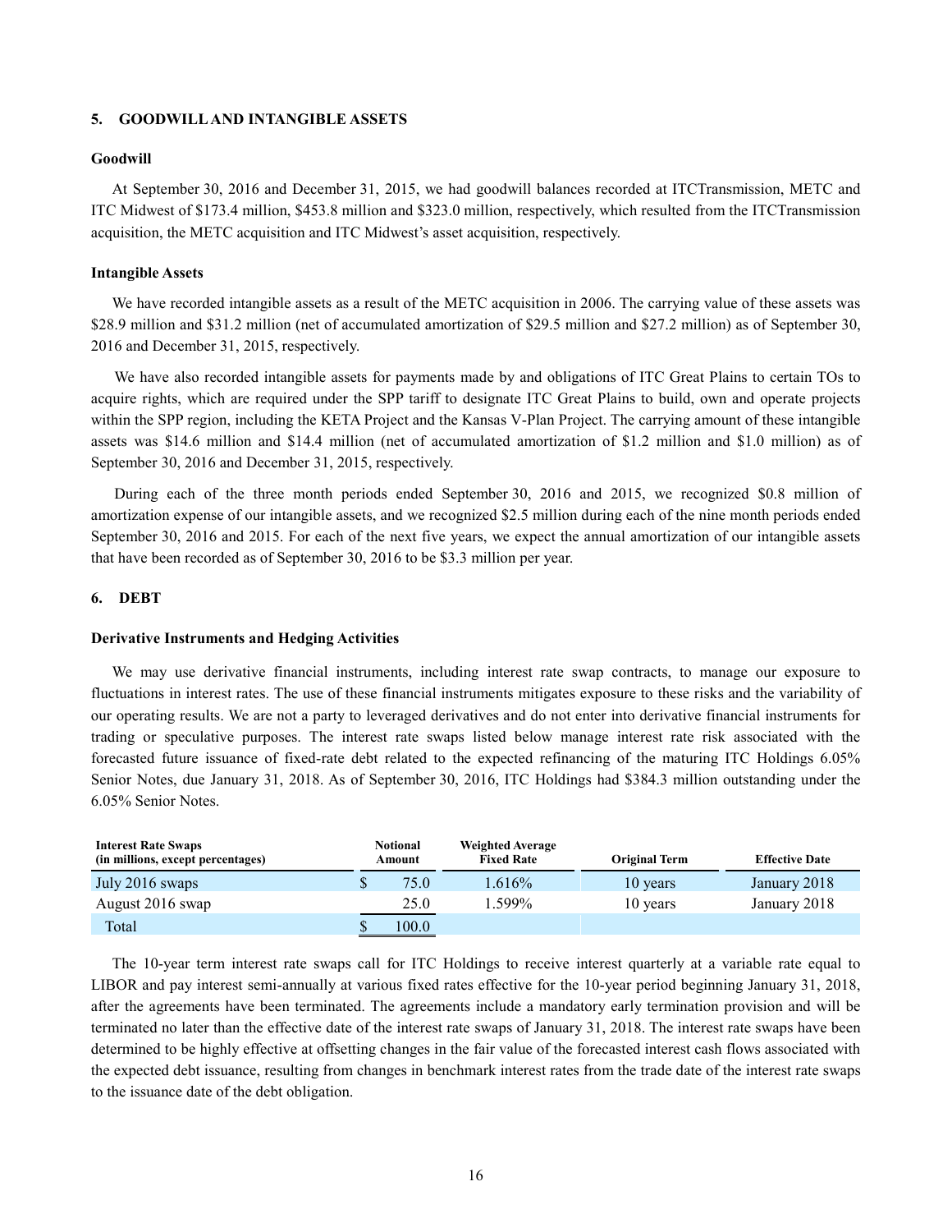## 5. GOODWILL AND INTANGIBLE ASSETS

### Goodwill

At September 30, 2016 and December 31, 2015, we had goodwill balances recorded at ITCTransmission, METC and ITC Midwest of $173.4 million, $453.8 million and $323.0 million, respectively, which resulted from the ITCTransmission acquisition, the METC acquisition and ITC Midwest's asset acquisition, respectively.

### Intangible Assets

We have recorded intangible assets as a result of the METC acquisition in 2006. The carrying value of these assets was $28.9 million and $31.2 million (net of accumulated amortization of $29.5 million and $27.2 million) as of September 30, 2016 and December 31, 2015, respectively.

We have also recorded intangible assets for payments made by and obligations of ITC Great Plains to certain TOs to acquire rights, which are required under the SPP tariff to designate ITC Great Plains to build, own and operate projects within the SPP region, including the KETA Project and the Kansas V-Plan Project. The carrying amount of these intangible assets was $14.6 million and $14.4 million (net of accumulated amortization of $1.2 million and $1.0 million) as of September 30, 2016 and December 31, 2015, respectively.

During each of the three month periods ended September 30, 2016 and 2015, we recognized $0.8 million of amortization expense of our intangible assets, and we recognized $2.5 million during each of the nine month periods ended September 30, 2016 and 2015. For each of the next five years, we expect the annual amortization of our intangible assets that have been recorded as of September 30, 2016 to be $3.3 million per year.

## 6. DEBT

### Derivative Instruments and Hedging Activities

We may use derivative financial instruments, including interest rate swap contracts, to manage our exposure to fluctuations in interest rates. The use of these financial instruments mitigates exposure to these risks and the variability of our operating results. We are not a party to leveraged derivatives and do not enter into derivative financial instruments for trading or speculative purposes. The interest rate swaps listed below manage interest rate risk associated with the forecasted future issuance of fixed-rate debt related to the expected refinancing of the maturing ITC Holdings 6.05% Senior Notes, due January 31, 2018. As of September 30, 2016, ITC Holdings had $384.3 million outstanding under the 6.05% Senior Notes.

| Interest Rate Swaps (in millions, except percentages) | Notional Amount | Weighted Average Fixed Rate | Original Term | Effective Date |
|---|---|---|---|---|
| July 2016 swaps | $ 75.0 | 1.616% | 10 years | January 2018 |
| August 2016 swap | 25.0 | 1.599% | 10 years | January 2018 |
| Total | $ 100.0 | | | |

The 10-year term interest rate swaps call for ITC Holdings to receive interest quarterly at a variable rate equal to LIBOR and pay interest semi-annually at various fixed rates effective for the 10-year period beginning January 31, 2018, after the agreements have been terminated. The agreements include a mandatory early termination provision and will be terminated no later than the effective date of the interest rate swaps of January 31, 2018. The interest rate swaps have been determined to be highly effective at offsetting changes in the fair value of the forecasted interest cash flows associated with the expected debt issuance, resulting from changes in benchmark interest rates from the trade date of the interest rate swaps to the issuance date of the debt obligation.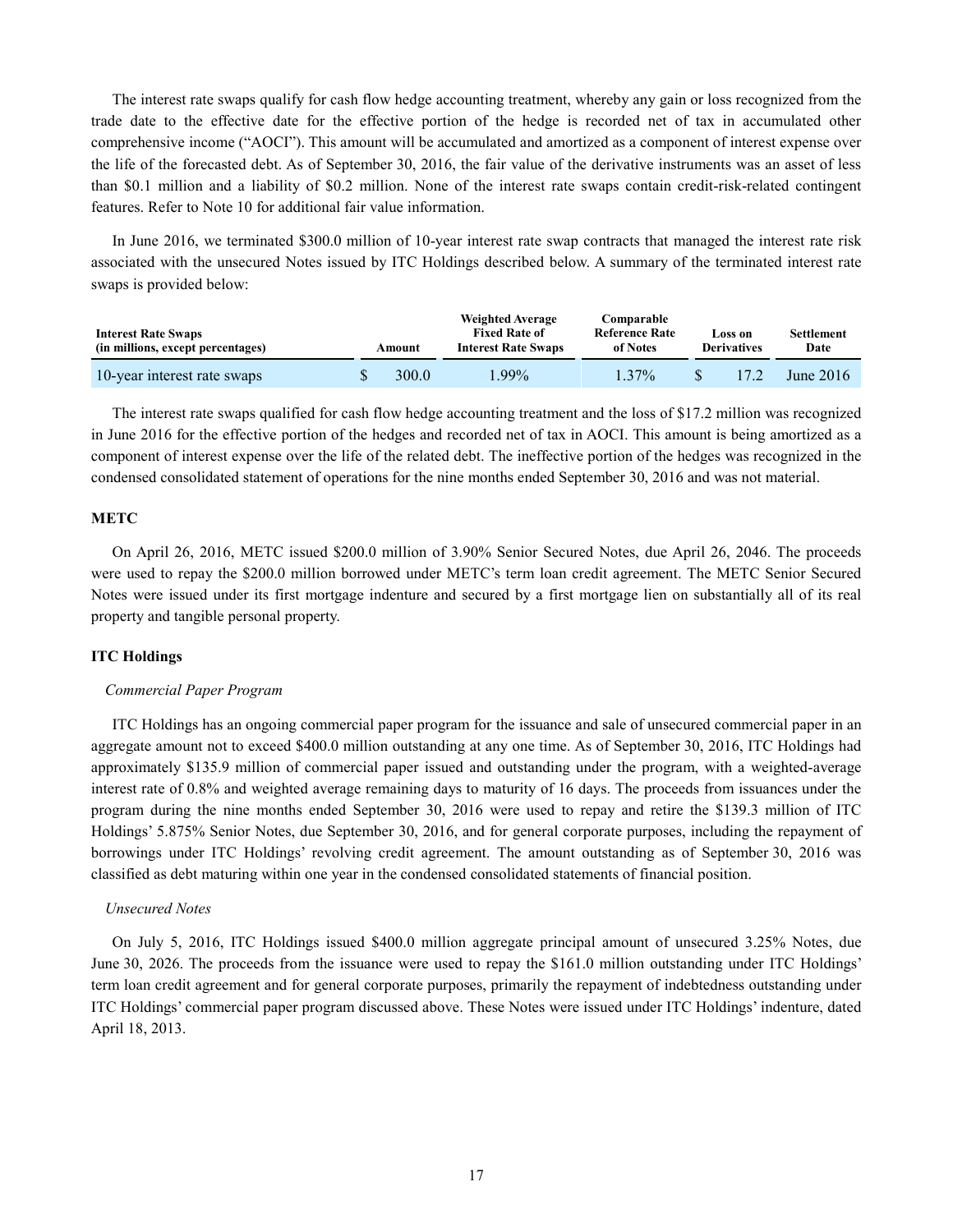The interest rate swaps qualify for cash flow hedge accounting treatment, whereby any gain or loss recognized from the trade date to the effective date for the effective portion of the hedge is recorded net of tax in accumulated other comprehensive income ("AOCI"). This amount will be accumulated and amortized as a component of interest expense over the life of the forecasted debt. As of September 30, 2016, the fair value of the derivative instruments was an asset of less than $0.1 million and a liability of $0.2 million. None of the interest rate swaps contain credit-risk-related contingent features. Refer to Note 10 for additional fair value information.

In June 2016, we terminated $300.0 million of 10-year interest rate swap contracts that managed the interest rate risk associated with the unsecured Notes issued by ITC Holdings described below. A summary of the terminated interest rate swaps is provided below:

| Interest Rate Swaps (in millions, except percentages) | Amount | Weighted Average Fixed Rate of Interest Rate Swaps | Comparable Reference Rate of Notes | Loss on Derivatives | Settlement Date |
|---|---|---|---|---|---|
| 10-year interest rate swaps | $ 300.0 | 1.99% | 1.37% | $ 17.2 | June 2016 |

The interest rate swaps qualified for cash flow hedge accounting treatment and the loss of $17.2 million was recognized in June 2016 for the effective portion of the hedges and recorded net of tax in AOCI. This amount is being amortized as a component of interest expense over the life of the related debt. The ineffective portion of the hedges was recognized in the condensed consolidated statement of operations for the nine months ended September 30, 2016 and was not material.

**METC**

On April 26, 2016, METC issued $200.0 million of 3.90% Senior Secured Notes, due April 26, 2046. The proceeds were used to repay the $200.0 million borrowed under METC's term loan credit agreement. The METC Senior Secured Notes were issued under its first mortgage indenture and secured by a first mortgage lien on substantially all of its real property and tangible personal property.

**ITC Holdings**

*Commercial Paper Program*

ITC Holdings has an ongoing commercial paper program for the issuance and sale of unsecured commercial paper in an aggregate amount not to exceed $400.0 million outstanding at any one time. As of September 30, 2016, ITC Holdings had approximately $135.9 million of commercial paper issued and outstanding under the program, with a weighted-average interest rate of 0.8% and weighted average remaining days to maturity of 16 days. The proceeds from issuances under the program during the nine months ended September 30, 2016 were used to repay and retire the $139.3 million of ITC Holdings' 5.875% Senior Notes, due September 30, 2016, and for general corporate purposes, including the repayment of borrowings under ITC Holdings' revolving credit agreement. The amount outstanding as of September 30, 2016 was classified as debt maturing within one year in the condensed consolidated statements of financial position.

*Unsecured Notes*

On July 5, 2016, ITC Holdings issued $400.0 million aggregate principal amount of unsecured 3.25% Notes, due June 30, 2026. The proceeds from the issuance were used to repay the $161.0 million outstanding under ITC Holdings' term loan credit agreement and for general corporate purposes, primarily the repayment of indebtedness outstanding under ITC Holdings' commercial paper program discussed above. These Notes were issued under ITC Holdings' indenture, dated April 18, 2013.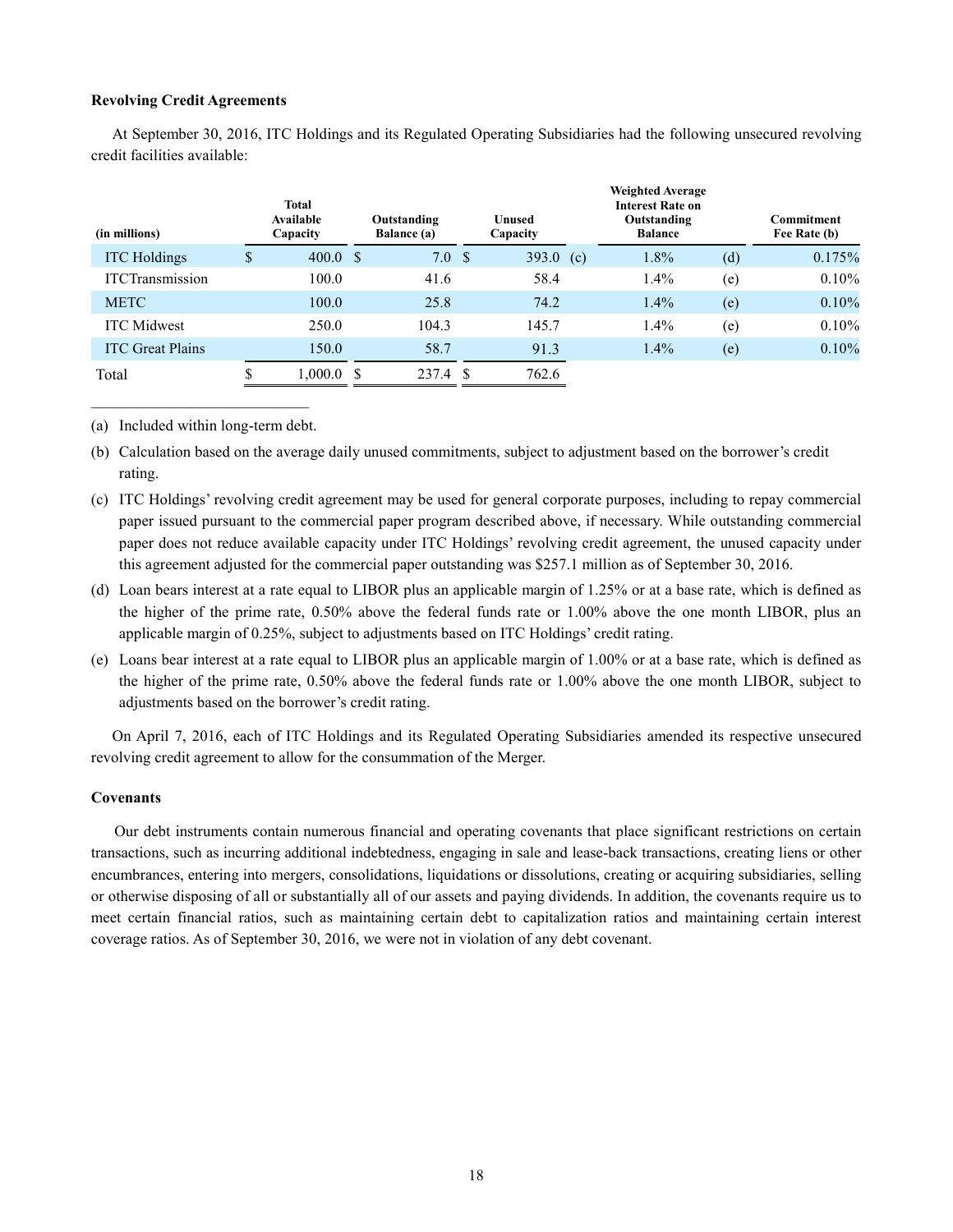**Revolving Credit Agreements**

At September 30, 2016, ITC Holdings and its Regulated Operating Subsidiaries had the following unsecured revolving credit facilities available:

| (in millions) | Total Available Capacity | Outstanding Balance (a) | Unused Capacity | | Weighted Average Interest Rate on Outstanding Balance | | Commitment Fee Rate (b) |
|---|---|---|---|---|---|---|---|
| ITC Holdings | $ 400.0 | $ 7.0 | $ 393.0 | (c) | 1.8% | (d) | 0.175% |
| ITCTransmission | 100.0 | 41.6 | 58.4 | | 1.4% | (e) | 0.10% |
| METC | 100.0 | 25.8 | 74.2 | | 1.4% | (e) | 0.10% |
| ITC Midwest | 250.0 | 104.3 | 145.7 | | 1.4% | (e) | 0.10% |
| ITC Great Plains | 150.0 | 58.7 | 91.3 | | 1.4% | (e) | 0.10% |
| Total | $ 1,000.0 | $ 237.4 | $ 762.6 | | | | |

(a) Included within long-term debt.

(b) Calculation based on the average daily unused commitments, subject to adjustment based on the borrower's credit rating.

(c) ITC Holdings' revolving credit agreement may be used for general corporate purposes, including to repay commercial paper issued pursuant to the commercial paper program described above, if necessary. While outstanding commercial paper does not reduce available capacity under ITC Holdings' revolving credit agreement, the unused capacity under this agreement adjusted for the commercial paper outstanding was $257.1 million as of September 30, 2016.

(d) Loan bears interest at a rate equal to LIBOR plus an applicable margin of 1.25% or at a base rate, which is defined as the higher of the prime rate, 0.50% above the federal funds rate or 1.00% above the one month LIBOR, plus an applicable margin of 0.25%, subject to adjustments based on ITC Holdings' credit rating.

(e) Loans bear interest at a rate equal to LIBOR plus an applicable margin of 1.00% or at a base rate, which is defined as the higher of the prime rate, 0.50% above the federal funds rate or 1.00% above the one month LIBOR, subject to adjustments based on the borrower's credit rating.

On April 7, 2016, each of ITC Holdings and its Regulated Operating Subsidiaries amended its respective unsecured revolving credit agreement to allow for the consummation of the Merger.

**Covenants**

Our debt instruments contain numerous financial and operating covenants that place significant restrictions on certain transactions, such as incurring additional indebtedness, engaging in sale and lease-back transactions, creating liens or other encumbrances, entering into mergers, consolidations, liquidations or dissolutions, creating or acquiring subsidiaries, selling or otherwise disposing of all or substantially all of our assets and paying dividends. In addition, the covenants require us to meet certain financial ratios, such as maintaining certain debt to capitalization ratios and maintaining certain interest coverage ratios. As of September 30, 2016, we were not in violation of any debt covenant.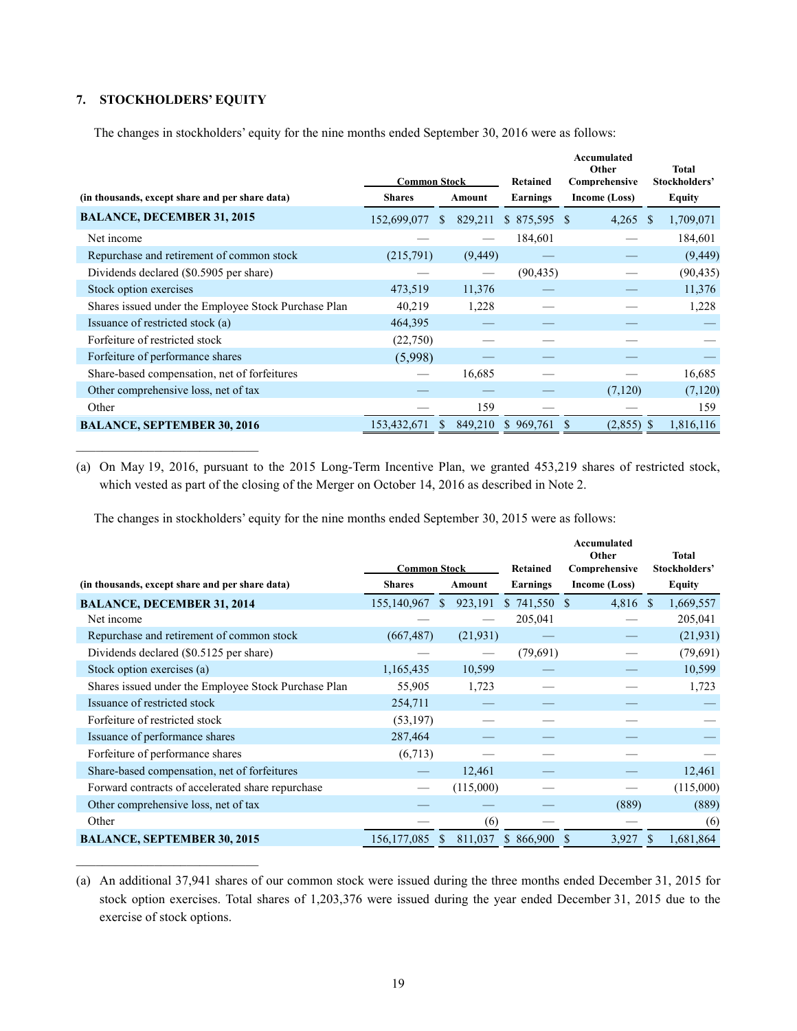### 7. STOCKHOLDERS' EQUITY

The changes in stockholders' equity for the nine months ended September 30, 2016 were as follows:

| | Common Stock | | Retained | Accumulated Other Comprehensive | Total Stockholders' |
|---|---|---|---|---|---|
| (in thousands, except share and per share data) | Shares | Amount | Earnings | Income (Loss) | Equity |
| **BALANCE, DECEMBER 31, 2015** | 152,699,077 | $ 829,211 | $ 875,595 | $ 4,265 | $ 1,709,071 |
| Net income | — | — | 184,601 | — | 184,601 |
| Repurchase and retirement of common stock | (215,791) | (9,449) | — | — | (9,449) |
| Dividends declared ($0.5905 per share) | — | — | (90,435) | — | (90,435) |
| Stock option exercises | 473,519 | 11,376 | — | — | 11,376 |
| Shares issued under the Employee Stock Purchase Plan | 40,219 | 1,228 | — | — | 1,228 |
| Issuance of restricted stock (a) | 464,395 | — | — | — | — |
| Forfeiture of restricted stock | (22,750) | — | — | — | — |
| Forfeiture of performance shares | (5,998) | — | — | — | — |
| Share-based compensation, net of forfeitures | — | 16,685 | — | — | 16,685 |
| Other comprehensive loss, net of tax | — | — | — | (7,120) | (7,120) |
| Other | — | 159 | — | — | 159 |
| **BALANCE, SEPTEMBER 30, 2016** | 153,432,671 | $ 849,210 | $ 969,761 | $ (2,855) | $ 1,816,116 |

(a) On May 19, 2016, pursuant to the 2015 Long-Term Incentive Plan, we granted 453,219 shares of restricted stock, which vested as part of the closing of the Merger on October 14, 2016 as described in Note 2.

The changes in stockholders' equity for the nine months ended September 30, 2015 were as follows:

| | Common Stock | | Retained | Accumulated Other Comprehensive | Total Stockholders' |
|---|---|---|---|---|---|
| (in thousands, except share and per share data) | Shares | Amount | Earnings | Income (Loss) | Equity |
| **BALANCE, DECEMBER 31, 2014** | 155,140,967 | $ 923,191 | $ 741,550 | $ 4,816 | $ 1,669,557 |
| Net income | — | — | 205,041 | — | 205,041 |
| Repurchase and retirement of common stock | (667,487) | (21,931) | — | — | (21,931) |
| Dividends declared ($0.5125 per share) | — | — | (79,691) | — | (79,691) |
| Stock option exercises (a) | 1,165,435 | 10,599 | — | — | 10,599 |
| Shares issued under the Employee Stock Purchase Plan | 55,905 | 1,723 | — | — | 1,723 |
| Issuance of restricted stock | 254,711 | — | — | — | — |
| Forfeiture of restricted stock | (53,197) | — | — | — | — |
| Issuance of performance shares | 287,464 | — | — | — | — |
| Forfeiture of performance shares | (6,713) | — | — | — | — |
| Share-based compensation, net of forfeitures | — | 12,461 | — | — | 12,461 |
| Forward contracts of accelerated share repurchase | — | (115,000) | — | — | (115,000) |
| Other comprehensive loss, net of tax | — | — | — | (889) | (889) |
| Other | — | (6) | — | — | (6) |
| **BALANCE, SEPTEMBER 30, 2015** | 156,177,085 | $ 811,037 | $ 866,900 | $ 3,927 | $ 1,681,864 |

(a) An additional 37,941 shares of our common stock were issued during the three months ended December 31, 2015 for stock option exercises. Total shares of 1,203,376 were issued during the year ended December 31, 2015 due to the exercise of stock options.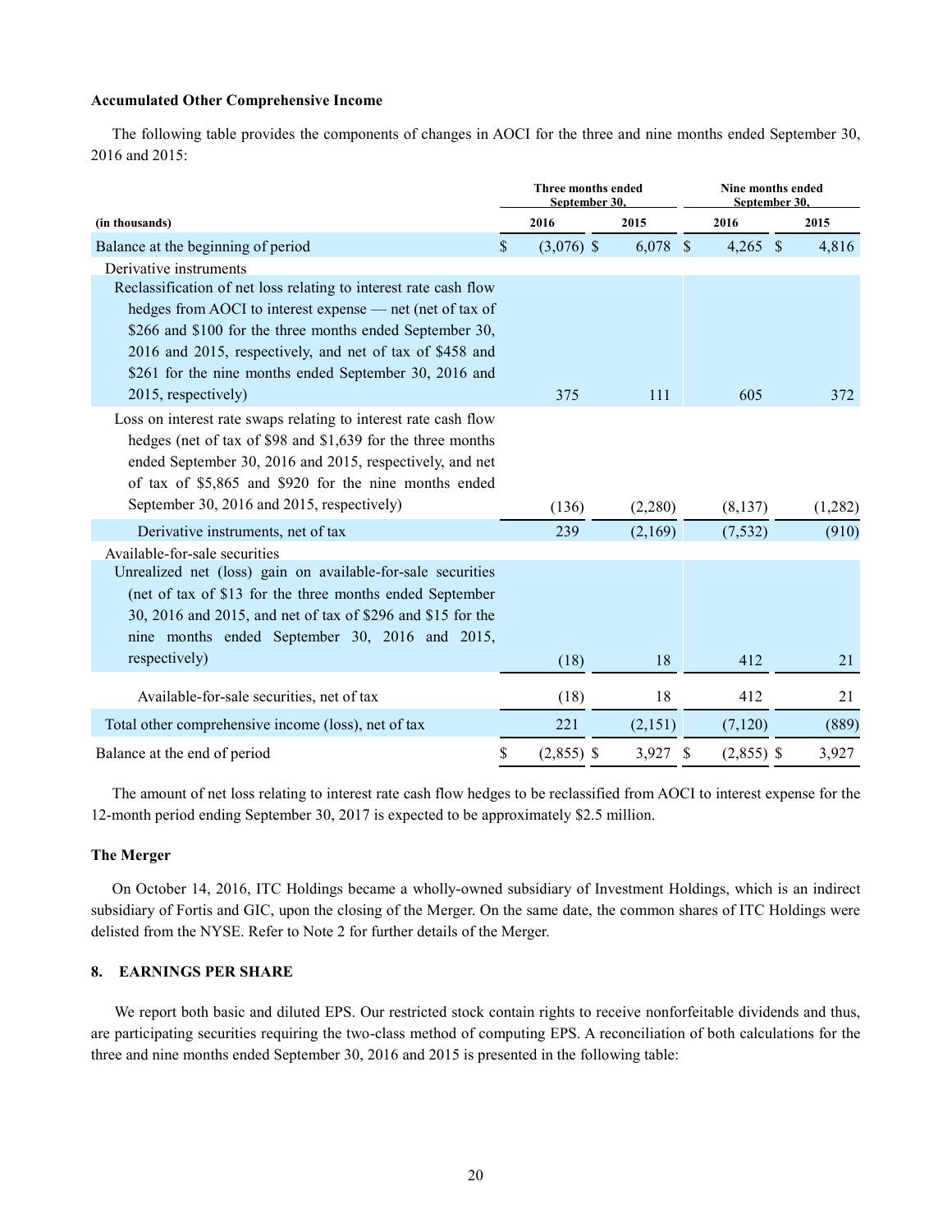### Accumulated Other Comprehensive Income

The following table provides the components of changes in AOCI for the three and nine months ended September 30, 2016 and 2015:

| (in thousands) | Three months ended September 30, 2016 | Three months ended September 30, 2015 | Nine months ended September 30, 2016 | Nine months ended September 30, 2015 |
|---|---|---|---|---|
| Balance at the beginning of period | $ (3,076) | $ 6,078 | $ 4,265 | $ 4,816 |
| Derivative instruments | | | | |
| Reclassification of net loss relating to interest rate cash flow hedges from AOCI to interest expense — net (net of tax of $266 and $100 for the three months ended September 30, 2016 and 2015, respectively, and net of tax of $458 and $261 for the nine months ended September 30, 2016 and 2015, respectively) | 375 | 111 | 605 | 372 |
| Loss on interest rate swaps relating to interest rate cash flow hedges (net of tax of $98 and $1,639 for the three months ended September 30, 2016 and 2015, respectively, and net of tax of $5,865 and $920 for the nine months ended September 30, 2016 and 2015, respectively) | (136) | (2,280) | (8,137) | (1,282) |
| Derivative instruments, net of tax | 239 | (2,169) | (7,532) | (910) |
| Available-for-sale securities | | | | |
| Unrealized net (loss) gain on available-for-sale securities (net of tax of $13 for the three months ended September 30, 2016 and 2015, and net of tax of $296 and $15 for the nine months ended September 30, 2016 and 2015, respectively) | (18) | 18 | 412 | 21 |
| Available-for-sale securities, net of tax | (18) | 18 | 412 | 21 |
| Total other comprehensive income (loss), net of tax | 221 | (2,151) | (7,120) | (889) |
| Balance at the end of period | $ (2,855) | $ 3,927 | $ (2,855) | $ 3,927 |

The amount of net loss relating to interest rate cash flow hedges to be reclassified from AOCI to interest expense for the 12-month period ending September 30, 2017 is expected to be approximately $2.5 million.

### The Merger

On October 14, 2016, ITC Holdings became a wholly-owned subsidiary of Investment Holdings, which is an indirect subsidiary of Fortis and GIC, upon the closing of the Merger. On the same date, the common shares of ITC Holdings were delisted from the NYSE. Refer to Note 2 for further details of the Merger.

## 8. EARNINGS PER SHARE

We report both basic and diluted EPS. Our restricted stock contain rights to receive nonforfeitable dividends and thus, are participating securities requiring the two-class method of computing EPS. A reconciliation of both calculations for the three and nine months ended September 30, 2016 and 2015 is presented in the following table: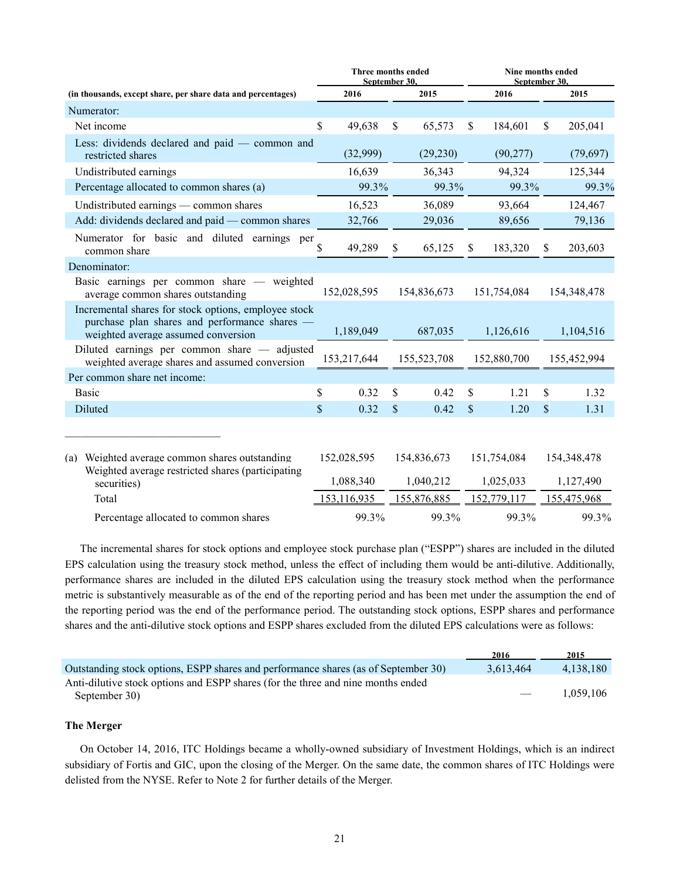| (in thousands, except share, per share data and percentages) | Three months ended September 30, 2016 | Three months ended September 30, 2015 | Nine months ended September 30, 2016 | Nine months ended September 30, 2015 |
|---|---|---|---|---|
| Numerator: | | | | |
| Net income | $ 49,638 | $ 65,573 | $ 184,601 | $ 205,041 |
| Less: dividends declared and paid — common and restricted shares | (32,999) | (29,230) | (90,277) | (79,697) |
| Undistributed earnings | 16,639 | 36,343 | 94,324 | 125,344 |
| Percentage allocated to common shares (a) | 99.3% | 99.3% | 99.3% | 99.3% |
| Undistributed earnings — common shares | 16,523 | 36,089 | 93,664 | 124,467 |
| Add: dividends declared and paid — common shares | 32,766 | 29,036 | 89,656 | 79,136 |
| Numerator for basic and diluted earnings per common share | $ 49,289 | $ 65,125 | $ 183,320 | $ 203,603 |
| Denominator: | | | | |
| Basic earnings per common share — weighted average common shares outstanding | 152,028,595 | 154,836,673 | 151,754,084 | 154,348,478 |
| Incremental shares for stock options, employee stock purchase plan shares and performance shares — weighted average assumed conversion | 1,189,049 | 687,035 | 1,126,616 | 1,104,516 |
| Diluted earnings per common share — adjusted weighted average shares and assumed conversion | 153,217,644 | 155,523,708 | 152,880,700 | 155,452,994 |
| Per common share net income: | | | | |
| Basic | $ 0.32 | $ 0.42 | $ 1.21 | $ 1.32 |
| Diluted | $ 0.32 | $ 0.42 | $ 1.20 | $ 1.31 |

______________________________

| | | | | |
|---|---|---|---|---|
| (a) Weighted average common shares outstanding | 152,028,595 | 154,836,673 | 151,754,084 | 154,348,478 |
| Weighted average restricted shares (participating securities) | 1,088,340 | 1,040,212 | 1,025,033 | 1,127,490 |
| Total | 153,116,935 | 155,876,885 | 152,779,117 | 155,475,968 |
| Percentage allocated to common shares | 99.3% | 99.3% | 99.3% | 99.3% |

The incremental shares for stock options and employee stock purchase plan ("ESPP") shares are included in the diluted EPS calculation using the treasury stock method, unless the effect of including them would be anti-dilutive. Additionally, performance shares are included in the diluted EPS calculation using the treasury stock method when the performance metric is substantively measurable as of the end of the reporting period and has been met under the assumption the end of the reporting period was the end of the performance period. The outstanding stock options, ESPP shares and performance shares and the anti-dilutive stock options and ESPP shares excluded from the diluted EPS calculations were as follows:

| | 2016 | 2015 |
|---|---|---|
| Outstanding stock options, ESPP shares and performance shares (as of September 30) | 3,613,464 | 4,138,180 |
| Anti-dilutive stock options and ESPP shares (for the three and nine months ended September 30) | — | 1,059,106 |

**The Merger**

On October 14, 2016, ITC Holdings became a wholly-owned subsidiary of Investment Holdings, which is an indirect subsidiary of Fortis and GIC, upon the closing of the Merger. On the same date, the common shares of ITC Holdings were delisted from the NYSE. Refer to Note 2 for further details of the Merger.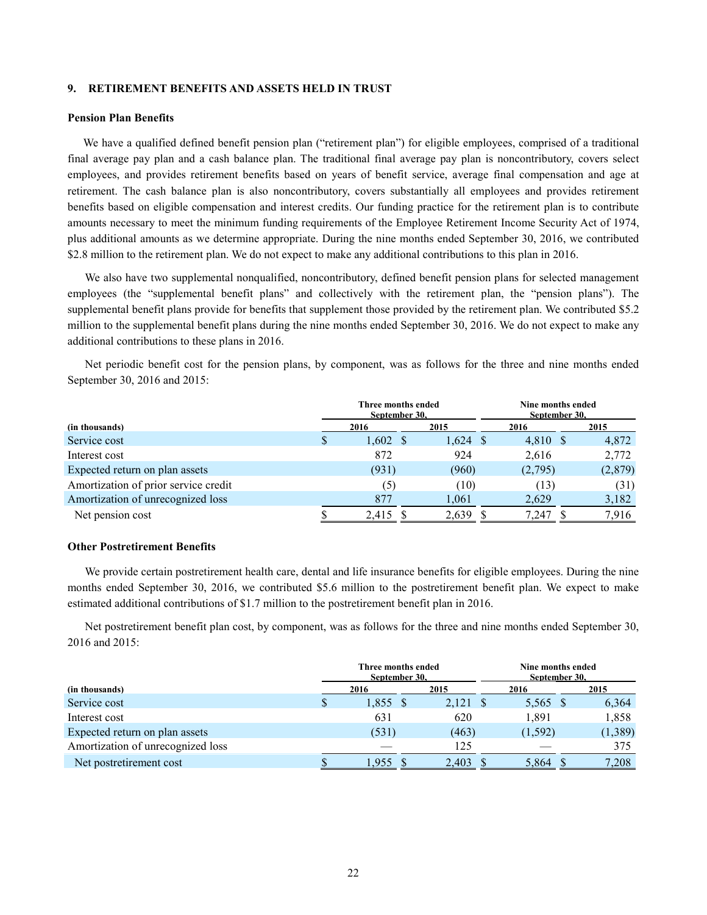## 9. RETIREMENT BENEFITS AND ASSETS HELD IN TRUST

### Pension Plan Benefits

We have a qualified defined benefit pension plan ("retirement plan") for eligible employees, comprised of a traditional final average pay plan and a cash balance plan. The traditional final average pay plan is noncontributory, covers select employees, and provides retirement benefits based on years of benefit service, average final compensation and age at retirement. The cash balance plan is also noncontributory, covers substantially all employees and provides retirement benefits based on eligible compensation and interest credits. Our funding practice for the retirement plan is to contribute amounts necessary to meet the minimum funding requirements of the Employee Retirement Income Security Act of 1974, plus additional amounts as we determine appropriate. During the nine months ended September 30, 2016, we contributed $2.8 million to the retirement plan. We do not expect to make any additional contributions to this plan in 2016.

We also have two supplemental nonqualified, noncontributory, defined benefit pension plans for selected management employees (the "supplemental benefit plans" and collectively with the retirement plan, the "pension plans"). The supplemental benefit plans provide for benefits that supplement those provided by the retirement plan. We contributed $5.2 million to the supplemental benefit plans during the nine months ended September 30, 2016. We do not expect to make any additional contributions to these plans in 2016.

Net periodic benefit cost for the pension plans, by component, was as follows for the three and nine months ended September 30, 2016 and 2015:

| | Three months ended September 30, | | Nine months ended September 30, | |
|---|---|---|---|---|
| (in thousands) | 2016 | 2015 | 2016 | 2015 |
| Service cost | $ 1,602 | $ 1,624 | $ 4,810 | $ 4,872 |
| Interest cost | 872 | 924 | 2,616 | 2,772 |
| Expected return on plan assets | (931) | (960) | (2,795) | (2,879) |
| Amortization of prior service credit | (5) | (10) | (13) | (31) |
| Amortization of unrecognized loss | 877 | 1,061 | 2,629 | 3,182 |
| Net pension cost | $ 2,415 | $ 2,639 | $ 7,247 | $ 7,916 |

### Other Postretirement Benefits

We provide certain postretirement health care, dental and life insurance benefits for eligible employees. During the nine months ended September 30, 2016, we contributed $5.6 million to the postretirement benefit plan. We expect to make estimated additional contributions of $1.7 million to the postretirement benefit plan in 2016.

Net postretirement benefit plan cost, by component, was as follows for the three and nine months ended September 30, 2016 and 2015:

| | Three months ended September 30, | | Nine months ended September 30, | |
|---|---|---|---|---|
| (in thousands) | 2016 | 2015 | 2016 | 2015 |
| Service cost | $ 1,855 | $ 2,121 | $ 5,565 | $ 6,364 |
| Interest cost | 631 | 620 | 1,891 | 1,858 |
| Expected return on plan assets | (531) | (463) | (1,592) | (1,389) |
| Amortization of unrecognized loss | — | 125 | — | 375 |
| Net postretirement cost | $ 1,955 | $ 2,403 | $ 5,864 | $ 7,208 |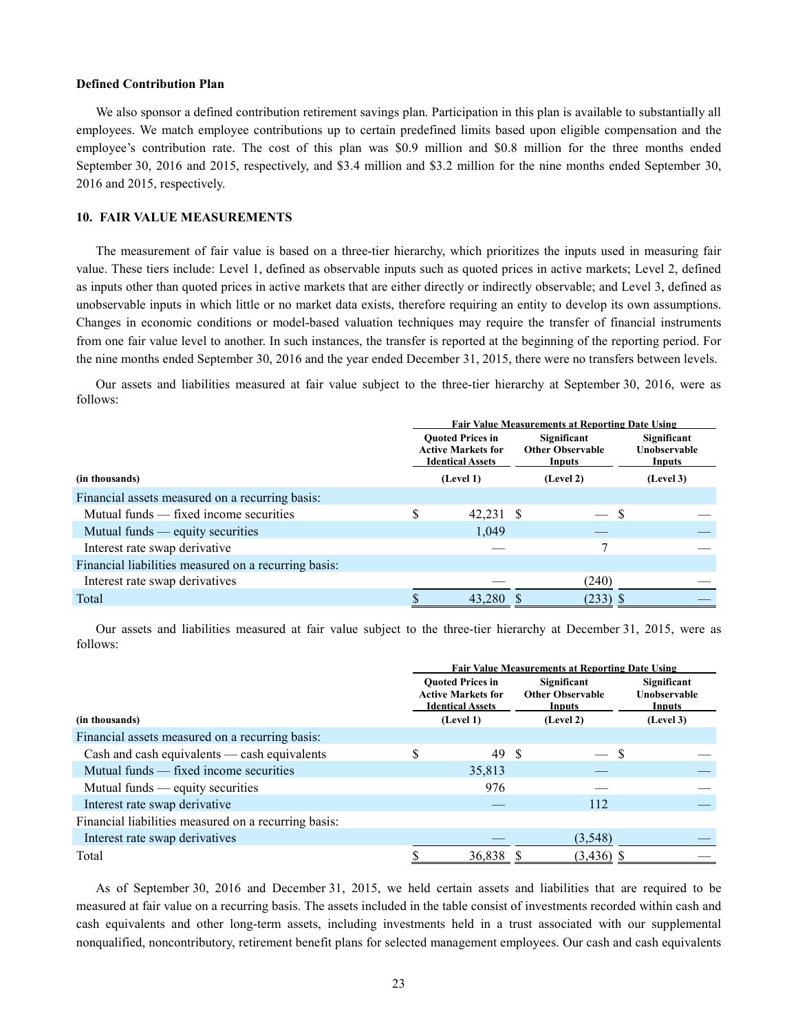### Defined Contribution Plan

We also sponsor a defined contribution retirement savings plan. Participation in this plan is available to substantially all employees. We match employee contributions up to certain predefined limits based upon eligible compensation and the employee's contribution rate. The cost of this plan was \$0.9 million and \$0.8 million for the three months ended September 30, 2016 and 2015, respectively, and \$3.4 million and \$3.2 million for the nine months ended September 30, 2016 and 2015, respectively.

## 10. FAIR VALUE MEASUREMENTS

The measurement of fair value is based on a three-tier hierarchy, which prioritizes the inputs used in measuring fair value. These tiers include: Level 1, defined as observable inputs such as quoted prices in active markets; Level 2, defined as inputs other than quoted prices in active markets that are either directly or indirectly observable; and Level 3, defined as unobservable inputs in which little or no market data exists, therefore requiring an entity to develop its own assumptions. Changes in economic conditions or model-based valuation techniques may require the transfer of financial instruments from one fair value level to another. In such instances, the transfer is reported at the beginning of the reporting period. For the nine months ended September 30, 2016 and the year ended December 31, 2015, there were no transfers between levels.

Our assets and liabilities measured at fair value subject to the three-tier hierarchy at September 30, 2016, were as follows:

| | Fair Value Measurements at Reporting Date Using | | |
|---|---|---|---|
| | Quoted Prices in Active Markets for Identical Assets | Significant Other Observable Inputs | Significant Unobservable Inputs |
| (in thousands) | (Level 1) | (Level 2) | (Level 3) |
| Financial assets measured on a recurring basis: | | | |
| Mutual funds — fixed income securities | $ 42,231 | $ — | $ — |
| Mutual funds — equity securities | 1,049 | — | — |
| Interest rate swap derivative | — | 7 | — |
| Financial liabilities measured on a recurring basis: | | | |
| Interest rate swap derivatives | — | (240) | — |
| Total | $ 43,280 | $ (233) | $ — |

Our assets and liabilities measured at fair value subject to the three-tier hierarchy at December 31, 2015, were as follows:

| | Fair Value Measurements at Reporting Date Using | | |
|---|---|---|---|
| | Quoted Prices in Active Markets for Identical Assets | Significant Other Observable Inputs | Significant Unobservable Inputs |
| (in thousands) | (Level 1) | (Level 2) | (Level 3) |
| Financial assets measured on a recurring basis: | | | |
| Cash and cash equivalents — cash equivalents | $ 49 | $ — | $ — |
| Mutual funds — fixed income securities | 35,813 | — | — |
| Mutual funds — equity securities | 976 | — | — |
| Interest rate swap derivative | — | 112 | — |
| Financial liabilities measured on a recurring basis: | | | |
| Interest rate swap derivatives | — | (3,548) | — |
| Total | $ 36,838 | $ (3,436) | $ — |

As of September 30, 2016 and December 31, 2015, we held certain assets and liabilities that are required to be measured at fair value on a recurring basis. The assets included in the table consist of investments recorded within cash and cash equivalents and other long-term assets, including investments held in a trust associated with our supplemental nonqualified, noncontributory, retirement benefit plans for selected management employees. Our cash and cash equivalents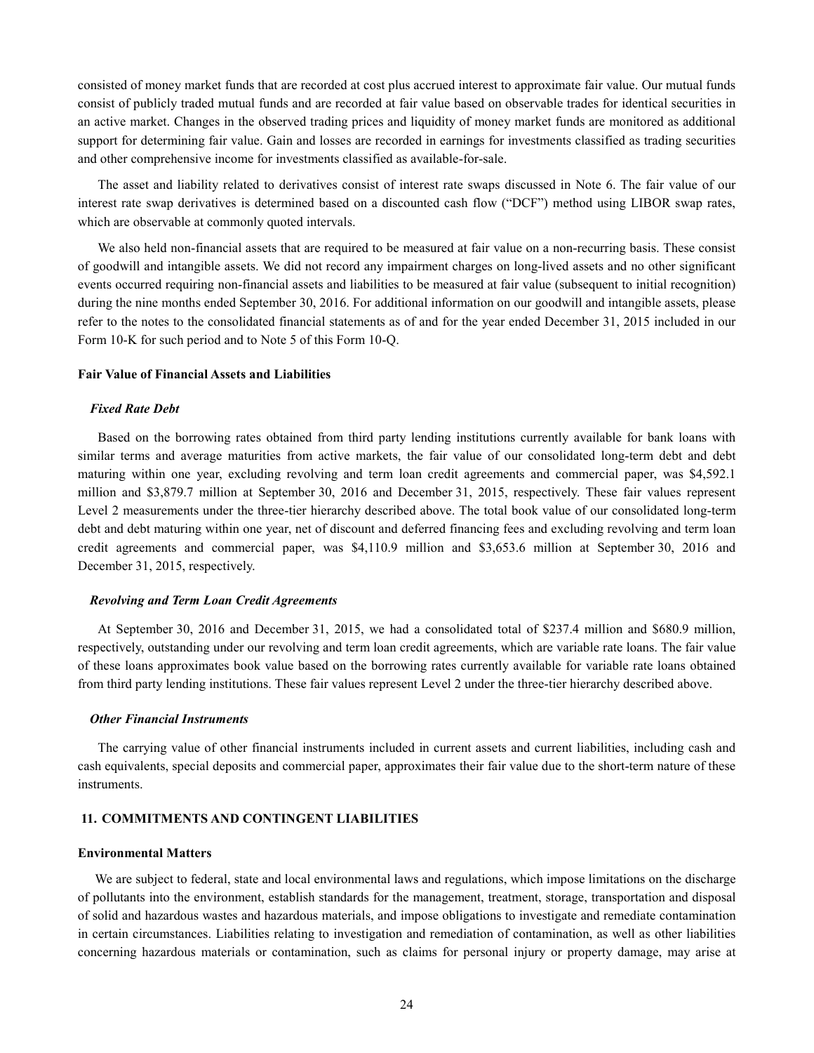consisted of money market funds that are recorded at cost plus accrued interest to approximate fair value. Our mutual funds consist of publicly traded mutual funds and are recorded at fair value based on observable trades for identical securities in an active market. Changes in the observed trading prices and liquidity of money market funds are monitored as additional support for determining fair value. Gain and losses are recorded in earnings for investments classified as trading securities and other comprehensive income for investments classified as available-for-sale.

The asset and liability related to derivatives consist of interest rate swaps discussed in Note 6. The fair value of our interest rate swap derivatives is determined based on a discounted cash flow ("DCF") method using LIBOR swap rates, which are observable at commonly quoted intervals.

We also held non-financial assets that are required to be measured at fair value on a non-recurring basis. These consist of goodwill and intangible assets. We did not record any impairment charges on long-lived assets and no other significant events occurred requiring non-financial assets and liabilities to be measured at fair value (subsequent to initial recognition) during the nine months ended September 30, 2016. For additional information on our goodwill and intangible assets, please refer to the notes to the consolidated financial statements as of and for the year ended December 31, 2015 included in our Form 10-K for such period and to Note 5 of this Form 10-Q.

**Fair Value of Financial Assets and Liabilities**

***Fixed Rate Debt***

Based on the borrowing rates obtained from third party lending institutions currently available for bank loans with similar terms and average maturities from active markets, the fair value of our consolidated long-term debt and debt maturing within one year, excluding revolving and term loan credit agreements and commercial paper, was $4,592.1 million and $3,879.7 million at September 30, 2016 and December 31, 2015, respectively. These fair values represent Level 2 measurements under the three-tier hierarchy described above. The total book value of our consolidated long-term debt and debt maturing within one year, net of discount and deferred financing fees and excluding revolving and term loan credit agreements and commercial paper, was $4,110.9 million and $3,653.6 million at September 30, 2016 and December 31, 2015, respectively.

***Revolving and Term Loan Credit Agreements***

At September 30, 2016 and December 31, 2015, we had a consolidated total of $237.4 million and $680.9 million, respectively, outstanding under our revolving and term loan credit agreements, which are variable rate loans. The fair value of these loans approximates book value based on the borrowing rates currently available for variable rate loans obtained from third party lending institutions. These fair values represent Level 2 under the three-tier hierarchy described above.

***Other Financial Instruments***

The carrying value of other financial instruments included in current assets and current liabilities, including cash and cash equivalents, special deposits and commercial paper, approximates their fair value due to the short-term nature of these instruments.

## 11. COMMITMENTS AND CONTINGENT LIABILITIES

**Environmental Matters**

We are subject to federal, state and local environmental laws and regulations, which impose limitations on the discharge of pollutants into the environment, establish standards for the management, treatment, storage, transportation and disposal of solid and hazardous wastes and hazardous materials, and impose obligations to investigate and remediate contamination in certain circumstances. Liabilities relating to investigation and remediation of contamination, as well as other liabilities concerning hazardous materials or contamination, such as claims for personal injury or property damage, may arise at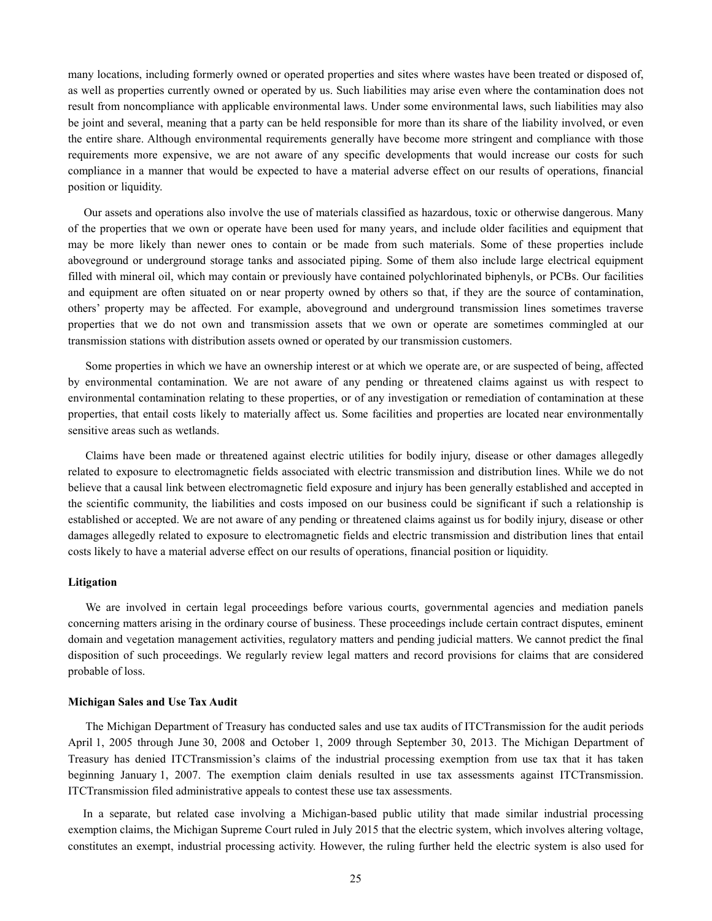many locations, including formerly owned or operated properties and sites where wastes have been treated or disposed of, as well as properties currently owned or operated by us. Such liabilities may arise even where the contamination does not result from noncompliance with applicable environmental laws. Under some environmental laws, such liabilities may also be joint and several, meaning that a party can be held responsible for more than its share of the liability involved, or even the entire share. Although environmental requirements generally have become more stringent and compliance with those requirements more expensive, we are not aware of any specific developments that would increase our costs for such compliance in a manner that would be expected to have a material adverse effect on our results of operations, financial position or liquidity.

Our assets and operations also involve the use of materials classified as hazardous, toxic or otherwise dangerous. Many of the properties that we own or operate have been used for many years, and include older facilities and equipment that may be more likely than newer ones to contain or be made from such materials. Some of these properties include aboveground or underground storage tanks and associated piping. Some of them also include large electrical equipment filled with mineral oil, which may contain or previously have contained polychlorinated biphenyls, or PCBs. Our facilities and equipment are often situated on or near property owned by others so that, if they are the source of contamination, others' property may be affected. For example, aboveground and underground transmission lines sometimes traverse properties that we do not own and transmission assets that we own or operate are sometimes commingled at our transmission stations with distribution assets owned or operated by our transmission customers.

Some properties in which we have an ownership interest or at which we operate are, or are suspected of being, affected by environmental contamination. We are not aware of any pending or threatened claims against us with respect to environmental contamination relating to these properties, or of any investigation or remediation of contamination at these properties, that entail costs likely to materially affect us. Some facilities and properties are located near environmentally sensitive areas such as wetlands.

Claims have been made or threatened against electric utilities for bodily injury, disease or other damages allegedly related to exposure to electromagnetic fields associated with electric transmission and distribution lines. While we do not believe that a causal link between electromagnetic field exposure and injury has been generally established and accepted in the scientific community, the liabilities and costs imposed on our business could be significant if such a relationship is established or accepted. We are not aware of any pending or threatened claims against us for bodily injury, disease or other damages allegedly related to exposure to electromagnetic fields and electric transmission and distribution lines that entail costs likely to have a material adverse effect on our results of operations, financial position or liquidity.

**Litigation**

We are involved in certain legal proceedings before various courts, governmental agencies and mediation panels concerning matters arising in the ordinary course of business. These proceedings include certain contract disputes, eminent domain and vegetation management activities, regulatory matters and pending judicial matters. We cannot predict the final disposition of such proceedings. We regularly review legal matters and record provisions for claims that are considered probable of loss.

**Michigan Sales and Use Tax Audit**

The Michigan Department of Treasury has conducted sales and use tax audits of ITCTransmission for the audit periods April 1, 2005 through June 30, 2008 and October 1, 2009 through September 30, 2013. The Michigan Department of Treasury has denied ITCTransmission's claims of the industrial processing exemption from use tax that it has taken beginning January 1, 2007. The exemption claim denials resulted in use tax assessments against ITCTransmission. ITCTransmission filed administrative appeals to contest these use tax assessments.

In a separate, but related case involving a Michigan-based public utility that made similar industrial processing exemption claims, the Michigan Supreme Court ruled in July 2015 that the electric system, which involves altering voltage, constitutes an exempt, industrial processing activity. However, the ruling further held the electric system is also used for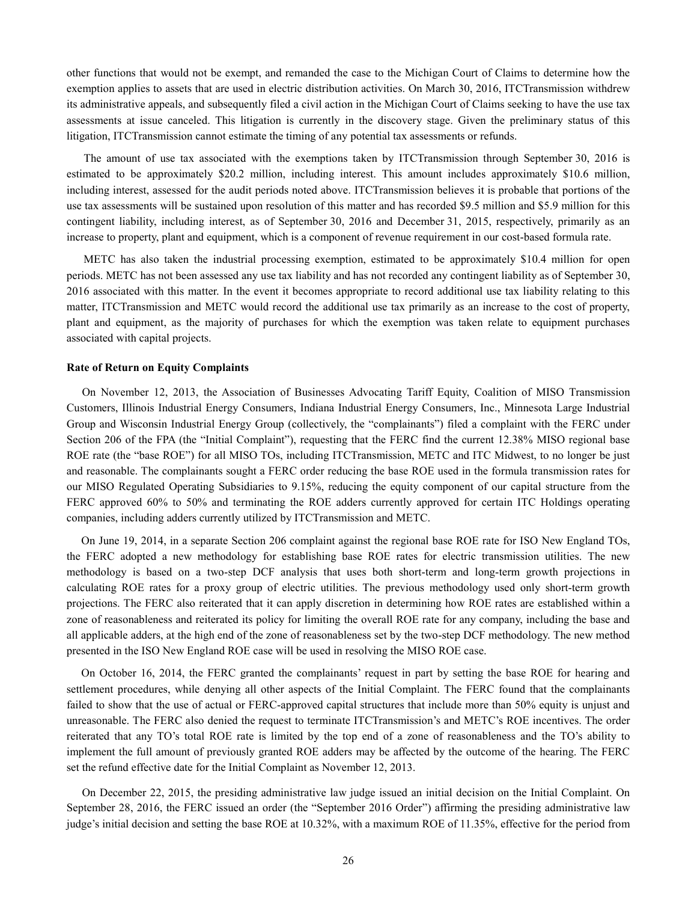other functions that would not be exempt, and remanded the case to the Michigan Court of Claims to determine how the exemption applies to assets that are used in electric distribution activities. On March 30, 2016, ITCTransmission withdrew its administrative appeals, and subsequently filed a civil action in the Michigan Court of Claims seeking to have the use tax assessments at issue canceled. This litigation is currently in the discovery stage. Given the preliminary status of this litigation, ITCTransmission cannot estimate the timing of any potential tax assessments or refunds.

The amount of use tax associated with the exemptions taken by ITCTransmission through September 30, 2016 is estimated to be approximately $20.2 million, including interest. This amount includes approximately $10.6 million, including interest, assessed for the audit periods noted above. ITCTransmission believes it is probable that portions of the use tax assessments will be sustained upon resolution of this matter and has recorded $9.5 million and $5.9 million for this contingent liability, including interest, as of September 30, 2016 and December 31, 2015, respectively, primarily as an increase to property, plant and equipment, which is a component of revenue requirement in our cost-based formula rate.

METC has also taken the industrial processing exemption, estimated to be approximately $10.4 million for open periods. METC has not been assessed any use tax liability and has not recorded any contingent liability as of September 30, 2016 associated with this matter. In the event it becomes appropriate to record additional use tax liability relating to this matter, ITCTransmission and METC would record the additional use tax primarily as an increase to the cost of property, plant and equipment, as the majority of purchases for which the exemption was taken relate to equipment purchases associated with capital projects.

**Rate of Return on Equity Complaints**

On November 12, 2013, the Association of Businesses Advocating Tariff Equity, Coalition of MISO Transmission Customers, Illinois Industrial Energy Consumers, Indiana Industrial Energy Consumers, Inc., Minnesota Large Industrial Group and Wisconsin Industrial Energy Group (collectively, the "complainants") filed a complaint with the FERC under Section 206 of the FPA (the "Initial Complaint"), requesting that the FERC find the current 12.38% MISO regional base ROE rate (the "base ROE") for all MISO TOs, including ITCTransmission, METC and ITC Midwest, to no longer be just and reasonable. The complainants sought a FERC order reducing the base ROE used in the formula transmission rates for our MISO Regulated Operating Subsidiaries to 9.15%, reducing the equity component of our capital structure from the FERC approved 60% to 50% and terminating the ROE adders currently approved for certain ITC Holdings operating companies, including adders currently utilized by ITCTransmission and METC.

On June 19, 2014, in a separate Section 206 complaint against the regional base ROE rate for ISO New England TOs, the FERC adopted a new methodology for establishing base ROE rates for electric transmission utilities. The new methodology is based on a two-step DCF analysis that uses both short-term and long-term growth projections in calculating ROE rates for a proxy group of electric utilities. The previous methodology used only short-term growth projections. The FERC also reiterated that it can apply discretion in determining how ROE rates are established within a zone of reasonableness and reiterated its policy for limiting the overall ROE rate for any company, including the base and all applicable adders, at the high end of the zone of reasonableness set by the two-step DCF methodology. The new method presented in the ISO New England ROE case will be used in resolving the MISO ROE case.

On October 16, 2014, the FERC granted the complainants' request in part by setting the base ROE for hearing and settlement procedures, while denying all other aspects of the Initial Complaint. The FERC found that the complainants failed to show that the use of actual or FERC-approved capital structures that include more than 50% equity is unjust and unreasonable. The FERC also denied the request to terminate ITCTransmission's and METC's ROE incentives. The order reiterated that any TO's total ROE rate is limited by the top end of a zone of reasonableness and the TO's ability to implement the full amount of previously granted ROE adders may be affected by the outcome of the hearing. The FERC set the refund effective date for the Initial Complaint as November 12, 2013.

On December 22, 2015, the presiding administrative law judge issued an initial decision on the Initial Complaint. On September 28, 2016, the FERC issued an order (the "September 2016 Order") affirming the presiding administrative law judge's initial decision and setting the base ROE at 10.32%, with a maximum ROE of 11.35%, effective for the period from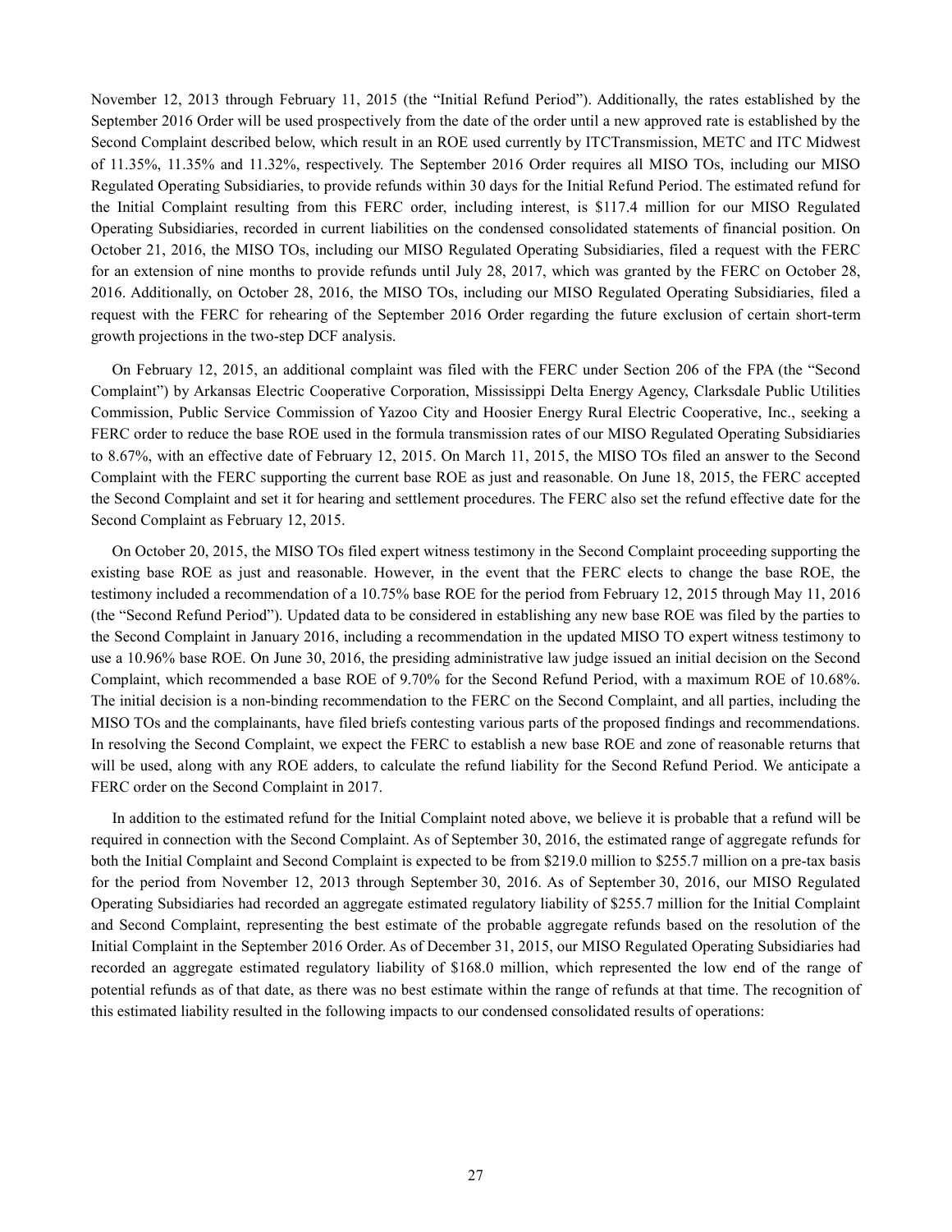November 12, 2013 through February 11, 2015 (the "Initial Refund Period"). Additionally, the rates established by the September 2016 Order will be used prospectively from the date of the order until a new approved rate is established by the Second Complaint described below, which result in an ROE used currently by ITCTransmission, METC and ITC Midwest of 11.35%, 11.35% and 11.32%, respectively. The September 2016 Order requires all MISO TOs, including our MISO Regulated Operating Subsidiaries, to provide refunds within 30 days for the Initial Refund Period. The estimated refund for the Initial Complaint resulting from this FERC order, including interest, is $117.4 million for our MISO Regulated Operating Subsidiaries, recorded in current liabilities on the condensed consolidated statements of financial position. On October 21, 2016, the MISO TOs, including our MISO Regulated Operating Subsidiaries, filed a request with the FERC for an extension of nine months to provide refunds until July 28, 2017, which was granted by the FERC on October 28, 2016. Additionally, on October 28, 2016, the MISO TOs, including our MISO Regulated Operating Subsidiaries, filed a request with the FERC for rehearing of the September 2016 Order regarding the future exclusion of certain short-term growth projections in the two-step DCF analysis.

On February 12, 2015, an additional complaint was filed with the FERC under Section 206 of the FPA (the "Second Complaint") by Arkansas Electric Cooperative Corporation, Mississippi Delta Energy Agency, Clarksdale Public Utilities Commission, Public Service Commission of Yazoo City and Hoosier Energy Rural Electric Cooperative, Inc., seeking a FERC order to reduce the base ROE used in the formula transmission rates of our MISO Regulated Operating Subsidiaries to 8.67%, with an effective date of February 12, 2015. On March 11, 2015, the MISO TOs filed an answer to the Second Complaint with the FERC supporting the current base ROE as just and reasonable. On June 18, 2015, the FERC accepted the Second Complaint and set it for hearing and settlement procedures. The FERC also set the refund effective date for the Second Complaint as February 12, 2015.

On October 20, 2015, the MISO TOs filed expert witness testimony in the Second Complaint proceeding supporting the existing base ROE as just and reasonable. However, in the event that the FERC elects to change the base ROE, the testimony included a recommendation of a 10.75% base ROE for the period from February 12, 2015 through May 11, 2016 (the "Second Refund Period"). Updated data to be considered in establishing any new base ROE was filed by the parties to the Second Complaint in January 2016, including a recommendation in the updated MISO TO expert witness testimony to use a 10.96% base ROE. On June 30, 2016, the presiding administrative law judge issued an initial decision on the Second Complaint, which recommended a base ROE of 9.70% for the Second Refund Period, with a maximum ROE of 10.68%. The initial decision is a non-binding recommendation to the FERC on the Second Complaint, and all parties, including the MISO TOs and the complainants, have filed briefs contesting various parts of the proposed findings and recommendations. In resolving the Second Complaint, we expect the FERC to establish a new base ROE and zone of reasonable returns that will be used, along with any ROE adders, to calculate the refund liability for the Second Refund Period. We anticipate a FERC order on the Second Complaint in 2017.

In addition to the estimated refund for the Initial Complaint noted above, we believe it is probable that a refund will be required in connection with the Second Complaint. As of September 30, 2016, the estimated range of aggregate refunds for both the Initial Complaint and Second Complaint is expected to be from $219.0 million to $255.7 million on a pre-tax basis for the period from November 12, 2013 through September 30, 2016. As of September 30, 2016, our MISO Regulated Operating Subsidiaries had recorded an aggregate estimated regulatory liability of $255.7 million for the Initial Complaint and Second Complaint, representing the best estimate of the probable aggregate refunds based on the resolution of the Initial Complaint in the September 2016 Order. As of December 31, 2015, our MISO Regulated Operating Subsidiaries had recorded an aggregate estimated regulatory liability of $168.0 million, which represented the low end of the range of potential refunds as of that date, as there was no best estimate within the range of refunds at that time. The recognition of this estimated liability resulted in the following impacts to our condensed consolidated results of operations: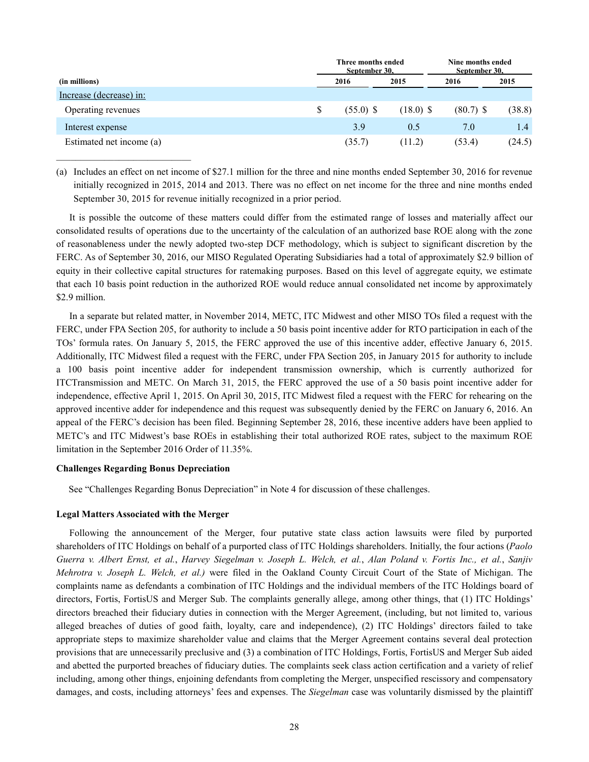| (in millions) | Three months ended September 30, | | Nine months ended September 30, | |
|---|---|---|---|---|
| | 2016 | 2015 | 2016 | 2015 |
| Increase (decrease) in: | | | | |
| Operating revenues | $ (55.0) | $ (18.0) | $ (80.7) | $ (38.8) |
| Interest expense | 3.9 | 0.5 | 7.0 | 1.4 |
| Estimated net income (a) | (35.7) | (11.2) | (53.4) | (24.5) |

(a) Includes an effect on net income of $27.1 million for the three and nine months ended September 30, 2016 for revenue initially recognized in 2015, 2014 and 2013. There was no effect on net income for the three and nine months ended September 30, 2015 for revenue initially recognized in a prior period.

It is possible the outcome of these matters could differ from the estimated range of losses and materially affect our consolidated results of operations due to the uncertainty of the calculation of an authorized base ROE along with the zone of reasonableness under the newly adopted two-step DCF methodology, which is subject to significant discretion by the FERC. As of September 30, 2016, our MISO Regulated Operating Subsidiaries had a total of approximately $2.9 billion of equity in their collective capital structures for ratemaking purposes. Based on this level of aggregate equity, we estimate that each 10 basis point reduction in the authorized ROE would reduce annual consolidated net income by approximately $2.9 million.

In a separate but related matter, in November 2014, METC, ITC Midwest and other MISO TOs filed a request with the FERC, under FPA Section 205, for authority to include a 50 basis point incentive adder for RTO participation in each of the TOs' formula rates. On January 5, 2015, the FERC approved the use of this incentive adder, effective January 6, 2015. Additionally, ITC Midwest filed a request with the FERC, under FPA Section 205, in January 2015 for authority to include a 100 basis point incentive adder for independent transmission ownership, which is currently authorized for ITCTransmission and METC. On March 31, 2015, the FERC approved the use of a 50 basis point incentive adder for independence, effective April 1, 2015. On April 30, 2015, ITC Midwest filed a request with the FERC for rehearing on the approved incentive adder for independence and this request was subsequently denied by the FERC on January 6, 2016. An appeal of the FERC's decision has been filed. Beginning September 28, 2016, these incentive adders have been applied to METC's and ITC Midwest's base ROEs in establishing their total authorized ROE rates, subject to the maximum ROE limitation in the September 2016 Order of 11.35%.

**Challenges Regarding Bonus Depreciation**

See "Challenges Regarding Bonus Depreciation" in Note 4 for discussion of these challenges.

**Legal Matters Associated with the Merger**

Following the announcement of the Merger, four putative state class action lawsuits were filed by purported shareholders of ITC Holdings on behalf of a purported class of ITC Holdings shareholders. Initially, the four actions (*Paolo Guerra v. Albert Ernst, et al.*, *Harvey Siegelman v. Joseph L. Welch, et al.*, *Alan Poland v. Fortis Inc., et al.*, *Sanjiv Mehrotra v. Joseph L. Welch, et al.)* were filed in the Oakland County Circuit Court of the State of Michigan. The complaints name as defendants a combination of ITC Holdings and the individual members of the ITC Holdings board of directors, Fortis, FortisUS and Merger Sub. The complaints generally allege, among other things, that (1) ITC Holdings' directors breached their fiduciary duties in connection with the Merger Agreement, (including, but not limited to, various alleged breaches of duties of good faith, loyalty, care and independence), (2) ITC Holdings' directors failed to take appropriate steps to maximize shareholder value and claims that the Merger Agreement contains several deal protection provisions that are unnecessarily preclusive and (3) a combination of ITC Holdings, Fortis, FortisUS and Merger Sub aided and abetted the purported breaches of fiduciary duties. The complaints seek class action certification and a variety of relief including, among other things, enjoining defendants from completing the Merger, unspecified rescissory and compensatory damages, and costs, including attorneys' fees and expenses. The *Siegelman* case was voluntarily dismissed by the plaintiff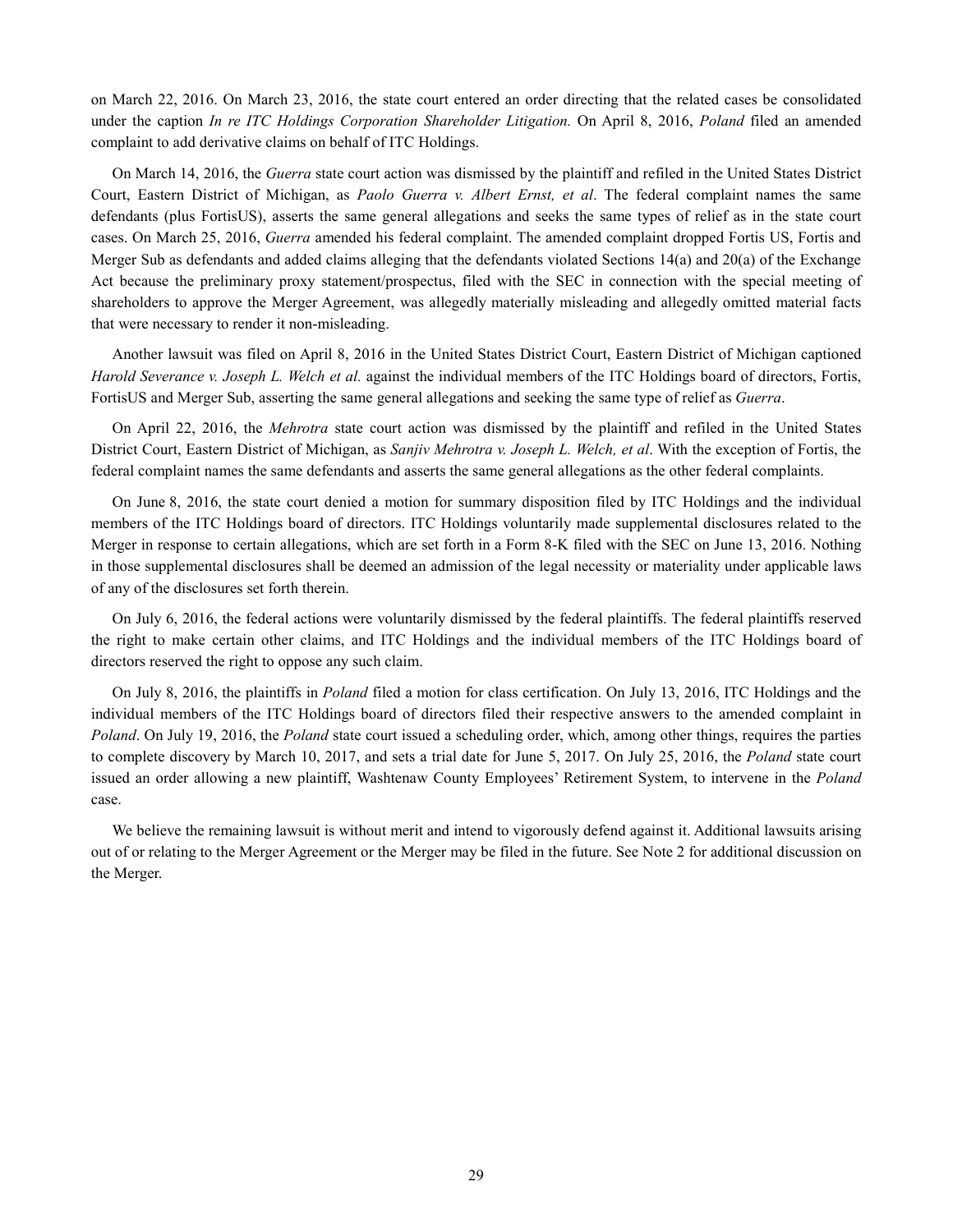on March 22, 2016. On March 23, 2016, the state court entered an order directing that the related cases be consolidated under the caption *In re ITC Holdings Corporation Shareholder Litigation.* On April 8, 2016, *Poland* filed an amended complaint to add derivative claims on behalf of ITC Holdings.

On March 14, 2016, the *Guerra* state court action was dismissed by the plaintiff and refiled in the United States District Court, Eastern District of Michigan, as *Paolo Guerra v. Albert Ernst, et al*. The federal complaint names the same defendants (plus FortisUS), asserts the same general allegations and seeks the same types of relief as in the state court cases. On March 25, 2016, *Guerra* amended his federal complaint. The amended complaint dropped Fortis US, Fortis and Merger Sub as defendants and added claims alleging that the defendants violated Sections 14(a) and 20(a) of the Exchange Act because the preliminary proxy statement/prospectus, filed with the SEC in connection with the special meeting of shareholders to approve the Merger Agreement, was allegedly materially misleading and allegedly omitted material facts that were necessary to render it non-misleading.

Another lawsuit was filed on April 8, 2016 in the United States District Court, Eastern District of Michigan captioned *Harold Severance v. Joseph L. Welch et al.* against the individual members of the ITC Holdings board of directors, Fortis, FortisUS and Merger Sub, asserting the same general allegations and seeking the same type of relief as *Guerra*.

On April 22, 2016, the *Mehrotra* state court action was dismissed by the plaintiff and refiled in the United States District Court, Eastern District of Michigan, as *Sanjiv Mehrotra v. Joseph L. Welch, et al*. With the exception of Fortis, the federal complaint names the same defendants and asserts the same general allegations as the other federal complaints.

On June 8, 2016, the state court denied a motion for summary disposition filed by ITC Holdings and the individual members of the ITC Holdings board of directors. ITC Holdings voluntarily made supplemental disclosures related to the Merger in response to certain allegations, which are set forth in a Form 8-K filed with the SEC on June 13, 2016. Nothing in those supplemental disclosures shall be deemed an admission of the legal necessity or materiality under applicable laws of any of the disclosures set forth therein.

On July 6, 2016, the federal actions were voluntarily dismissed by the federal plaintiffs. The federal plaintiffs reserved the right to make certain other claims, and ITC Holdings and the individual members of the ITC Holdings board of directors reserved the right to oppose any such claim.

On July 8, 2016, the plaintiffs in *Poland* filed a motion for class certification. On July 13, 2016, ITC Holdings and the individual members of the ITC Holdings board of directors filed their respective answers to the amended complaint in *Poland*. On July 19, 2016, the *Poland* state court issued a scheduling order, which, among other things, requires the parties to complete discovery by March 10, 2017, and sets a trial date for June 5, 2017. On July 25, 2016, the *Poland* state court issued an order allowing a new plaintiff, Washtenaw County Employees' Retirement System, to intervene in the *Poland* case.

We believe the remaining lawsuit is without merit and intend to vigorously defend against it. Additional lawsuits arising out of or relating to the Merger Agreement or the Merger may be filed in the future. See Note 2 for additional discussion on the Merger.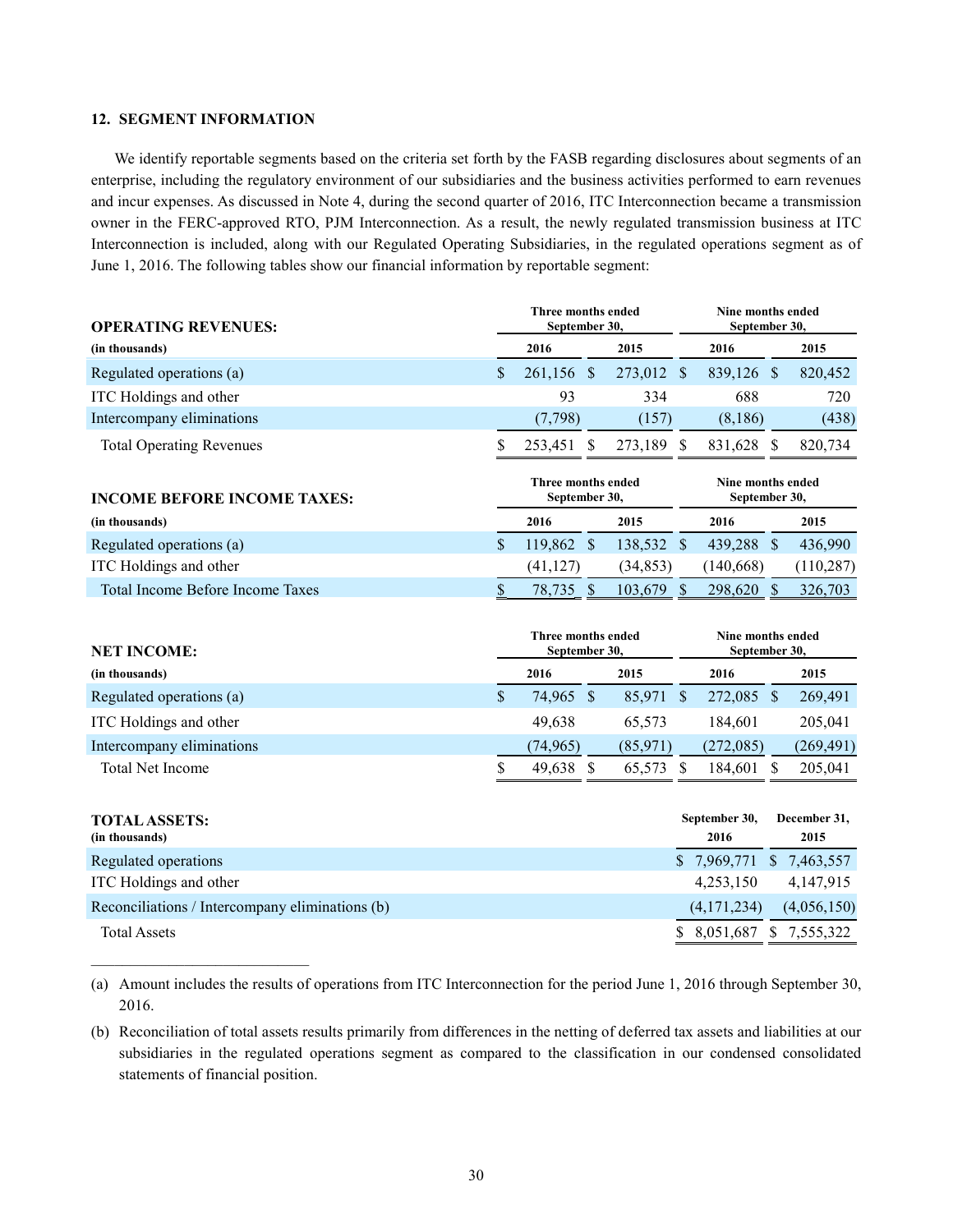## 12. SEGMENT INFORMATION

We identify reportable segments based on the criteria set forth by the FASB regarding disclosures about segments of an enterprise, including the regulatory environment of our subsidiaries and the business activities performed to earn revenues and incur expenses. As discussed in Note 4, during the second quarter of 2016, ITC Interconnection became a transmission owner in the FERC-approved RTO, PJM Interconnection. As a result, the newly regulated transmission business at ITC Interconnection is included, along with our Regulated Operating Subsidiaries, in the regulated operations segment as of June 1, 2016. The following tables show our financial information by reportable segment:

| **OPERATING REVENUES:** | Three months ended September 30, | | Nine months ended September 30, | |
|---|---|---|---|---|
| (in thousands) | 2016 | 2015 | 2016 | 2015 |
| Regulated operations (a) | $ 261,156 | $ 273,012 | $ 839,126 | $ 820,452 |
| ITC Holdings and other | 93 | 334 | 688 | 720 |
| Intercompany eliminations | (7,798) | (157) | (8,186) | (438) |
| Total Operating Revenues | $ 253,451 | $ 273,189 | $ 831,628 | $ 820,734 |

| **INCOME BEFORE INCOME TAXES:** | Three months ended September 30, | | Nine months ended September 30, | |
|---|---|---|---|---|
| (in thousands) | 2016 | 2015 | 2016 | 2015 |
| Regulated operations (a) | $ 119,862 | $ 138,532 | $ 439,288 | $ 436,990 |
| ITC Holdings and other | (41,127) | (34,853) | (140,668) | (110,287) |
| Total Income Before Income Taxes | $ 78,735 | $ 103,679 | $ 298,620 | $ 326,703 |

| **NET INCOME:** | Three months ended September 30, | | Nine months ended September 30, | |
|---|---|---|---|---|
| (in thousands) | 2016 | 2015 | 2016 | 2015 |
| Regulated operations (a) | $ 74,965 | $ 85,971 | $ 272,085 | $ 269,491 |
| ITC Holdings and other | 49,638 | 65,573 | 184,601 | 205,041 |
| Intercompany eliminations | (74,965) | (85,971) | (272,085) | (269,491) |
| Total Net Income | $ 49,638 | $ 65,573 | $ 184,601 | $ 205,041 |

| **TOTAL ASSETS:** (in thousands) | September 30, 2016 | December 31, 2015 |
|---|---|---|
| Regulated operations | $ 7,969,771 | $ 7,463,557 |
| ITC Holdings and other | 4,253,150 | 4,147,915 |
| Reconciliations / Intercompany eliminations (b) | (4,171,234) | (4,056,150) |
| Total Assets | $ 8,051,687 | $ 7,555,322 |

---

(a) Amount includes the results of operations from ITC Interconnection for the period June 1, 2016 through September 30, 2016.

(b) Reconciliation of total assets results primarily from differences in the netting of deferred tax assets and liabilities at our subsidiaries in the regulated operations segment as compared to the classification in our condensed consolidated statements of financial position.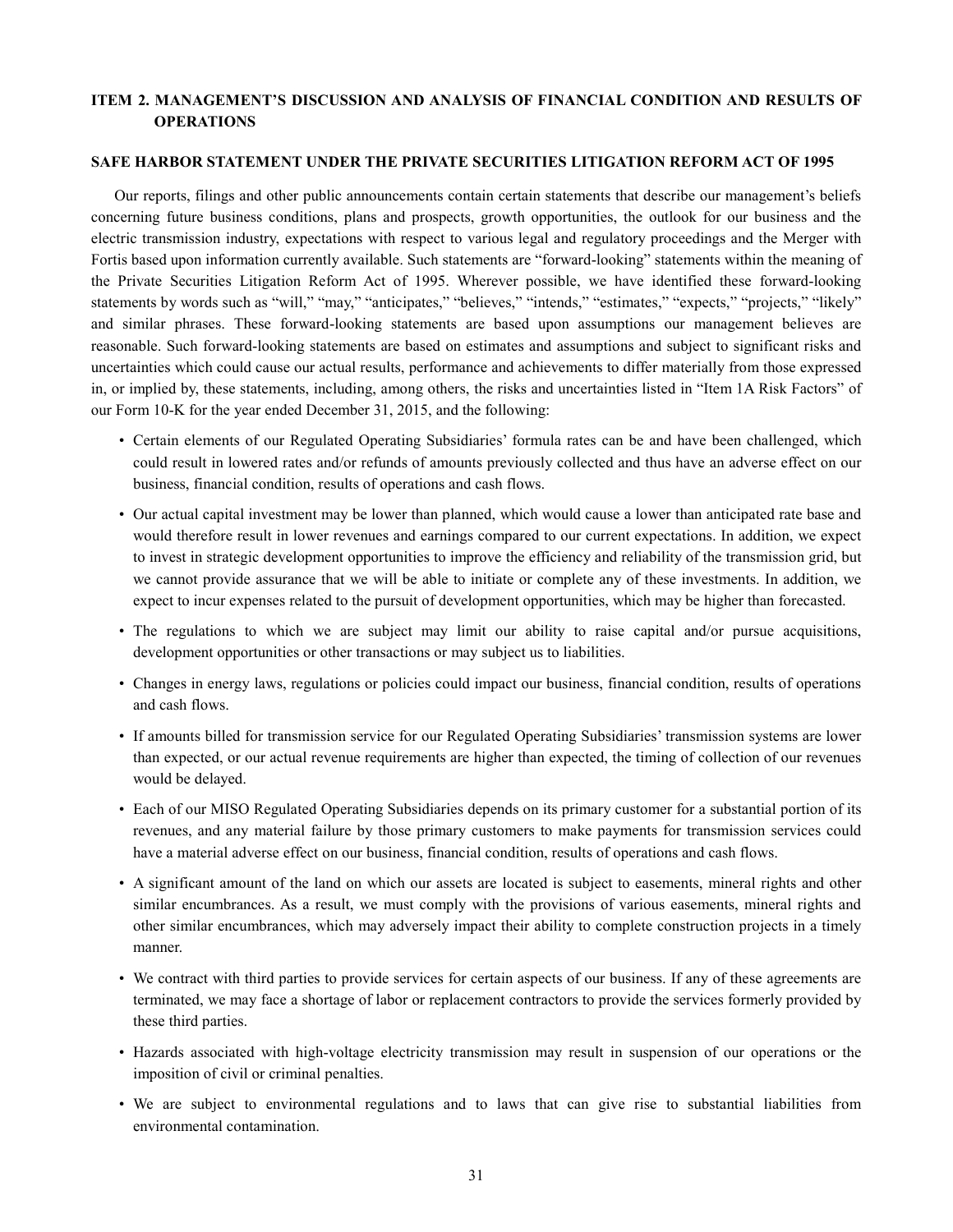## ITEM 2. MANAGEMENT'S DISCUSSION AND ANALYSIS OF FINANCIAL CONDITION AND RESULTS OF OPERATIONS

### SAFE HARBOR STATEMENT UNDER THE PRIVATE SECURITIES LITIGATION REFORM ACT OF 1995

Our reports, filings and other public announcements contain certain statements that describe our management's beliefs concerning future business conditions, plans and prospects, growth opportunities, the outlook for our business and the electric transmission industry, expectations with respect to various legal and regulatory proceedings and the Merger with Fortis based upon information currently available. Such statements are "forward-looking" statements within the meaning of the Private Securities Litigation Reform Act of 1995. Wherever possible, we have identified these forward-looking statements by words such as "will," "may," "anticipates," "believes," "intends," "estimates," "expects," "projects," "likely" and similar phrases. These forward-looking statements are based upon assumptions our management believes are reasonable. Such forward-looking statements are based on estimates and assumptions and subject to significant risks and uncertainties which could cause our actual results, performance and achievements to differ materially from those expressed in, or implied by, these statements, including, among others, the risks and uncertainties listed in "Item 1A Risk Factors" of our Form 10-K for the year ended December 31, 2015, and the following:

- Certain elements of our Regulated Operating Subsidiaries' formula rates can be and have been challenged, which could result in lowered rates and/or refunds of amounts previously collected and thus have an adverse effect on our business, financial condition, results of operations and cash flows.
- Our actual capital investment may be lower than planned, which would cause a lower than anticipated rate base and would therefore result in lower revenues and earnings compared to our current expectations. In addition, we expect to invest in strategic development opportunities to improve the efficiency and reliability of the transmission grid, but we cannot provide assurance that we will be able to initiate or complete any of these investments. In addition, we expect to incur expenses related to the pursuit of development opportunities, which may be higher than forecasted.
- The regulations to which we are subject may limit our ability to raise capital and/or pursue acquisitions, development opportunities or other transactions or may subject us to liabilities.
- Changes in energy laws, regulations or policies could impact our business, financial condition, results of operations and cash flows.
- If amounts billed for transmission service for our Regulated Operating Subsidiaries' transmission systems are lower than expected, or our actual revenue requirements are higher than expected, the timing of collection of our revenues would be delayed.
- Each of our MISO Regulated Operating Subsidiaries depends on its primary customer for a substantial portion of its revenues, and any material failure by those primary customers to make payments for transmission services could have a material adverse effect on our business, financial condition, results of operations and cash flows.
- A significant amount of the land on which our assets are located is subject to easements, mineral rights and other similar encumbrances. As a result, we must comply with the provisions of various easements, mineral rights and other similar encumbrances, which may adversely impact their ability to complete construction projects in a timely manner.
- We contract with third parties to provide services for certain aspects of our business. If any of these agreements are terminated, we may face a shortage of labor or replacement contractors to provide the services formerly provided by these third parties.
- Hazards associated with high-voltage electricity transmission may result in suspension of our operations or the imposition of civil or criminal penalties.
- We are subject to environmental regulations and to laws that can give rise to substantial liabilities from environmental contamination.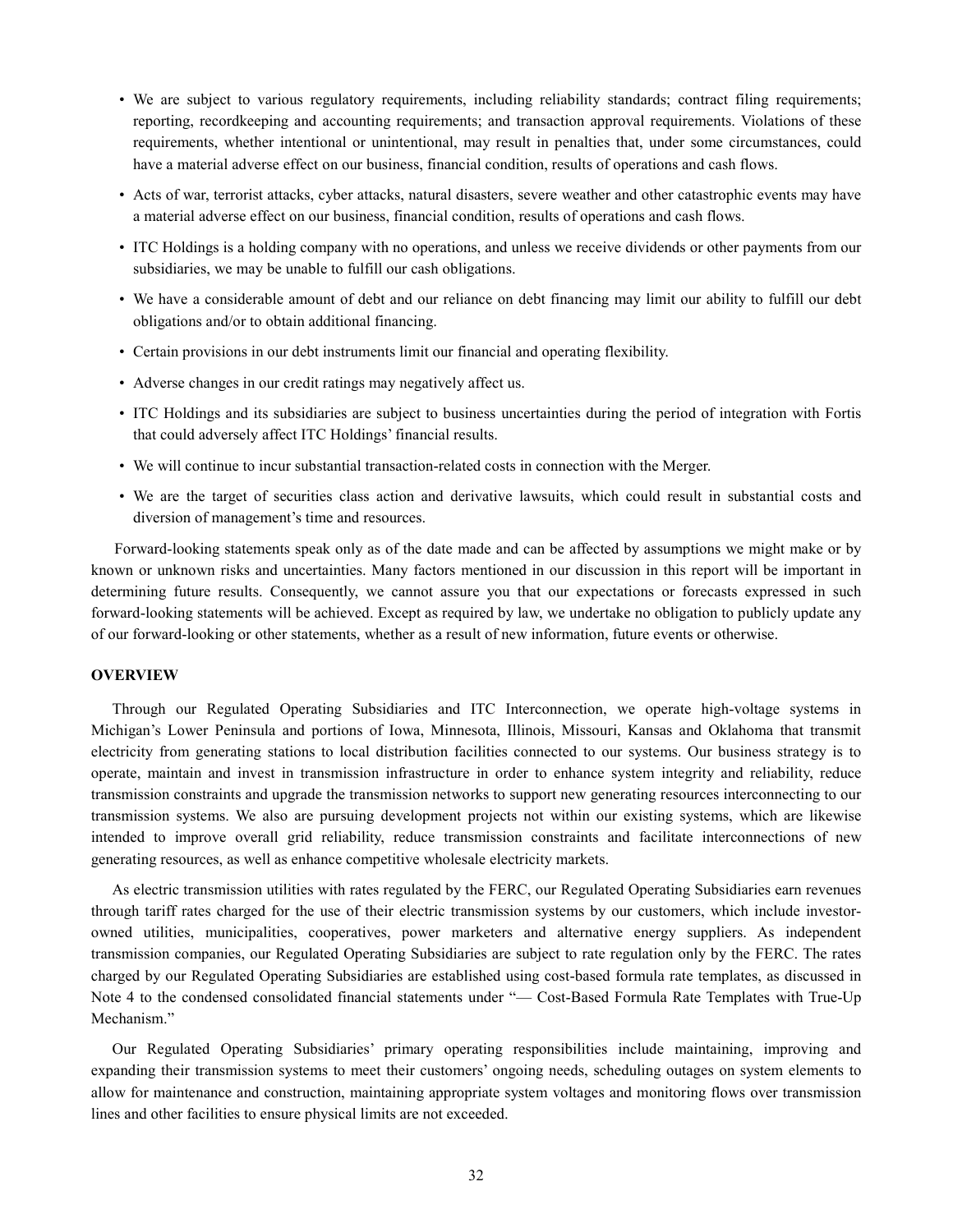- We are subject to various regulatory requirements, including reliability standards; contract filing requirements; reporting, recordkeeping and accounting requirements; and transaction approval requirements. Violations of these requirements, whether intentional or unintentional, may result in penalties that, under some circumstances, could have a material adverse effect on our business, financial condition, results of operations and cash flows.
- Acts of war, terrorist attacks, cyber attacks, natural disasters, severe weather and other catastrophic events may have a material adverse effect on our business, financial condition, results of operations and cash flows.
- ITC Holdings is a holding company with no operations, and unless we receive dividends or other payments from our subsidiaries, we may be unable to fulfill our cash obligations.
- We have a considerable amount of debt and our reliance on debt financing may limit our ability to fulfill our debt obligations and/or to obtain additional financing.
- Certain provisions in our debt instruments limit our financial and operating flexibility.
- Adverse changes in our credit ratings may negatively affect us.
- ITC Holdings and its subsidiaries are subject to business uncertainties during the period of integration with Fortis that could adversely affect ITC Holdings' financial results.
- We will continue to incur substantial transaction-related costs in connection with the Merger.
- We are the target of securities class action and derivative lawsuits, which could result in substantial costs and diversion of management's time and resources.

Forward-looking statements speak only as of the date made and can be affected by assumptions we might make or by known or unknown risks and uncertainties. Many factors mentioned in our discussion in this report will be important in determining future results. Consequently, we cannot assure you that our expectations or forecasts expressed in such forward-looking statements will be achieved. Except as required by law, we undertake no obligation to publicly update any of our forward-looking or other statements, whether as a result of new information, future events or otherwise.

## OVERVIEW

Through our Regulated Operating Subsidiaries and ITC Interconnection, we operate high-voltage systems in Michigan's Lower Peninsula and portions of Iowa, Minnesota, Illinois, Missouri, Kansas and Oklahoma that transmit electricity from generating stations to local distribution facilities connected to our systems. Our business strategy is to operate, maintain and invest in transmission infrastructure in order to enhance system integrity and reliability, reduce transmission constraints and upgrade the transmission networks to support new generating resources interconnecting to our transmission systems. We also are pursuing development projects not within our existing systems, which are likewise intended to improve overall grid reliability, reduce transmission constraints and facilitate interconnections of new generating resources, as well as enhance competitive wholesale electricity markets.

As electric transmission utilities with rates regulated by the FERC, our Regulated Operating Subsidiaries earn revenues through tariff rates charged for the use of their electric transmission systems by our customers, which include investor-owned utilities, municipalities, cooperatives, power marketers and alternative energy suppliers. As independent transmission companies, our Regulated Operating Subsidiaries are subject to rate regulation only by the FERC. The rates charged by our Regulated Operating Subsidiaries are established using cost-based formula rate templates, as discussed in Note 4 to the condensed consolidated financial statements under "— Cost-Based Formula Rate Templates with True-Up Mechanism."

Our Regulated Operating Subsidiaries' primary operating responsibilities include maintaining, improving and expanding their transmission systems to meet their customers' ongoing needs, scheduling outages on system elements to allow for maintenance and construction, maintaining appropriate system voltages and monitoring flows over transmission lines and other facilities to ensure physical limits are not exceeded.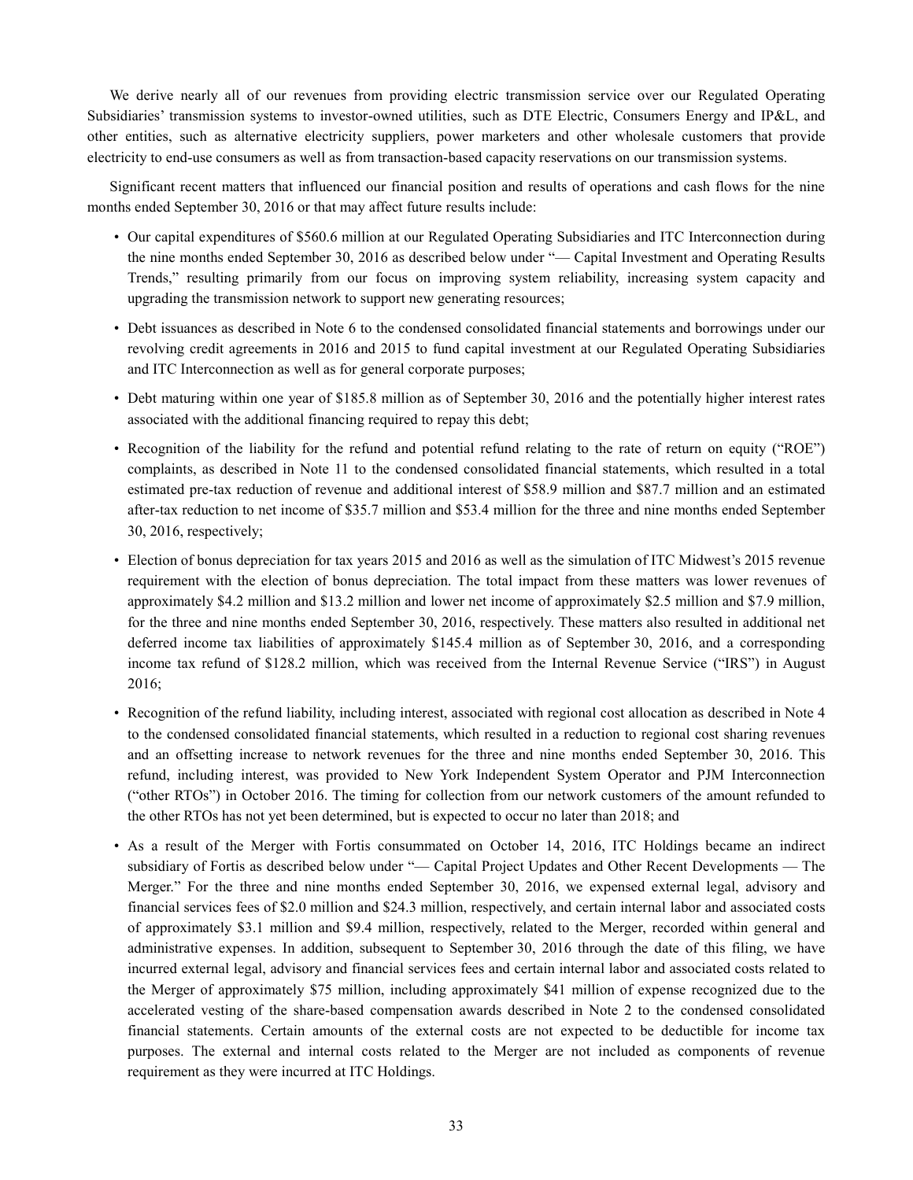We derive nearly all of our revenues from providing electric transmission service over our Regulated Operating Subsidiaries' transmission systems to investor-owned utilities, such as DTE Electric, Consumers Energy and IP&L, and other entities, such as alternative electricity suppliers, power marketers and other wholesale customers that provide electricity to end-use consumers as well as from transaction-based capacity reservations on our transmission systems.

Significant recent matters that influenced our financial position and results of operations and cash flows for the nine months ended September 30, 2016 or that may affect future results include:

- Our capital expenditures of $560.6 million at our Regulated Operating Subsidiaries and ITC Interconnection during the nine months ended September 30, 2016 as described below under "— Capital Investment and Operating Results Trends," resulting primarily from our focus on improving system reliability, increasing system capacity and upgrading the transmission network to support new generating resources;
- Debt issuances as described in Note 6 to the condensed consolidated financial statements and borrowings under our revolving credit agreements in 2016 and 2015 to fund capital investment at our Regulated Operating Subsidiaries and ITC Interconnection as well as for general corporate purposes;
- Debt maturing within one year of $185.8 million as of September 30, 2016 and the potentially higher interest rates associated with the additional financing required to repay this debt;
- Recognition of the liability for the refund and potential refund relating to the rate of return on equity ("ROE") complaints, as described in Note 11 to the condensed consolidated financial statements, which resulted in a total estimated pre-tax reduction of revenue and additional interest of $58.9 million and $87.7 million and an estimated after-tax reduction to net income of $35.7 million and $53.4 million for the three and nine months ended September 30, 2016, respectively;
- Election of bonus depreciation for tax years 2015 and 2016 as well as the simulation of ITC Midwest's 2015 revenue requirement with the election of bonus depreciation. The total impact from these matters was lower revenues of approximately $4.2 million and $13.2 million and lower net income of approximately $2.5 million and $7.9 million, for the three and nine months ended September 30, 2016, respectively. These matters also resulted in additional net deferred income tax liabilities of approximately $145.4 million as of September 30, 2016, and a corresponding income tax refund of $128.2 million, which was received from the Internal Revenue Service ("IRS") in August 2016;
- Recognition of the refund liability, including interest, associated with regional cost allocation as described in Note 4 to the condensed consolidated financial statements, which resulted in a reduction to regional cost sharing revenues and an offsetting increase to network revenues for the three and nine months ended September 30, 2016. This refund, including interest, was provided to New York Independent System Operator and PJM Interconnection ("other RTOs") in October 2016. The timing for collection from our network customers of the amount refunded to the other RTOs has not yet been determined, but is expected to occur no later than 2018; and
- As a result of the Merger with Fortis consummated on October 14, 2016, ITC Holdings became an indirect subsidiary of Fortis as described below under "— Capital Project Updates and Other Recent Developments — The Merger." For the three and nine months ended September 30, 2016, we expensed external legal, advisory and financial services fees of $2.0 million and $24.3 million, respectively, and certain internal labor and associated costs of approximately $3.1 million and $9.4 million, respectively, related to the Merger, recorded within general and administrative expenses. In addition, subsequent to September 30, 2016 through the date of this filing, we have incurred external legal, advisory and financial services fees and certain internal labor and associated costs related to the Merger of approximately $75 million, including approximately $41 million of expense recognized due to the accelerated vesting of the share-based compensation awards described in Note 2 to the condensed consolidated financial statements. Certain amounts of the external costs are not expected to be deductible for income tax purposes. The external and internal costs related to the Merger are not included as components of revenue requirement as they were incurred at ITC Holdings.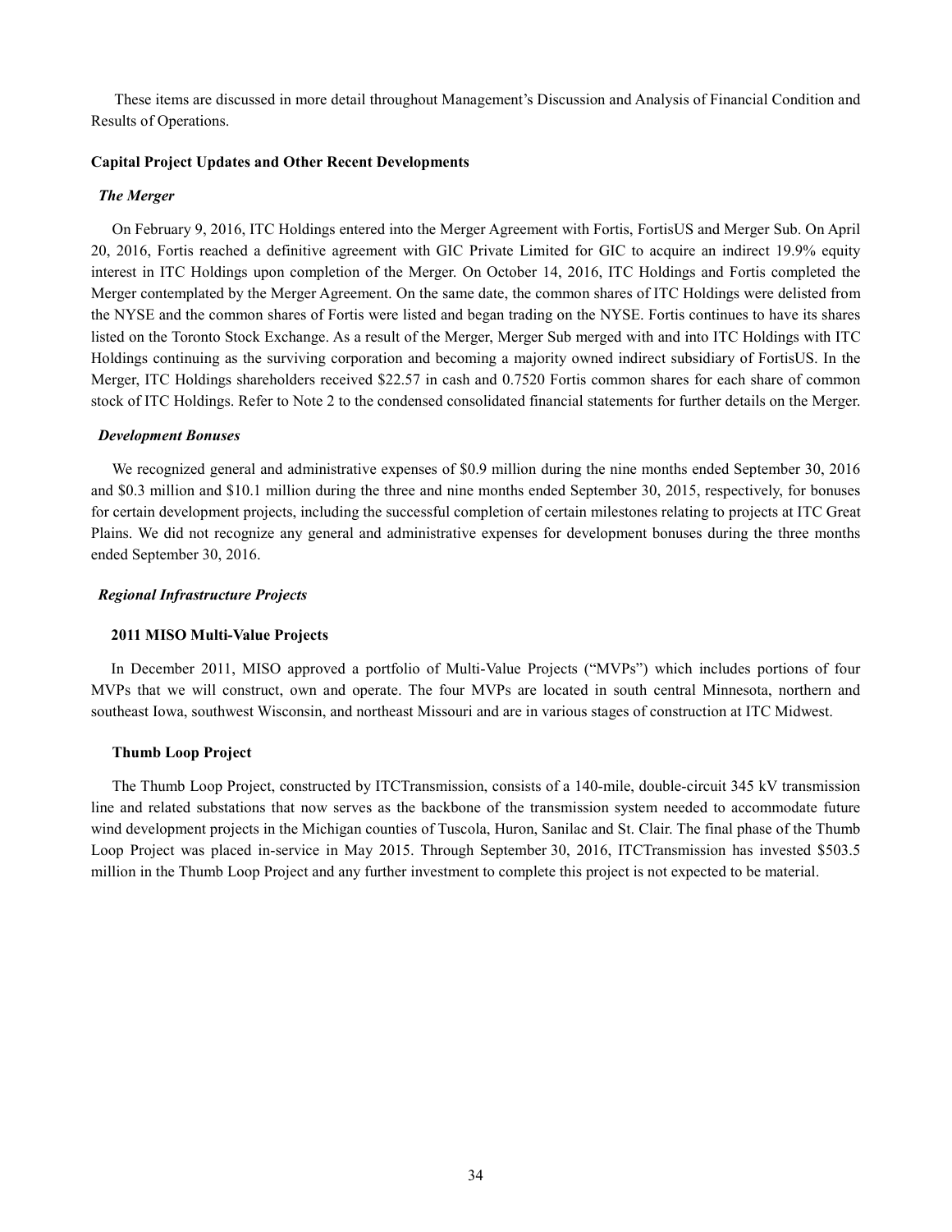These items are discussed in more detail throughout Management's Discussion and Analysis of Financial Condition and Results of Operations.

### Capital Project Updates and Other Recent Developments

#### *The Merger*

On February 9, 2016, ITC Holdings entered into the Merger Agreement with Fortis, FortisUS and Merger Sub. On April 20, 2016, Fortis reached a definitive agreement with GIC Private Limited for GIC to acquire an indirect 19.9% equity interest in ITC Holdings upon completion of the Merger. On October 14, 2016, ITC Holdings and Fortis completed the Merger contemplated by the Merger Agreement. On the same date, the common shares of ITC Holdings were delisted from the NYSE and the common shares of Fortis were listed and began trading on the NYSE. Fortis continues to have its shares listed on the Toronto Stock Exchange. As a result of the Merger, Merger Sub merged with and into ITC Holdings with ITC Holdings continuing as the surviving corporation and becoming a majority owned indirect subsidiary of FortisUS. In the Merger, ITC Holdings shareholders received $22.57 in cash and 0.7520 Fortis common shares for each share of common stock of ITC Holdings. Refer to Note 2 to the condensed consolidated financial statements for further details on the Merger.

#### *Development Bonuses*

We recognized general and administrative expenses of $0.9 million during the nine months ended September 30, 2016 and $0.3 million and $10.1 million during the three and nine months ended September 30, 2015, respectively, for bonuses for certain development projects, including the successful completion of certain milestones relating to projects at ITC Great Plains. We did not recognize any general and administrative expenses for development bonuses during the three months ended September 30, 2016.

#### *Regional Infrastructure Projects*

##### 2011 MISO Multi-Value Projects

In December 2011, MISO approved a portfolio of Multi-Value Projects ("MVPs") which includes portions of four MVPs that we will construct, own and operate. The four MVPs are located in south central Minnesota, northern and southeast Iowa, southwest Wisconsin, and northeast Missouri and are in various stages of construction at ITC Midwest.

##### Thumb Loop Project

The Thumb Loop Project, constructed by ITCTransmission, consists of a 140-mile, double-circuit 345 kV transmission line and related substations that now serves as the backbone of the transmission system needed to accommodate future wind development projects in the Michigan counties of Tuscola, Huron, Sanilac and St. Clair. The final phase of the Thumb Loop Project was placed in-service in May 2015. Through September 30, 2016, ITCTransmission has invested $503.5 million in the Thumb Loop Project and any further investment to complete this project is not expected to be material.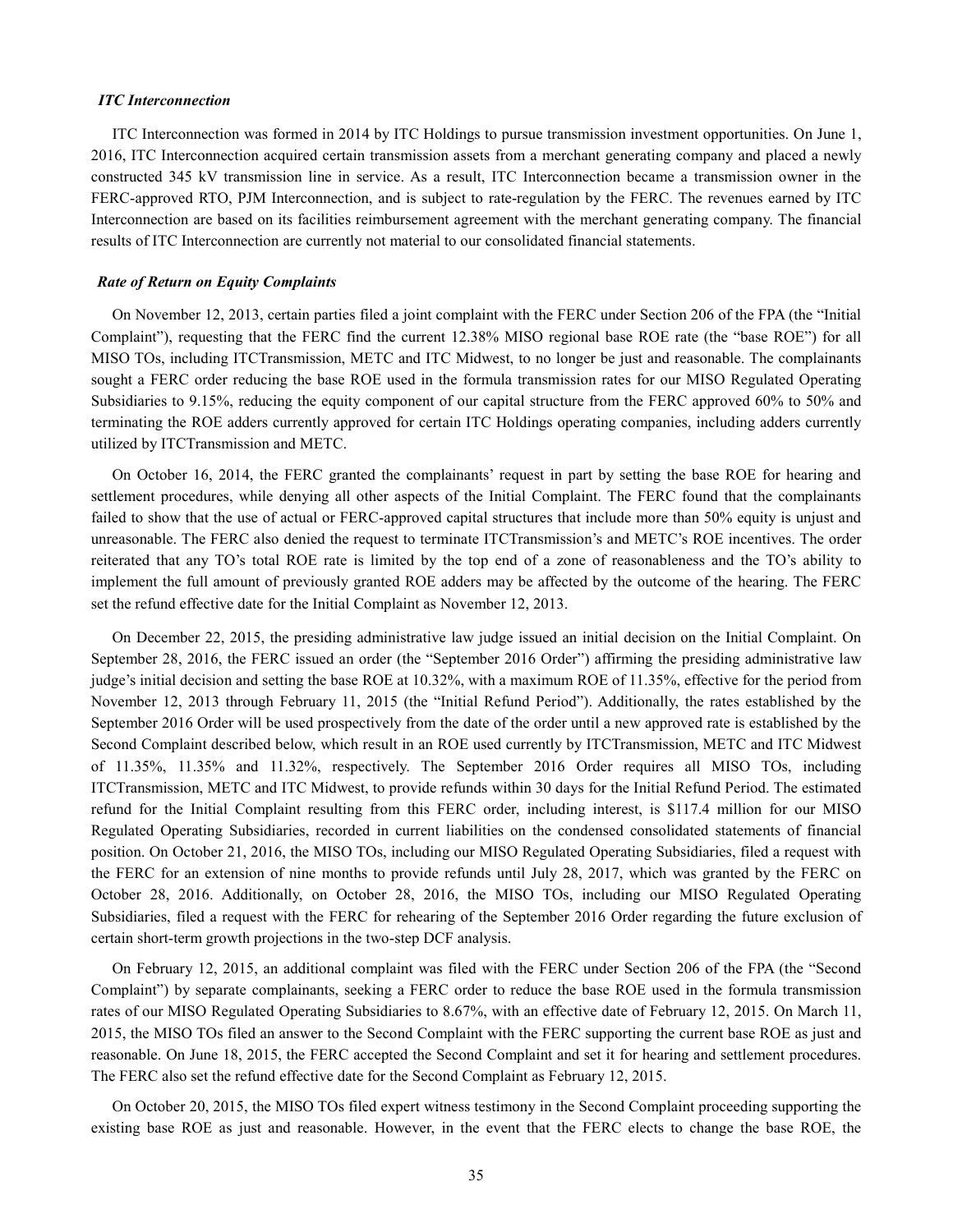### *ITC Interconnection*

ITC Interconnection was formed in 2014 by ITC Holdings to pursue transmission investment opportunities. On June 1, 2016, ITC Interconnection acquired certain transmission assets from a merchant generating company and placed a newly constructed 345 kV transmission line in service. As a result, ITC Interconnection became a transmission owner in the FERC-approved RTO, PJM Interconnection, and is subject to rate-regulation by the FERC. The revenues earned by ITC Interconnection are based on its facilities reimbursement agreement with the merchant generating company. The financial results of ITC Interconnection are currently not material to our consolidated financial statements.

### *Rate of Return on Equity Complaints*

On November 12, 2013, certain parties filed a joint complaint with the FERC under Section 206 of the FPA (the "Initial Complaint"), requesting that the FERC find the current 12.38% MISO regional base ROE rate (the "base ROE") for all MISO TOs, including ITCTransmission, METC and ITC Midwest, to no longer be just and reasonable. The complainants sought a FERC order reducing the base ROE used in the formula transmission rates for our MISO Regulated Operating Subsidiaries to 9.15%, reducing the equity component of our capital structure from the FERC approved 60% to 50% and terminating the ROE adders currently approved for certain ITC Holdings operating companies, including adders currently utilized by ITCTransmission and METC.

On October 16, 2014, the FERC granted the complainants' request in part by setting the base ROE for hearing and settlement procedures, while denying all other aspects of the Initial Complaint. The FERC found that the complainants failed to show that the use of actual or FERC-approved capital structures that include more than 50% equity is unjust and unreasonable. The FERC also denied the request to terminate ITCTransmission's and METC's ROE incentives. The order reiterated that any TO's total ROE rate is limited by the top end of a zone of reasonableness and the TO's ability to implement the full amount of previously granted ROE adders may be affected by the outcome of the hearing. The FERC set the refund effective date for the Initial Complaint as November 12, 2013.

On December 22, 2015, the presiding administrative law judge issued an initial decision on the Initial Complaint. On September 28, 2016, the FERC issued an order (the "September 2016 Order") affirming the presiding administrative law judge's initial decision and setting the base ROE at 10.32%, with a maximum ROE of 11.35%, effective for the period from November 12, 2013 through February 11, 2015 (the "Initial Refund Period"). Additionally, the rates established by the September 2016 Order will be used prospectively from the date of the order until a new approved rate is established by the Second Complaint described below, which result in an ROE used currently by ITCTransmission, METC and ITC Midwest of 11.35%, 11.35% and 11.32%, respectively. The September 2016 Order requires all MISO TOs, including ITCTransmission, METC and ITC Midwest, to provide refunds within 30 days for the Initial Refund Period. The estimated refund for the Initial Complaint resulting from this FERC order, including interest, is $117.4 million for our MISO Regulated Operating Subsidiaries, recorded in current liabilities on the condensed consolidated statements of financial position. On October 21, 2016, the MISO TOs, including our MISO Regulated Operating Subsidiaries, filed a request with the FERC for an extension of nine months to provide refunds until July 28, 2017, which was granted by the FERC on October 28, 2016. Additionally, on October 28, 2016, the MISO TOs, including our MISO Regulated Operating Subsidiaries, filed a request with the FERC for rehearing of the September 2016 Order regarding the future exclusion of certain short-term growth projections in the two-step DCF analysis.

On February 12, 2015, an additional complaint was filed with the FERC under Section 206 of the FPA (the "Second Complaint") by separate complainants, seeking a FERC order to reduce the base ROE used in the formula transmission rates of our MISO Regulated Operating Subsidiaries to 8.67%, with an effective date of February 12, 2015. On March 11, 2015, the MISO TOs filed an answer to the Second Complaint with the FERC supporting the current base ROE as just and reasonable. On June 18, 2015, the FERC accepted the Second Complaint and set it for hearing and settlement procedures. The FERC also set the refund effective date for the Second Complaint as February 12, 2015.

On October 20, 2015, the MISO TOs filed expert witness testimony in the Second Complaint proceeding supporting the existing base ROE as just and reasonable. However, in the event that the FERC elects to change the base ROE, the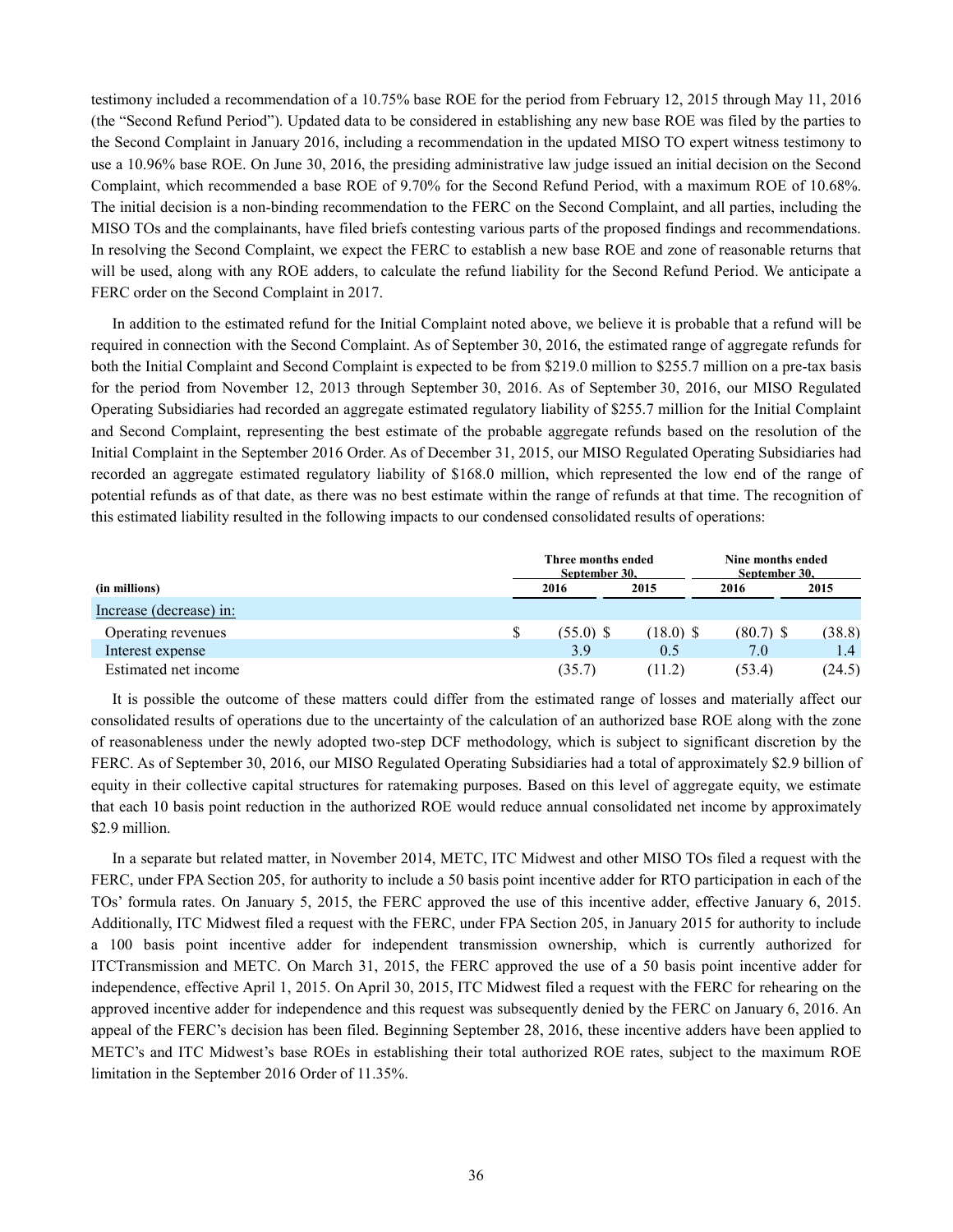testimony included a recommendation of a 10.75% base ROE for the period from February 12, 2015 through May 11, 2016 (the "Second Refund Period"). Updated data to be considered in establishing any new base ROE was filed by the parties to the Second Complaint in January 2016, including a recommendation in the updated MISO TO expert witness testimony to use a 10.96% base ROE. On June 30, 2016, the presiding administrative law judge issued an initial decision on the Second Complaint, which recommended a base ROE of 9.70% for the Second Refund Period, with a maximum ROE of 10.68%. The initial decision is a non-binding recommendation to the FERC on the Second Complaint, and all parties, including the MISO TOs and the complainants, have filed briefs contesting various parts of the proposed findings and recommendations. In resolving the Second Complaint, we expect the FERC to establish a new base ROE and zone of reasonable returns that will be used, along with any ROE adders, to calculate the refund liability for the Second Refund Period. We anticipate a FERC order on the Second Complaint in 2017.

In addition to the estimated refund for the Initial Complaint noted above, we believe it is probable that a refund will be required in connection with the Second Complaint. As of September 30, 2016, the estimated range of aggregate refunds for both the Initial Complaint and Second Complaint is expected to be from $219.0 million to $255.7 million on a pre-tax basis for the period from November 12, 2013 through September 30, 2016. As of September 30, 2016, our MISO Regulated Operating Subsidiaries had recorded an aggregate estimated regulatory liability of $255.7 million for the Initial Complaint and Second Complaint, representing the best estimate of the probable aggregate refunds based on the resolution of the Initial Complaint in the September 2016 Order. As of December 31, 2015, our MISO Regulated Operating Subsidiaries had recorded an aggregate estimated regulatory liability of $168.0 million, which represented the low end of the range of potential refunds as of that date, as there was no best estimate within the range of refunds at that time. The recognition of this estimated liability resulted in the following impacts to our condensed consolidated results of operations:

| (in millions) | Three months ended September 30, 2016 | Three months ended September 30, 2015 | Nine months ended September 30, 2016 | Nine months ended September 30, 2015 |
|---|---|---|---|---|
| Increase (decrease) in: | | | | |
| Operating revenues | $ (55.0) | $ (18.0) | $ (80.7) | $ (38.8) |
| Interest expense | 3.9 | 0.5 | 7.0 | 1.4 |
| Estimated net income | (35.7) | (11.2) | (53.4) | (24.5) |

It is possible the outcome of these matters could differ from the estimated range of losses and materially affect our consolidated results of operations due to the uncertainty of the calculation of an authorized base ROE along with the zone of reasonableness under the newly adopted two-step DCF methodology, which is subject to significant discretion by the FERC. As of September 30, 2016, our MISO Regulated Operating Subsidiaries had a total of approximately $2.9 billion of equity in their collective capital structures for ratemaking purposes. Based on this level of aggregate equity, we estimate that each 10 basis point reduction in the authorized ROE would reduce annual consolidated net income by approximately $2.9 million.

In a separate but related matter, in November 2014, METC, ITC Midwest and other MISO TOs filed a request with the FERC, under FPA Section 205, for authority to include a 50 basis point incentive adder for RTO participation in each of the TOs' formula rates. On January 5, 2015, the FERC approved the use of this incentive adder, effective January 6, 2015. Additionally, ITC Midwest filed a request with the FERC, under FPA Section 205, in January 2015 for authority to include a 100 basis point incentive adder for independent transmission ownership, which is currently authorized for ITCTransmission and METC. On March 31, 2015, the FERC approved the use of a 50 basis point incentive adder for independence, effective April 1, 2015. On April 30, 2015, ITC Midwest filed a request with the FERC for rehearing on the approved incentive adder for independence and this request was subsequently denied by the FERC on January 6, 2016. An appeal of the FERC's decision has been filed. Beginning September 28, 2016, these incentive adders have been applied to METC's and ITC Midwest's base ROEs in establishing their total authorized ROE rates, subject to the maximum ROE limitation in the September 2016 Order of 11.35%.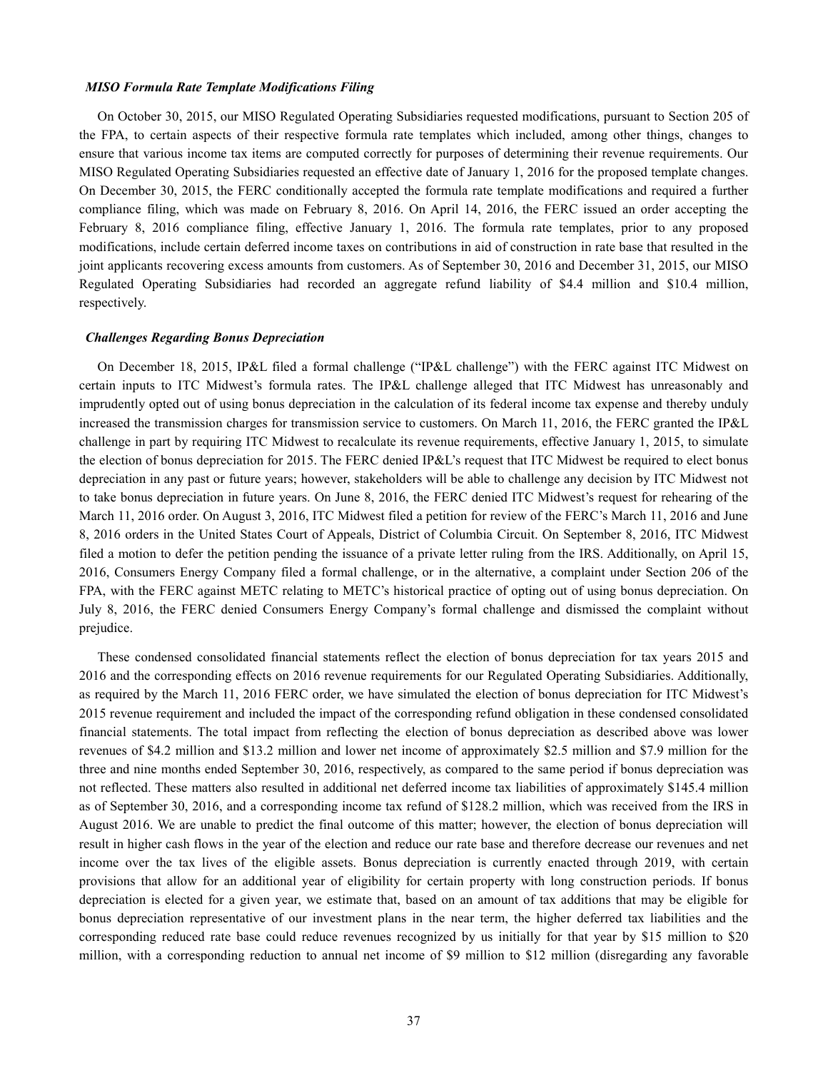### *MISO Formula Rate Template Modifications Filing*

On October 30, 2015, our MISO Regulated Operating Subsidiaries requested modifications, pursuant to Section 205 of the FPA, to certain aspects of their respective formula rate templates which included, among other things, changes to ensure that various income tax items are computed correctly for purposes of determining their revenue requirements. Our MISO Regulated Operating Subsidiaries requested an effective date of January 1, 2016 for the proposed template changes. On December 30, 2015, the FERC conditionally accepted the formula rate template modifications and required a further compliance filing, which was made on February 8, 2016. On April 14, 2016, the FERC issued an order accepting the February 8, 2016 compliance filing, effective January 1, 2016. The formula rate templates, prior to any proposed modifications, include certain deferred income taxes on contributions in aid of construction in rate base that resulted in the joint applicants recovering excess amounts from customers. As of September 30, 2016 and December 31, 2015, our MISO Regulated Operating Subsidiaries had recorded an aggregate refund liability of $4.4 million and $10.4 million, respectively.

### *Challenges Regarding Bonus Depreciation*

On December 18, 2015, IP&L filed a formal challenge ("IP&L challenge") with the FERC against ITC Midwest on certain inputs to ITC Midwest's formula rates. The IP&L challenge alleged that ITC Midwest has unreasonably and imprudently opted out of using bonus depreciation in the calculation of its federal income tax expense and thereby unduly increased the transmission charges for transmission service to customers. On March 11, 2016, the FERC granted the IP&L challenge in part by requiring ITC Midwest to recalculate its revenue requirements, effective January 1, 2015, to simulate the election of bonus depreciation for 2015. The FERC denied IP&L's request that ITC Midwest be required to elect bonus depreciation in any past or future years; however, stakeholders will be able to challenge any decision by ITC Midwest not to take bonus depreciation in future years. On June 8, 2016, the FERC denied ITC Midwest's request for rehearing of the March 11, 2016 order. On August 3, 2016, ITC Midwest filed a petition for review of the FERC's March 11, 2016 and June 8, 2016 orders in the United States Court of Appeals, District of Columbia Circuit. On September 8, 2016, ITC Midwest filed a motion to defer the petition pending the issuance of a private letter ruling from the IRS. Additionally, on April 15, 2016, Consumers Energy Company filed a formal challenge, or in the alternative, a complaint under Section 206 of the FPA, with the FERC against METC relating to METC's historical practice of opting out of using bonus depreciation. On July 8, 2016, the FERC denied Consumers Energy Company's formal challenge and dismissed the complaint without prejudice.

These condensed consolidated financial statements reflect the election of bonus depreciation for tax years 2015 and 2016 and the corresponding effects on 2016 revenue requirements for our Regulated Operating Subsidiaries. Additionally, as required by the March 11, 2016 FERC order, we have simulated the election of bonus depreciation for ITC Midwest's 2015 revenue requirement and included the impact of the corresponding refund obligation in these condensed consolidated financial statements. The total impact from reflecting the election of bonus depreciation as described above was lower revenues of $4.2 million and $13.2 million and lower net income of approximately $2.5 million and $7.9 million for the three and nine months ended September 30, 2016, respectively, as compared to the same period if bonus depreciation was not reflected. These matters also resulted in additional net deferred income tax liabilities of approximately $145.4 million as of September 30, 2016, and a corresponding income tax refund of $128.2 million, which was received from the IRS in August 2016. We are unable to predict the final outcome of this matter; however, the election of bonus depreciation will result in higher cash flows in the year of the election and reduce our rate base and therefore decrease our revenues and net income over the tax lives of the eligible assets. Bonus depreciation is currently enacted through 2019, with certain provisions that allow for an additional year of eligibility for certain property with long construction periods. If bonus depreciation is elected for a given year, we estimate that, based on an amount of tax additions that may be eligible for bonus depreciation representative of our investment plans in the near term, the higher deferred tax liabilities and the corresponding reduced rate base could reduce revenues recognized by us initially for that year by $15 million to $20 million, with a corresponding reduction to annual net income of $9 million to $12 million (disregarding any favorable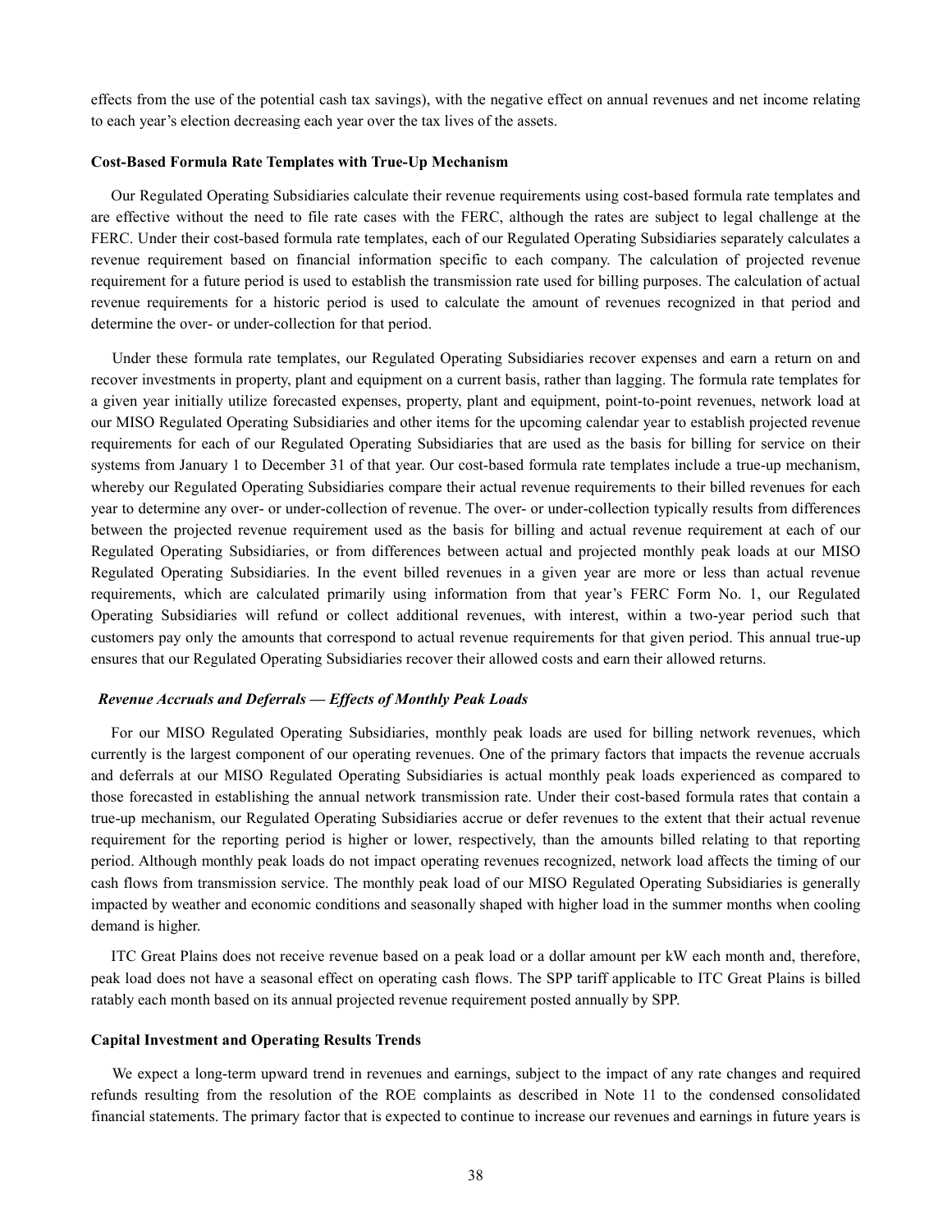effects from the use of the potential cash tax savings), with the negative effect on annual revenues and net income relating to each year's election decreasing each year over the tax lives of the assets.

**Cost-Based Formula Rate Templates with True-Up Mechanism**

Our Regulated Operating Subsidiaries calculate their revenue requirements using cost-based formula rate templates and are effective without the need to file rate cases with the FERC, although the rates are subject to legal challenge at the FERC. Under their cost-based formula rate templates, each of our Regulated Operating Subsidiaries separately calculates a revenue requirement based on financial information specific to each company. The calculation of projected revenue requirement for a future period is used to establish the transmission rate used for billing purposes. The calculation of actual revenue requirements for a historic period is used to calculate the amount of revenues recognized in that period and determine the over- or under-collection for that period.

Under these formula rate templates, our Regulated Operating Subsidiaries recover expenses and earn a return on and recover investments in property, plant and equipment on a current basis, rather than lagging. The formula rate templates for a given year initially utilize forecasted expenses, property, plant and equipment, point-to-point revenues, network load at our MISO Regulated Operating Subsidiaries and other items for the upcoming calendar year to establish projected revenue requirements for each of our Regulated Operating Subsidiaries that are used as the basis for billing for service on their systems from January 1 to December 31 of that year. Our cost-based formula rate templates include a true-up mechanism, whereby our Regulated Operating Subsidiaries compare their actual revenue requirements to their billed revenues for each year to determine any over- or under-collection of revenue. The over- or under-collection typically results from differences between the projected revenue requirement used as the basis for billing and actual revenue requirement at each of our Regulated Operating Subsidiaries, or from differences between actual and projected monthly peak loads at our MISO Regulated Operating Subsidiaries. In the event billed revenues in a given year are more or less than actual revenue requirements, which are calculated primarily using information from that year's FERC Form No. 1, our Regulated Operating Subsidiaries will refund or collect additional revenues, with interest, within a two-year period such that customers pay only the amounts that correspond to actual revenue requirements for that given period. This annual true-up ensures that our Regulated Operating Subsidiaries recover their allowed costs and earn their allowed returns.

***Revenue Accruals and Deferrals — Effects of Monthly Peak Loads***

For our MISO Regulated Operating Subsidiaries, monthly peak loads are used for billing network revenues, which currently is the largest component of our operating revenues. One of the primary factors that impacts the revenue accruals and deferrals at our MISO Regulated Operating Subsidiaries is actual monthly peak loads experienced as compared to those forecasted in establishing the annual network transmission rate. Under their cost-based formula rates that contain a true-up mechanism, our Regulated Operating Subsidiaries accrue or defer revenues to the extent that their actual revenue requirement for the reporting period is higher or lower, respectively, than the amounts billed relating to that reporting period. Although monthly peak loads do not impact operating revenues recognized, network load affects the timing of our cash flows from transmission service. The monthly peak load of our MISO Regulated Operating Subsidiaries is generally impacted by weather and economic conditions and seasonally shaped with higher load in the summer months when cooling demand is higher.

ITC Great Plains does not receive revenue based on a peak load or a dollar amount per kW each month and, therefore, peak load does not have a seasonal effect on operating cash flows. The SPP tariff applicable to ITC Great Plains is billed ratably each month based on its annual projected revenue requirement posted annually by SPP.

**Capital Investment and Operating Results Trends**

We expect a long-term upward trend in revenues and earnings, subject to the impact of any rate changes and required refunds resulting from the resolution of the ROE complaints as described in Note 11 to the condensed consolidated financial statements. The primary factor that is expected to continue to increase our revenues and earnings in future years is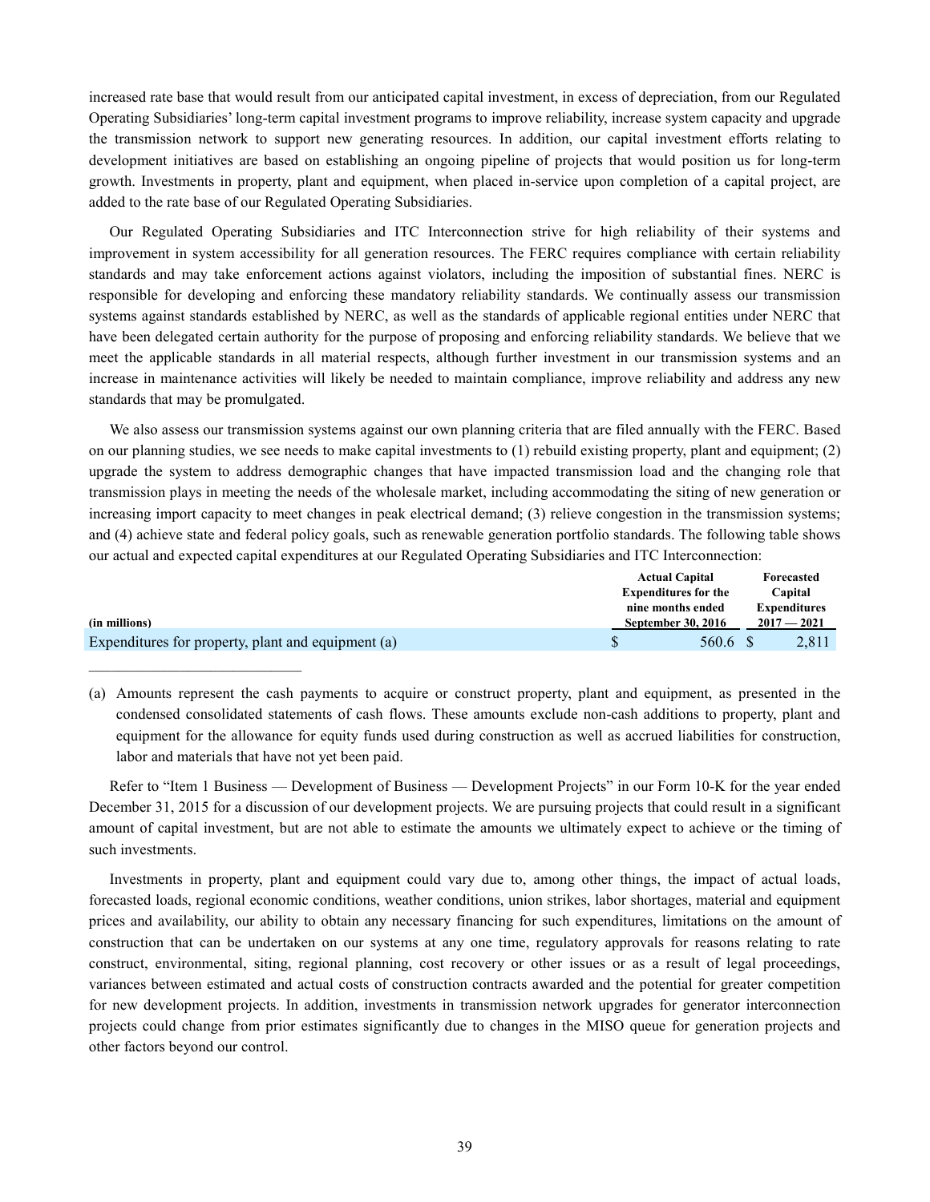increased rate base that would result from our anticipated capital investment, in excess of depreciation, from our Regulated Operating Subsidiaries' long-term capital investment programs to improve reliability, increase system capacity and upgrade the transmission network to support new generating resources. In addition, our capital investment efforts relating to development initiatives are based on establishing an ongoing pipeline of projects that would position us for long-term growth. Investments in property, plant and equipment, when placed in-service upon completion of a capital project, are added to the rate base of our Regulated Operating Subsidiaries.

Our Regulated Operating Subsidiaries and ITC Interconnection strive for high reliability of their systems and improvement in system accessibility for all generation resources. The FERC requires compliance with certain reliability standards and may take enforcement actions against violators, including the imposition of substantial fines. NERC is responsible for developing and enforcing these mandatory reliability standards. We continually assess our transmission systems against standards established by NERC, as well as the standards of applicable regional entities under NERC that have been delegated certain authority for the purpose of proposing and enforcing reliability standards. We believe that we meet the applicable standards in all material respects, although further investment in our transmission systems and an increase in maintenance activities will likely be needed to maintain compliance, improve reliability and address any new standards that may be promulgated.

We also assess our transmission systems against our own planning criteria that are filed annually with the FERC. Based on our planning studies, we see needs to make capital investments to (1) rebuild existing property, plant and equipment; (2) upgrade the system to address demographic changes that have impacted transmission load and the changing role that transmission plays in meeting the needs of the wholesale market, including accommodating the siting of new generation or increasing import capacity to meet changes in peak electrical demand; (3) relieve congestion in the transmission systems; and (4) achieve state and federal policy goals, such as renewable generation portfolio standards. The following table shows our actual and expected capital expenditures at our Regulated Operating Subsidiaries and ITC Interconnection:

| (in millions) | Actual Capital Expenditures for the nine months ended September 30, 2016 | Forecasted Capital Expenditures 2017 — 2021 |
|---|---|---|
| Expenditures for property, plant and equipment (a) | $ 560.6 | $ 2,811 |

(a) Amounts represent the cash payments to acquire or construct property, plant and equipment, as presented in the condensed consolidated statements of cash flows. These amounts exclude non-cash additions to property, plant and equipment for the allowance for equity funds used during construction as well as accrued liabilities for construction, labor and materials that have not yet been paid.

Refer to "Item 1 Business — Development of Business — Development Projects" in our Form 10-K for the year ended December 31, 2015 for a discussion of our development projects. We are pursuing projects that could result in a significant amount of capital investment, but are not able to estimate the amounts we ultimately expect to achieve or the timing of such investments.

Investments in property, plant and equipment could vary due to, among other things, the impact of actual loads, forecasted loads, regional economic conditions, weather conditions, union strikes, labor shortages, material and equipment prices and availability, our ability to obtain any necessary financing for such expenditures, limitations on the amount of construction that can be undertaken on our systems at any one time, regulatory approvals for reasons relating to rate construct, environmental, siting, regional planning, cost recovery or other issues or as a result of legal proceedings, variances between estimated and actual costs of construction contracts awarded and the potential for greater competition for new development projects. In addition, investments in transmission network upgrades for generator interconnection projects could change from prior estimates significantly due to changes in the MISO queue for generation projects and other factors beyond our control.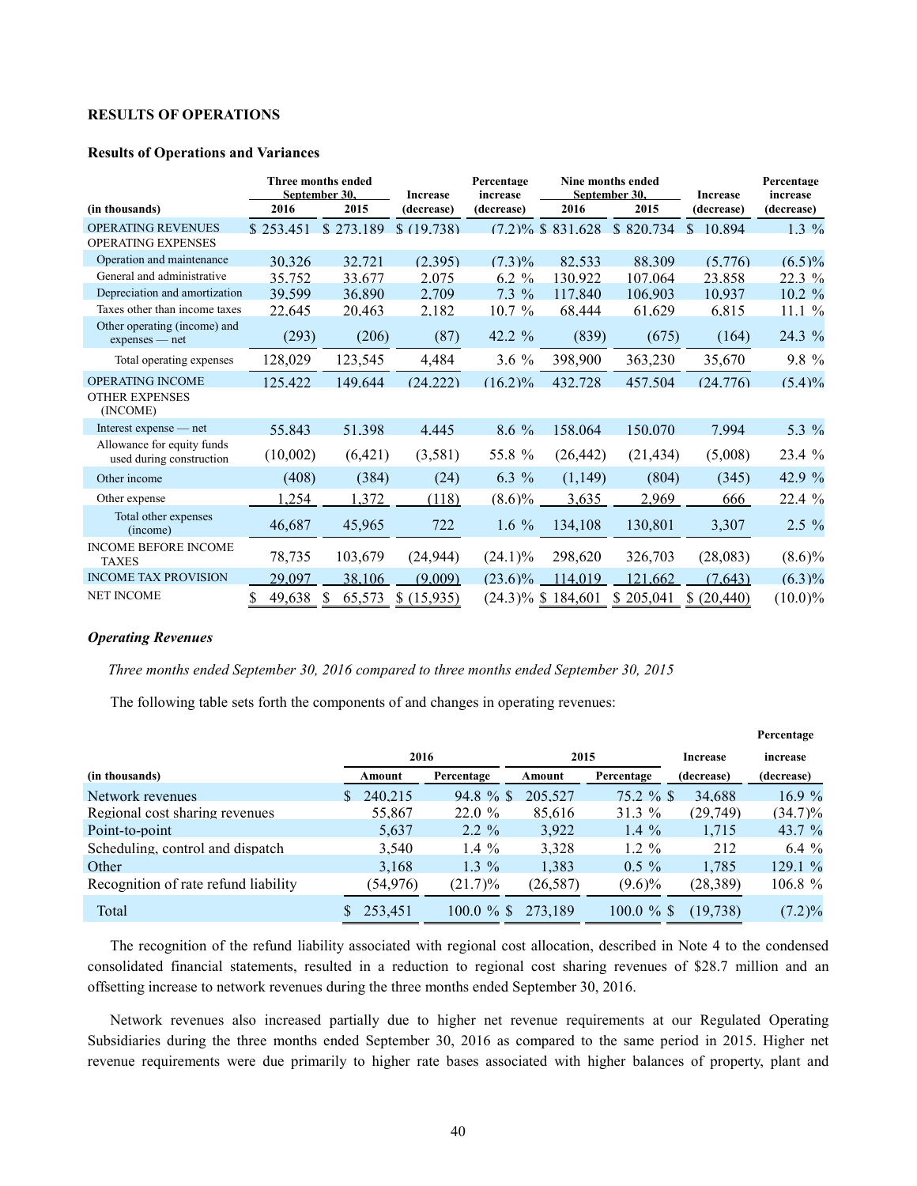**RESULTS OF OPERATIONS**

**Results of Operations and Variances**

| (in thousands) | Three months ended September 30, 2016 | Three months ended September 30, 2015 | Increase (decrease) | Percentage increase (decrease) | Nine months ended September 30, 2016 | Nine months ended September 30, 2015 | Increase (decrease) | Percentage increase (decrease) |
|---|---|---|---|---|---|---|---|---|
| OPERATING REVENUES | $ 253,451 | $ 273,189 | $ (19,738) | (7.2)% | $ 831,628 | $ 820,734 | $ 10,894 | 1.3 % |
| OPERATING EXPENSES | | | | | | | | |
| Operation and maintenance | 30,326 | 32,721 | (2,395) | (7.3)% | 82,533 | 88,309 | (5,776) | (6.5)% |
| General and administrative | 35,752 | 33,677 | 2,075 | 6.2 % | 130,922 | 107,064 | 23,858 | 22.3 % |
| Depreciation and amortization | 39,599 | 36,890 | 2,709 | 7.3 % | 117,840 | 106,903 | 10,937 | 10.2 % |
| Taxes other than income taxes | 22,645 | 20,463 | 2,182 | 10.7 % | 68,444 | 61,629 | 6,815 | 11.1 % |
| Other operating (income) and expenses — net | (293) | (206) | (87) | 42.2 % | (839) | (675) | (164) | 24.3 % |
| Total operating expenses | 128,029 | 123,545 | 4,484 | 3.6 % | 398,900 | 363,230 | 35,670 | 9.8 % |
| OPERATING INCOME | 125,422 | 149,644 | (24,222) | (16.2)% | 432,728 | 457,504 | (24,776) | (5.4)% |
| OTHER EXPENSES (INCOME) | | | | | | | | |
| Interest expense — net | 55,843 | 51,398 | 4,445 | 8.6 % | 158,064 | 150,070 | 7,994 | 5.3 % |
| Allowance for equity funds used during construction | (10,002) | (6,421) | (3,581) | 55.8 % | (26,442) | (21,434) | (5,008) | 23.4 % |
| Other income | (408) | (384) | (24) | 6.3 % | (1,149) | (804) | (345) | 42.9 % |
| Other expense | 1,254 | 1,372 | (118) | (8.6)% | 3,635 | 2,969 | 666 | 22.4 % |
| Total other expenses (income) | 46,687 | 45,965 | 722 | 1.6 % | 134,108 | 130,801 | 3,307 | 2.5 % |
| INCOME BEFORE INCOME TAXES | 78,735 | 103,679 | (24,944) | (24.1)% | 298,620 | 326,703 | (28,083) | (8.6)% |
| INCOME TAX PROVISION | 29,097 | 38,106 | (9,009) | (23.6)% | 114,019 | 121,662 | (7,643) | (6.3)% |
| NET INCOME | $ 49,638 | $ 65,573 | $ (15,935) | (24.3)% | $ 184,601 | $ 205,041 | $ (20,440) | (10.0)% |

***Operating Revenues***

*Three months ended September 30, 2016 compared to three months ended September 30, 2015*

The following table sets forth the components of and changes in operating revenues:

| (in thousands) | 2016 Amount | 2016 Percentage | 2015 Amount | 2015 Percentage | Increase (decrease) | Percentage increase (decrease) |
|---|---|---|---|---|---|---|
| Network revenues | $ 240,215 | 94.8 % | $ 205,527 | 75.2 % | $ 34,688 | 16.9 % |
| Regional cost sharing revenues | 55,867 | 22.0 % | 85,616 | 31.3 % | (29,749) | (34.7)% |
| Point-to-point | 5,637 | 2.2 % | 3,922 | 1.4 % | 1,715 | 43.7 % |
| Scheduling, control and dispatch | 3,540 | 1.4 % | 3,328 | 1.2 % | 212 | 6.4 % |
| Other | 3,168 | 1.3 % | 1,383 | 0.5 % | 1,785 | 129.1 % |
| Recognition of rate refund liability | (54,976) | (21.7)% | (26,587) | (9.6)% | (28,389) | 106.8 % |
| Total | $ 253,451 | 100.0 % | $ 273,189 | 100.0 % | $ (19,738) | (7.2)% |

The recognition of the refund liability associated with regional cost allocation, described in Note 4 to the condensed consolidated financial statements, resulted in a reduction to regional cost sharing revenues of $28.7 million and an offsetting increase to network revenues during the three months ended September 30, 2016.

Network revenues also increased partially due to higher net revenue requirements at our Regulated Operating Subsidiaries during the three months ended September 30, 2016 as compared to the same period in 2015. Higher net revenue requirements were due primarily to higher rate bases associated with higher balances of property, plant and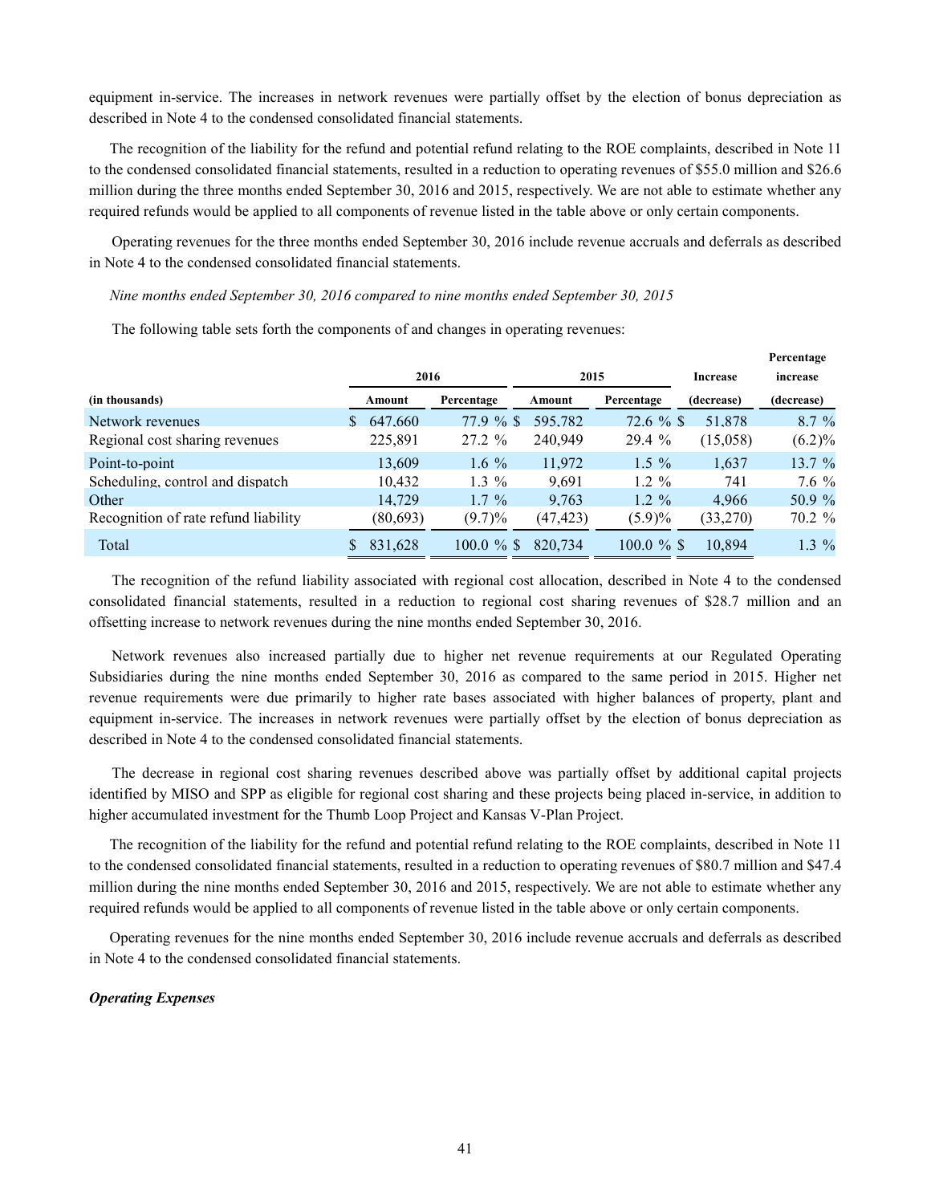equipment in-service. The increases in network revenues were partially offset by the election of bonus depreciation as described in Note 4 to the condensed consolidated financial statements.

The recognition of the liability for the refund and potential refund relating to the ROE complaints, described in Note 11 to the condensed consolidated financial statements, resulted in a reduction to operating revenues of $55.0 million and $26.6 million during the three months ended September 30, 2016 and 2015, respectively. We are not able to estimate whether any required refunds would be applied to all components of revenue listed in the table above or only certain components.

Operating revenues for the three months ended September 30, 2016 include revenue accruals and deferrals as described in Note 4 to the condensed consolidated financial statements.

*Nine months ended September 30, 2016 compared to nine months ended September 30, 2015*

The following table sets forth the components of and changes in operating revenues:

| | 2016 | | 2015 | | Increase | Percentage increase |
|---|---|---|---|---|---|---|
| (in thousands) | Amount | Percentage | Amount | Percentage | (decrease) | (decrease) |
| Network revenues | $ 647,660 | 77.9 % | $ 595,782 | 72.6 % | $ 51,878 | 8.7 % |
| Regional cost sharing revenues | 225,891 | 27.2 % | 240,949 | 29.4 % | (15,058) | (6.2)% |
| Point-to-point | 13,609 | 1.6 % | 11,972 | 1.5 % | 1,637 | 13.7 % |
| Scheduling, control and dispatch | 10,432 | 1.3 % | 9,691 | 1.2 % | 741 | 7.6 % |
| Other | 14,729 | 1.7 % | 9,763 | 1.2 % | 4,966 | 50.9 % |
| Recognition of rate refund liability | (80,693) | (9.7)% | (47,423) | (5.9)% | (33,270) | 70.2 % |
| Total | $ 831,628 | 100.0 % | $ 820,734 | 100.0 % | $ 10,894 | 1.3 % |

The recognition of the refund liability associated with regional cost allocation, described in Note 4 to the condensed consolidated financial statements, resulted in a reduction to regional cost sharing revenues of $28.7 million and an offsetting increase to network revenues during the nine months ended September 30, 2016.

Network revenues also increased partially due to higher net revenue requirements at our Regulated Operating Subsidiaries during the nine months ended September 30, 2016 as compared to the same period in 2015. Higher net revenue requirements were due primarily to higher rate bases associated with higher balances of property, plant and equipment in-service. The increases in network revenues were partially offset by the election of bonus depreciation as described in Note 4 to the condensed consolidated financial statements.

The decrease in regional cost sharing revenues described above was partially offset by additional capital projects identified by MISO and SPP as eligible for regional cost sharing and these projects being placed in-service, in addition to higher accumulated investment for the Thumb Loop Project and Kansas V-Plan Project.

The recognition of the liability for the refund and potential refund relating to the ROE complaints, described in Note 11 to the condensed consolidated financial statements, resulted in a reduction to operating revenues of $80.7 million and $47.4 million during the nine months ended September 30, 2016 and 2015, respectively. We are not able to estimate whether any required refunds would be applied to all components of revenue listed in the table above or only certain components.

Operating revenues for the nine months ended September 30, 2016 include revenue accruals and deferrals as described in Note 4 to the condensed consolidated financial statements.

***Operating Expenses***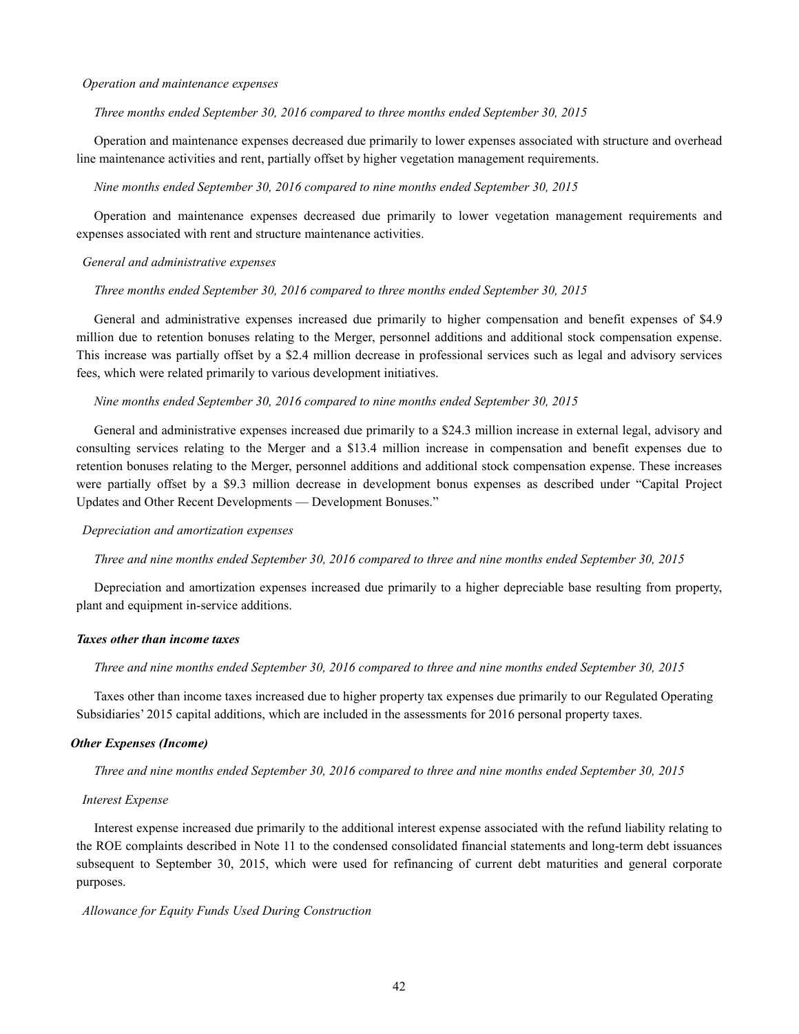*Operation and maintenance expenses*

*Three months ended September 30, 2016 compared to three months ended September 30, 2015*

Operation and maintenance expenses decreased due primarily to lower expenses associated with structure and overhead line maintenance activities and rent, partially offset by higher vegetation management requirements.

*Nine months ended September 30, 2016 compared to nine months ended September 30, 2015*

Operation and maintenance expenses decreased due primarily to lower vegetation management requirements and expenses associated with rent and structure maintenance activities.

*General and administrative expenses*

*Three months ended September 30, 2016 compared to three months ended September 30, 2015*

General and administrative expenses increased due primarily to higher compensation and benefit expenses of $4.9 million due to retention bonuses relating to the Merger, personnel additions and additional stock compensation expense. This increase was partially offset by a $2.4 million decrease in professional services such as legal and advisory services fees, which were related primarily to various development initiatives.

*Nine months ended September 30, 2016 compared to nine months ended September 30, 2015*

General and administrative expenses increased due primarily to a $24.3 million increase in external legal, advisory and consulting services relating to the Merger and a $13.4 million increase in compensation and benefit expenses due to retention bonuses relating to the Merger, personnel additions and additional stock compensation expense. These increases were partially offset by a $9.3 million decrease in development bonus expenses as described under "Capital Project Updates and Other Recent Developments — Development Bonuses."

*Depreciation and amortization expenses*

*Three and nine months ended September 30, 2016 compared to three and nine months ended September 30, 2015*

Depreciation and amortization expenses increased due primarily to a higher depreciable base resulting from property, plant and equipment in-service additions.

***Taxes other than income taxes***

*Three and nine months ended September 30, 2016 compared to three and nine months ended September 30, 2015*

Taxes other than income taxes increased due to higher property tax expenses due primarily to our Regulated Operating Subsidiaries' 2015 capital additions, which are included in the assessments for 2016 personal property taxes.

***Other Expenses (Income)***

*Three and nine months ended September 30, 2016 compared to three and nine months ended September 30, 2015*

*Interest Expense*

Interest expense increased due primarily to the additional interest expense associated with the refund liability relating to the ROE complaints described in Note 11 to the condensed consolidated financial statements and long-term debt issuances subsequent to September 30, 2015, which were used for refinancing of current debt maturities and general corporate purposes.

*Allowance for Equity Funds Used During Construction*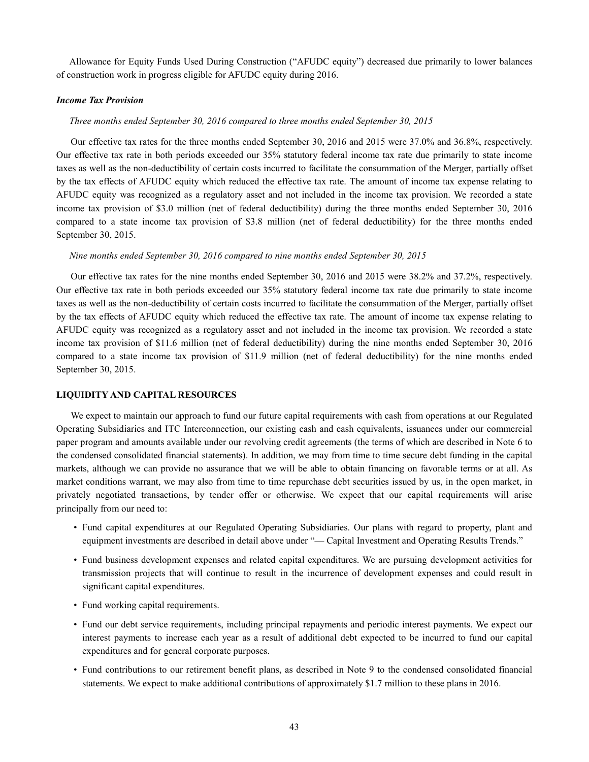Allowance for Equity Funds Used During Construction ("AFUDC equity") decreased due primarily to lower balances of construction work in progress eligible for AFUDC equity during 2016.

***Income Tax Provision***

*Three months ended September 30, 2016 compared to three months ended September 30, 2015*

Our effective tax rates for the three months ended September 30, 2016 and 2015 were 37.0% and 36.8%, respectively. Our effective tax rate in both periods exceeded our 35% statutory federal income tax rate due primarily to state income taxes as well as the non-deductibility of certain costs incurred to facilitate the consummation of the Merger, partially offset by the tax effects of AFUDC equity which reduced the effective tax rate. The amount of income tax expense relating to AFUDC equity was recognized as a regulatory asset and not included in the income tax provision. We recorded a state income tax provision of $3.0 million (net of federal deductibility) during the three months ended September 30, 2016 compared to a state income tax provision of $3.8 million (net of federal deductibility) for the three months ended September 30, 2015.

*Nine months ended September 30, 2016 compared to nine months ended September 30, 2015*

Our effective tax rates for the nine months ended September 30, 2016 and 2015 were 38.2% and 37.2%, respectively. Our effective tax rate in both periods exceeded our 35% statutory federal income tax rate due primarily to state income taxes as well as the non-deductibility of certain costs incurred to facilitate the consummation of the Merger, partially offset by the tax effects of AFUDC equity which reduced the effective tax rate. The amount of income tax expense relating to AFUDC equity was recognized as a regulatory asset and not included in the income tax provision. We recorded a state income tax provision of $11.6 million (net of federal deductibility) during the nine months ended September 30, 2016 compared to a state income tax provision of $11.9 million (net of federal deductibility) for the nine months ended September 30, 2015.

## LIQUIDITY AND CAPITAL RESOURCES

We expect to maintain our approach to fund our future capital requirements with cash from operations at our Regulated Operating Subsidiaries and ITC Interconnection, our existing cash and cash equivalents, issuances under our commercial paper program and amounts available under our revolving credit agreements (the terms of which are described in Note 6 to the condensed consolidated financial statements). In addition, we may from time to time secure debt funding in the capital markets, although we can provide no assurance that we will be able to obtain financing on favorable terms or at all. As market conditions warrant, we may also from time to time repurchase debt securities issued by us, in the open market, in privately negotiated transactions, by tender offer or otherwise. We expect that our capital requirements will arise principally from our need to:

- Fund capital expenditures at our Regulated Operating Subsidiaries. Our plans with regard to property, plant and equipment investments are described in detail above under "— Capital Investment and Operating Results Trends."
- Fund business development expenses and related capital expenditures. We are pursuing development activities for transmission projects that will continue to result in the incurrence of development expenses and could result in significant capital expenditures.
- Fund working capital requirements.
- Fund our debt service requirements, including principal repayments and periodic interest payments. We expect our interest payments to increase each year as a result of additional debt expected to be incurred to fund our capital expenditures and for general corporate purposes.
- Fund contributions to our retirement benefit plans, as described in Note 9 to the condensed consolidated financial statements. We expect to make additional contributions of approximately $1.7 million to these plans in 2016.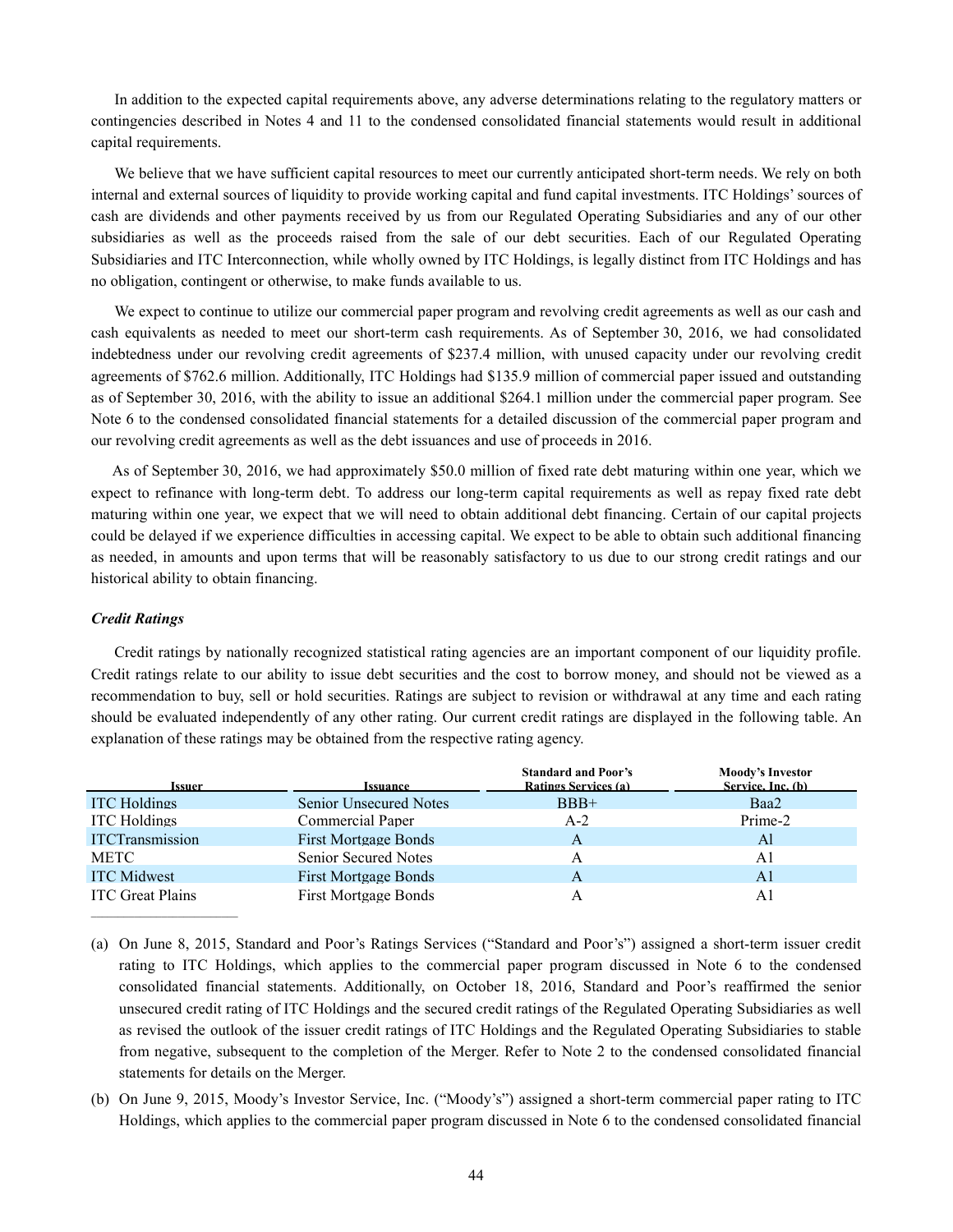In addition to the expected capital requirements above, any adverse determinations relating to the regulatory matters or contingencies described in Notes 4 and 11 to the condensed consolidated financial statements would result in additional capital requirements.

We believe that we have sufficient capital resources to meet our currently anticipated short-term needs. We rely on both internal and external sources of liquidity to provide working capital and fund capital investments. ITC Holdings' sources of cash are dividends and other payments received by us from our Regulated Operating Subsidiaries and any of our other subsidiaries as well as the proceeds raised from the sale of our debt securities. Each of our Regulated Operating Subsidiaries and ITC Interconnection, while wholly owned by ITC Holdings, is legally distinct from ITC Holdings and has no obligation, contingent or otherwise, to make funds available to us.

We expect to continue to utilize our commercial paper program and revolving credit agreements as well as our cash and cash equivalents as needed to meet our short-term cash requirements. As of September 30, 2016, we had consolidated indebtedness under our revolving credit agreements of $237.4 million, with unused capacity under our revolving credit agreements of $762.6 million. Additionally, ITC Holdings had $135.9 million of commercial paper issued and outstanding as of September 30, 2016, with the ability to issue an additional $264.1 million under the commercial paper program. See Note 6 to the condensed consolidated financial statements for a detailed discussion of the commercial paper program and our revolving credit agreements as well as the debt issuances and use of proceeds in 2016.

As of September 30, 2016, we had approximately $50.0 million of fixed rate debt maturing within one year, which we expect to refinance with long-term debt. To address our long-term capital requirements as well as repay fixed rate debt maturing within one year, we expect that we will need to obtain additional debt financing. Certain of our capital projects could be delayed if we experience difficulties in accessing capital. We expect to be able to obtain such additional financing as needed, in amounts and upon terms that will be reasonably satisfactory to us due to our strong credit ratings and our historical ability to obtain financing.

***Credit Ratings***

Credit ratings by nationally recognized statistical rating agencies are an important component of our liquidity profile. Credit ratings relate to our ability to issue debt securities and the cost to borrow money, and should not be viewed as a recommendation to buy, sell or hold securities. Ratings are subject to revision or withdrawal at any time and each rating should be evaluated independently of any other rating. Our current credit ratings are displayed in the following table. An explanation of these ratings may be obtained from the respective rating agency.

| Issuer | Issuance | Standard and Poor's Ratings Services (a) | Moody's Investor Service, Inc. (b) |
|---|---|---|---|
| ITC Holdings | Senior Unsecured Notes | BBB+ | Baa2 |
| ITC Holdings | Commercial Paper | A-2 | Prime-2 |
| ITCTransmission | First Mortgage Bonds | A | Al |
| METC | Senior Secured Notes | A | A1 |
| ITC Midwest | First Mortgage Bonds | A | A1 |
| ITC Great Plains | First Mortgage Bonds | A | A1 |

(a) On June 8, 2015, Standard and Poor's Ratings Services ("Standard and Poor's") assigned a short-term issuer credit rating to ITC Holdings, which applies to the commercial paper program discussed in Note 6 to the condensed consolidated financial statements. Additionally, on October 18, 2016, Standard and Poor's reaffirmed the senior unsecured credit rating of ITC Holdings and the secured credit ratings of the Regulated Operating Subsidiaries as well as revised the outlook of the issuer credit ratings of ITC Holdings and the Regulated Operating Subsidiaries to stable from negative, subsequent to the completion of the Merger. Refer to Note 2 to the condensed consolidated financial statements for details on the Merger.

(b) On June 9, 2015, Moody's Investor Service, Inc. ("Moody's") assigned a short-term commercial paper rating to ITC Holdings, which applies to the commercial paper program discussed in Note 6 to the condensed consolidated financial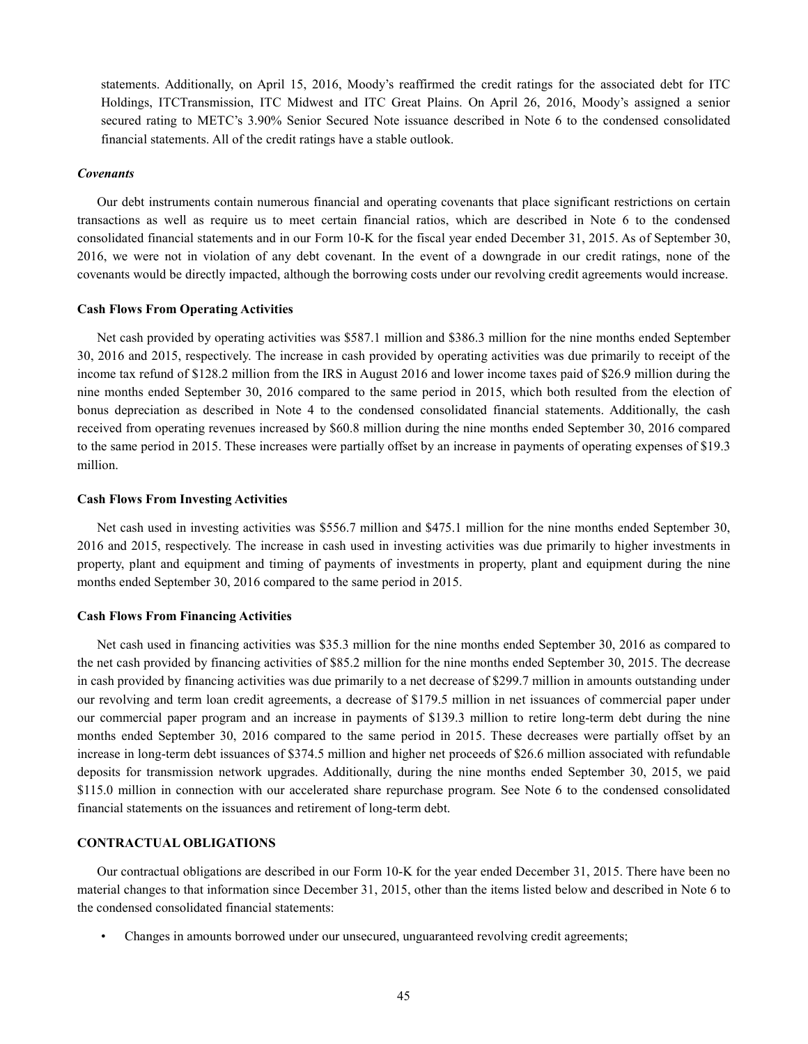statements. Additionally, on April 15, 2016, Moody's reaffirmed the credit ratings for the associated debt for ITC Holdings, ITCTransmission, ITC Midwest and ITC Great Plains. On April 26, 2016, Moody's assigned a senior secured rating to METC's 3.90% Senior Secured Note issuance described in Note 6 to the condensed consolidated financial statements. All of the credit ratings have a stable outlook.

***Covenants***

Our debt instruments contain numerous financial and operating covenants that place significant restrictions on certain transactions as well as require us to meet certain financial ratios, which are described in Note 6 to the condensed consolidated financial statements and in our Form 10-K for the fiscal year ended December 31, 2015. As of September 30, 2016, we were not in violation of any debt covenant. In the event of a downgrade in our credit ratings, none of the covenants would be directly impacted, although the borrowing costs under our revolving credit agreements would increase.

**Cash Flows From Operating Activities**

Net cash provided by operating activities was $587.1 million and $386.3 million for the nine months ended September 30, 2016 and 2015, respectively. The increase in cash provided by operating activities was due primarily to receipt of the income tax refund of $128.2 million from the IRS in August 2016 and lower income taxes paid of $26.9 million during the nine months ended September 30, 2016 compared to the same period in 2015, which both resulted from the election of bonus depreciation as described in Note 4 to the condensed consolidated financial statements. Additionally, the cash received from operating revenues increased by $60.8 million during the nine months ended September 30, 2016 compared to the same period in 2015. These increases were partially offset by an increase in payments of operating expenses of $19.3 million.

**Cash Flows From Investing Activities**

Net cash used in investing activities was $556.7 million and $475.1 million for the nine months ended September 30, 2016 and 2015, respectively. The increase in cash used in investing activities was due primarily to higher investments in property, plant and equipment and timing of payments of investments in property, plant and equipment during the nine months ended September 30, 2016 compared to the same period in 2015.

**Cash Flows From Financing Activities**

Net cash used in financing activities was $35.3 million for the nine months ended September 30, 2016 as compared to the net cash provided by financing activities of $85.2 million for the nine months ended September 30, 2015. The decrease in cash provided by financing activities was due primarily to a net decrease of $299.7 million in amounts outstanding under our revolving and term loan credit agreements, a decrease of $179.5 million in net issuances of commercial paper under our commercial paper program and an increase in payments of $139.3 million to retire long-term debt during the nine months ended September 30, 2016 compared to the same period in 2015. These decreases were partially offset by an increase in long-term debt issuances of $374.5 million and higher net proceeds of $26.6 million associated with refundable deposits for transmission network upgrades. Additionally, during the nine months ended September 30, 2015, we paid $115.0 million in connection with our accelerated share repurchase program. See Note 6 to the condensed consolidated financial statements on the issuances and retirement of long-term debt.

**CONTRACTUAL OBLIGATIONS**

Our contractual obligations are described in our Form 10-K for the year ended December 31, 2015. There have been no material changes to that information since December 31, 2015, other than the items listed below and described in Note 6 to the condensed consolidated financial statements:

- Changes in amounts borrowed under our unsecured, unguaranteed revolving credit agreements;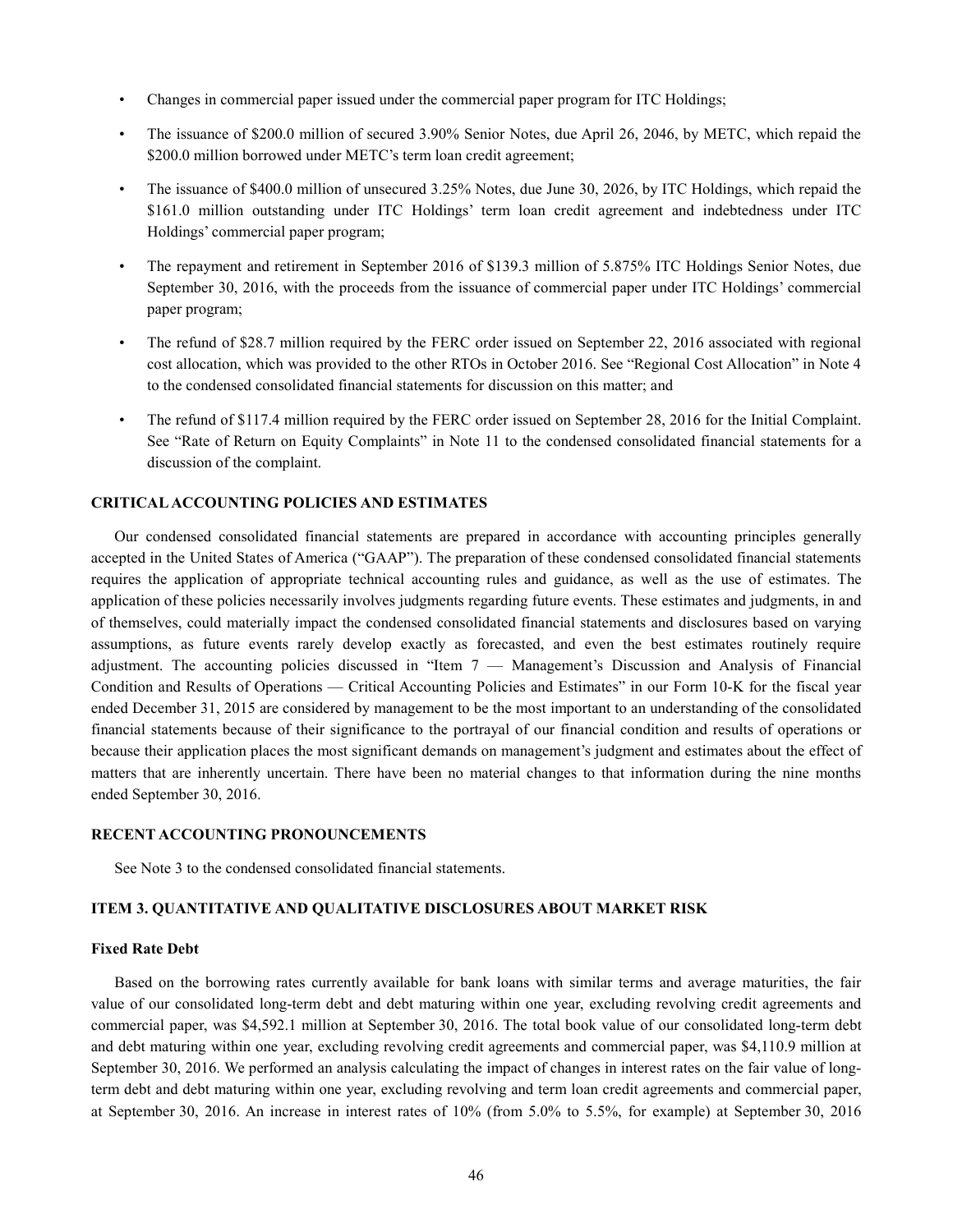- Changes in commercial paper issued under the commercial paper program for ITC Holdings;
- The issuance of $200.0 million of secured 3.90% Senior Notes, due April 26, 2046, by METC, which repaid the $200.0 million borrowed under METC's term loan credit agreement;
- The issuance of $400.0 million of unsecured 3.25% Notes, due June 30, 2026, by ITC Holdings, which repaid the $161.0 million outstanding under ITC Holdings' term loan credit agreement and indebtedness under ITC Holdings' commercial paper program;
- The repayment and retirement in September 2016 of $139.3 million of 5.875% ITC Holdings Senior Notes, due September 30, 2016, with the proceeds from the issuance of commercial paper under ITC Holdings' commercial paper program;
- The refund of $28.7 million required by the FERC order issued on September 22, 2016 associated with regional cost allocation, which was provided to the other RTOs in October 2016. See "Regional Cost Allocation" in Note 4 to the condensed consolidated financial statements for discussion on this matter; and
- The refund of $117.4 million required by the FERC order issued on September 28, 2016 for the Initial Complaint. See "Rate of Return on Equity Complaints" in Note 11 to the condensed consolidated financial statements for a discussion of the complaint.

## CRITICAL ACCOUNTING POLICIES AND ESTIMATES

Our condensed consolidated financial statements are prepared in accordance with accounting principles generally accepted in the United States of America ("GAAP"). The preparation of these condensed consolidated financial statements requires the application of appropriate technical accounting rules and guidance, as well as the use of estimates. The application of these policies necessarily involves judgments regarding future events. These estimates and judgments, in and of themselves, could materially impact the condensed consolidated financial statements and disclosures based on varying assumptions, as future events rarely develop exactly as forecasted, and even the best estimates routinely require adjustment. The accounting policies discussed in "Item 7 — Management's Discussion and Analysis of Financial Condition and Results of Operations — Critical Accounting Policies and Estimates" in our Form 10-K for the fiscal year ended December 31, 2015 are considered by management to be the most important to an understanding of the consolidated financial statements because of their significance to the portrayal of our financial condition and results of operations or because their application places the most significant demands on management's judgment and estimates about the effect of matters that are inherently uncertain. There have been no material changes to that information during the nine months ended September 30, 2016.

## RECENT ACCOUNTING PRONOUNCEMENTS

See Note 3 to the condensed consolidated financial statements.

## ITEM 3. QUANTITATIVE AND QUALITATIVE DISCLOSURES ABOUT MARKET RISK

### Fixed Rate Debt

Based on the borrowing rates currently available for bank loans with similar terms and average maturities, the fair value of our consolidated long-term debt and debt maturing within one year, excluding revolving credit agreements and commercial paper, was $4,592.1 million at September 30, 2016. The total book value of our consolidated long-term debt and debt maturing within one year, excluding revolving credit agreements and commercial paper, was $4,110.9 million at September 30, 2016. We performed an analysis calculating the impact of changes in interest rates on the fair value of long-term debt and debt maturing within one year, excluding revolving and term loan credit agreements and commercial paper, at September 30, 2016. An increase in interest rates of 10% (from 5.0% to 5.5%, for example) at September 30, 2016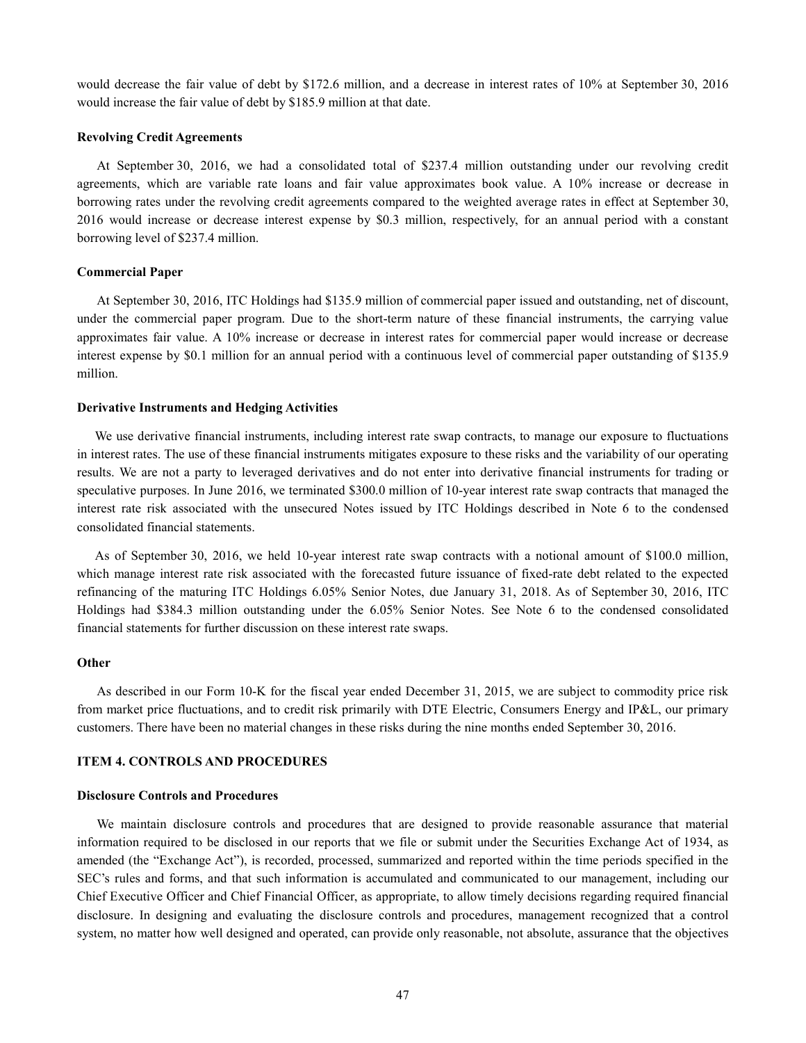would decrease the fair value of debt by $172.6 million, and a decrease in interest rates of 10% at September 30, 2016 would increase the fair value of debt by $185.9 million at that date.

#### Revolving Credit Agreements

At September 30, 2016, we had a consolidated total of $237.4 million outstanding under our revolving credit agreements, which are variable rate loans and fair value approximates book value. A 10% increase or decrease in borrowing rates under the revolving credit agreements compared to the weighted average rates in effect at September 30, 2016 would increase or decrease interest expense by $0.3 million, respectively, for an annual period with a constant borrowing level of $237.4 million.

#### Commercial Paper

At September 30, 2016, ITC Holdings had $135.9 million of commercial paper issued and outstanding, net of discount, under the commercial paper program. Due to the short-term nature of these financial instruments, the carrying value approximates fair value. A 10% increase or decrease in interest rates for commercial paper would increase or decrease interest expense by $0.1 million for an annual period with a continuous level of commercial paper outstanding of $135.9 million.

#### Derivative Instruments and Hedging Activities

We use derivative financial instruments, including interest rate swap contracts, to manage our exposure to fluctuations in interest rates. The use of these financial instruments mitigates exposure to these risks and the variability of our operating results. We are not a party to leveraged derivatives and do not enter into derivative financial instruments for trading or speculative purposes. In June 2016, we terminated $300.0 million of 10-year interest rate swap contracts that managed the interest rate risk associated with the unsecured Notes issued by ITC Holdings described in Note 6 to the condensed consolidated financial statements.

As of September 30, 2016, we held 10-year interest rate swap contracts with a notional amount of $100.0 million, which manage interest rate risk associated with the forecasted future issuance of fixed-rate debt related to the expected refinancing of the maturing ITC Holdings 6.05% Senior Notes, due January 31, 2018. As of September 30, 2016, ITC Holdings had $384.3 million outstanding under the 6.05% Senior Notes. See Note 6 to the condensed consolidated financial statements for further discussion on these interest rate swaps.

#### Other

As described in our Form 10-K for the fiscal year ended December 31, 2015, we are subject to commodity price risk from market price fluctuations, and to credit risk primarily with DTE Electric, Consumers Energy and IP&L, our primary customers. There have been no material changes in these risks during the nine months ended September 30, 2016.

### ITEM 4. CONTROLS AND PROCEDURES

#### Disclosure Controls and Procedures

We maintain disclosure controls and procedures that are designed to provide reasonable assurance that material information required to be disclosed in our reports that we file or submit under the Securities Exchange Act of 1934, as amended (the "Exchange Act"), is recorded, processed, summarized and reported within the time periods specified in the SEC's rules and forms, and that such information is accumulated and communicated to our management, including our Chief Executive Officer and Chief Financial Officer, as appropriate, to allow timely decisions regarding required financial disclosure. In designing and evaluating the disclosure controls and procedures, management recognized that a control system, no matter how well designed and operated, can provide only reasonable, not absolute, assurance that the objectives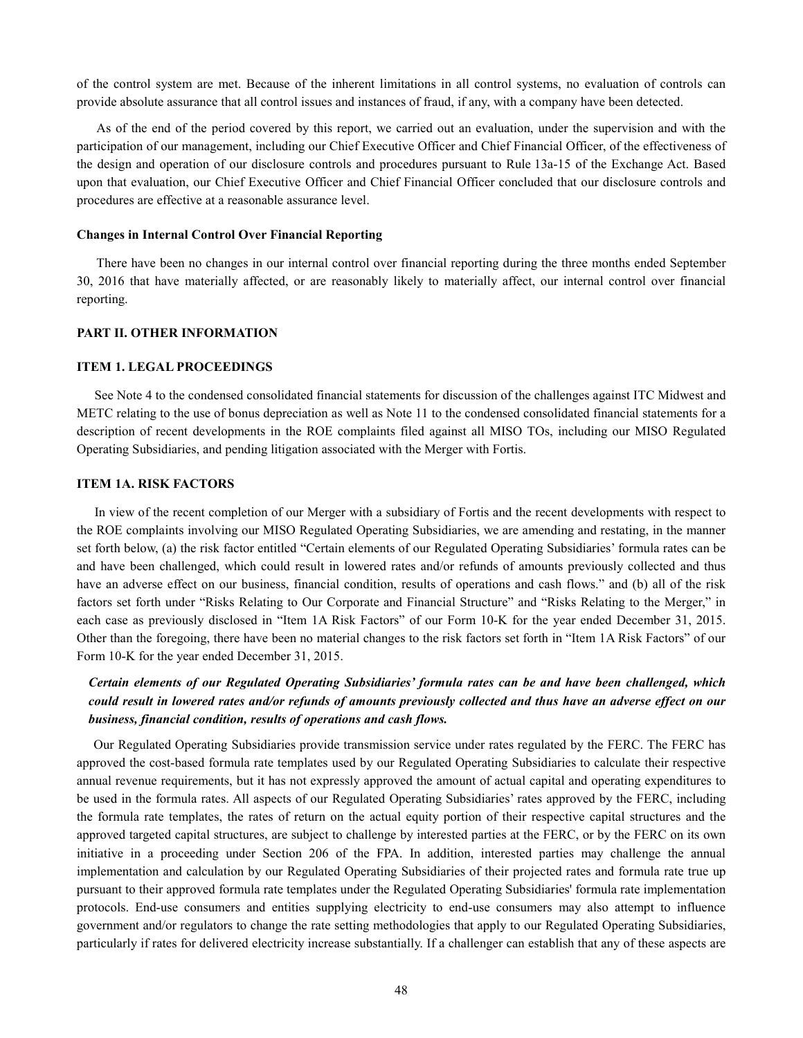of the control system are met. Because of the inherent limitations in all control systems, no evaluation of controls can provide absolute assurance that all control issues and instances of fraud, if any, with a company have been detected.

As of the end of the period covered by this report, we carried out an evaluation, under the supervision and with the participation of our management, including our Chief Executive Officer and Chief Financial Officer, of the effectiveness of the design and operation of our disclosure controls and procedures pursuant to Rule 13a-15 of the Exchange Act. Based upon that evaluation, our Chief Executive Officer and Chief Financial Officer concluded that our disclosure controls and procedures are effective at a reasonable assurance level.

**Changes in Internal Control Over Financial Reporting**

There have been no changes in our internal control over financial reporting during the three months ended September 30, 2016 that have materially affected, or are reasonably likely to materially affect, our internal control over financial reporting.

## PART II. OTHER INFORMATION

### ITEM 1. LEGAL PROCEEDINGS

See Note 4 to the condensed consolidated financial statements for discussion of the challenges against ITC Midwest and METC relating to the use of bonus depreciation as well as Note 11 to the condensed consolidated financial statements for a description of recent developments in the ROE complaints filed against all MISO TOs, including our MISO Regulated Operating Subsidiaries, and pending litigation associated with the Merger with Fortis.

### ITEM 1A. RISK FACTORS

In view of the recent completion of our Merger with a subsidiary of Fortis and the recent developments with respect to the ROE complaints involving our MISO Regulated Operating Subsidiaries, we are amending and restating, in the manner set forth below, (a) the risk factor entitled "Certain elements of our Regulated Operating Subsidiaries' formula rates can be and have been challenged, which could result in lowered rates and/or refunds of amounts previously collected and thus have an adverse effect on our business, financial condition, results of operations and cash flows." and (b) all of the risk factors set forth under "Risks Relating to Our Corporate and Financial Structure" and "Risks Relating to the Merger," in each case as previously disclosed in "Item 1A Risk Factors" of our Form 10-K for the year ended December 31, 2015. Other than the foregoing, there have been no material changes to the risk factors set forth in "Item 1A Risk Factors" of our Form 10-K for the year ended December 31, 2015.

***Certain elements of our Regulated Operating Subsidiaries' formula rates can be and have been challenged, which could result in lowered rates and/or refunds of amounts previously collected and thus have an adverse effect on our business, financial condition, results of operations and cash flows.***

Our Regulated Operating Subsidiaries provide transmission service under rates regulated by the FERC. The FERC has approved the cost-based formula rate templates used by our Regulated Operating Subsidiaries to calculate their respective annual revenue requirements, but it has not expressly approved the amount of actual capital and operating expenditures to be used in the formula rates. All aspects of our Regulated Operating Subsidiaries' rates approved by the FERC, including the formula rate templates, the rates of return on the actual equity portion of their respective capital structures and the approved targeted capital structures, are subject to challenge by interested parties at the FERC, or by the FERC on its own initiative in a proceeding under Section 206 of the FPA. In addition, interested parties may challenge the annual implementation and calculation by our Regulated Operating Subsidiaries of their projected rates and formula rate true up pursuant to their approved formula rate templates under the Regulated Operating Subsidiaries' formula rate implementation protocols. End-use consumers and entities supplying electricity to end-use consumers may also attempt to influence government and/or regulators to change the rate setting methodologies that apply to our Regulated Operating Subsidiaries, particularly if rates for delivered electricity increase substantially. If a challenger can establish that any of these aspects are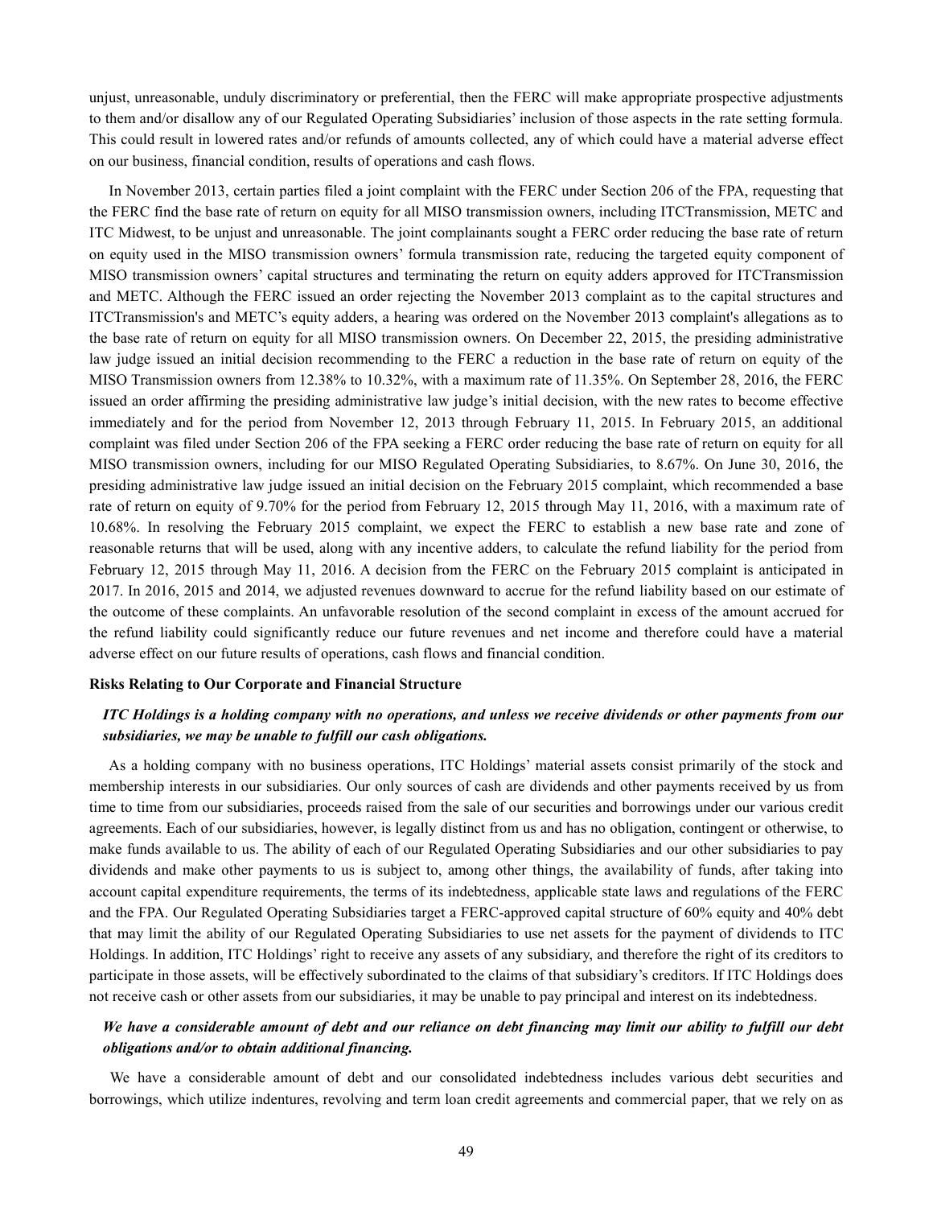unjust, unreasonable, unduly discriminatory or preferential, then the FERC will make appropriate prospective adjustments to them and/or disallow any of our Regulated Operating Subsidiaries' inclusion of those aspects in the rate setting formula. This could result in lowered rates and/or refunds of amounts collected, any of which could have a material adverse effect on our business, financial condition, results of operations and cash flows.

In November 2013, certain parties filed a joint complaint with the FERC under Section 206 of the FPA, requesting that the FERC find the base rate of return on equity for all MISO transmission owners, including ITCTransmission, METC and ITC Midwest, to be unjust and unreasonable. The joint complainants sought a FERC order reducing the base rate of return on equity used in the MISO transmission owners' formula transmission rate, reducing the targeted equity component of MISO transmission owners' capital structures and terminating the return on equity adders approved for ITCTransmission and METC. Although the FERC issued an order rejecting the November 2013 complaint as to the capital structures and ITCTransmission's and METC's equity adders, a hearing was ordered on the November 2013 complaint's allegations as to the base rate of return on equity for all MISO transmission owners. On December 22, 2015, the presiding administrative law judge issued an initial decision recommending to the FERC a reduction in the base rate of return on equity of the MISO Transmission owners from 12.38% to 10.32%, with a maximum rate of 11.35%. On September 28, 2016, the FERC issued an order affirming the presiding administrative law judge's initial decision, with the new rates to become effective immediately and for the period from November 12, 2013 through February 11, 2015. In February 2015, an additional complaint was filed under Section 206 of the FPA seeking a FERC order reducing the base rate of return on equity for all MISO transmission owners, including for our MISO Regulated Operating Subsidiaries, to 8.67%. On June 30, 2016, the presiding administrative law judge issued an initial decision on the February 2015 complaint, which recommended a base rate of return on equity of 9.70% for the period from February 12, 2015 through May 11, 2016, with a maximum rate of 10.68%. In resolving the February 2015 complaint, we expect the FERC to establish a new base rate and zone of reasonable returns that will be used, along with any incentive adders, to calculate the refund liability for the period from February 12, 2015 through May 11, 2016. A decision from the FERC on the February 2015 complaint is anticipated in 2017. In 2016, 2015 and 2014, we adjusted revenues downward to accrue for the refund liability based on our estimate of the outcome of these complaints. An unfavorable resolution of the second complaint in excess of the amount accrued for the refund liability could significantly reduce our future revenues and net income and therefore could have a material adverse effect on our future results of operations, cash flows and financial condition.

**Risks Relating to Our Corporate and Financial Structure**

***ITC Holdings is a holding company with no operations, and unless we receive dividends or other payments from our subsidiaries, we may be unable to fulfill our cash obligations.***

As a holding company with no business operations, ITC Holdings' material assets consist primarily of the stock and membership interests in our subsidiaries. Our only sources of cash are dividends and other payments received by us from time to time from our subsidiaries, proceeds raised from the sale of our securities and borrowings under our various credit agreements. Each of our subsidiaries, however, is legally distinct from us and has no obligation, contingent or otherwise, to make funds available to us. The ability of each of our Regulated Operating Subsidiaries and our other subsidiaries to pay dividends and make other payments to us is subject to, among other things, the availability of funds, after taking into account capital expenditure requirements, the terms of its indebtedness, applicable state laws and regulations of the FERC and the FPA. Our Regulated Operating Subsidiaries target a FERC-approved capital structure of 60% equity and 40% debt that may limit the ability of our Regulated Operating Subsidiaries to use net assets for the payment of dividends to ITC Holdings. In addition, ITC Holdings' right to receive any assets of any subsidiary, and therefore the right of its creditors to participate in those assets, will be effectively subordinated to the claims of that subsidiary's creditors. If ITC Holdings does not receive cash or other assets from our subsidiaries, it may be unable to pay principal and interest on its indebtedness.

***We have a considerable amount of debt and our reliance on debt financing may limit our ability to fulfill our debt obligations and/or to obtain additional financing.***

We have a considerable amount of debt and our consolidated indebtedness includes various debt securities and borrowings, which utilize indentures, revolving and term loan credit agreements and commercial paper, that we rely on as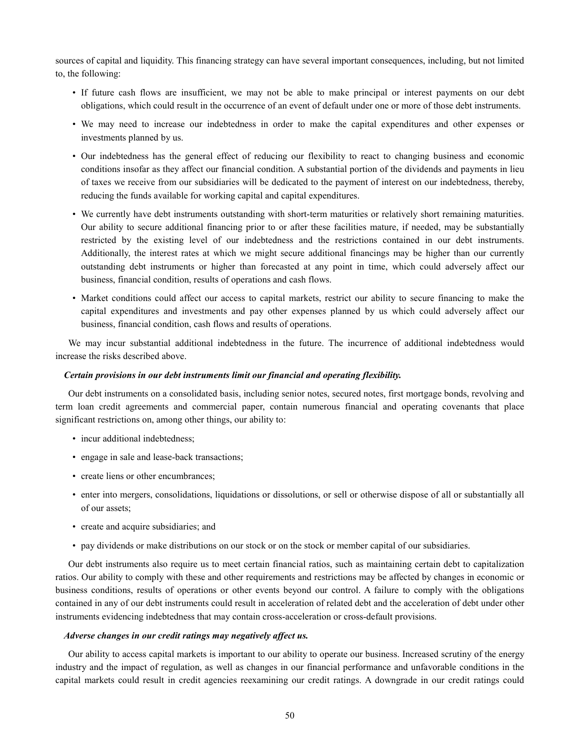sources of capital and liquidity. This financing strategy can have several important consequences, including, but not limited to, the following:

- If future cash flows are insufficient, we may not be able to make principal or interest payments on our debt obligations, which could result in the occurrence of an event of default under one or more of those debt instruments.
- We may need to increase our indebtedness in order to make the capital expenditures and other expenses or investments planned by us.
- Our indebtedness has the general effect of reducing our flexibility to react to changing business and economic conditions insofar as they affect our financial condition. A substantial portion of the dividends and payments in lieu of taxes we receive from our subsidiaries will be dedicated to the payment of interest on our indebtedness, thereby, reducing the funds available for working capital and capital expenditures.
- We currently have debt instruments outstanding with short-term maturities or relatively short remaining maturities. Our ability to secure additional financing prior to or after these facilities mature, if needed, may be substantially restricted by the existing level of our indebtedness and the restrictions contained in our debt instruments. Additionally, the interest rates at which we might secure additional financings may be higher than our currently outstanding debt instruments or higher than forecasted at any point in time, which could adversely affect our business, financial condition, results of operations and cash flows.
- Market conditions could affect our access to capital markets, restrict our ability to secure financing to make the capital expenditures and investments and pay other expenses planned by us which could adversely affect our business, financial condition, cash flows and results of operations.

We may incur substantial additional indebtedness in the future. The incurrence of additional indebtedness would increase the risks described above.

***Certain provisions in our debt instruments limit our financial and operating flexibility.***

Our debt instruments on a consolidated basis, including senior notes, secured notes, first mortgage bonds, revolving and term loan credit agreements and commercial paper, contain numerous financial and operating covenants that place significant restrictions on, among other things, our ability to:

- incur additional indebtedness;
- engage in sale and lease-back transactions;
- create liens or other encumbrances;
- enter into mergers, consolidations, liquidations or dissolutions, or sell or otherwise dispose of all or substantially all of our assets;
- create and acquire subsidiaries; and
- pay dividends or make distributions on our stock or on the stock or member capital of our subsidiaries.

Our debt instruments also require us to meet certain financial ratios, such as maintaining certain debt to capitalization ratios. Our ability to comply with these and other requirements and restrictions may be affected by changes in economic or business conditions, results of operations or other events beyond our control. A failure to comply with the obligations contained in any of our debt instruments could result in acceleration of related debt and the acceleration of debt under other instruments evidencing indebtedness that may contain cross-acceleration or cross-default provisions.

***Adverse changes in our credit ratings may negatively affect us.***

Our ability to access capital markets is important to our ability to operate our business. Increased scrutiny of the energy industry and the impact of regulation, as well as changes in our financial performance and unfavorable conditions in the capital markets could result in credit agencies reexamining our credit ratings. A downgrade in our credit ratings could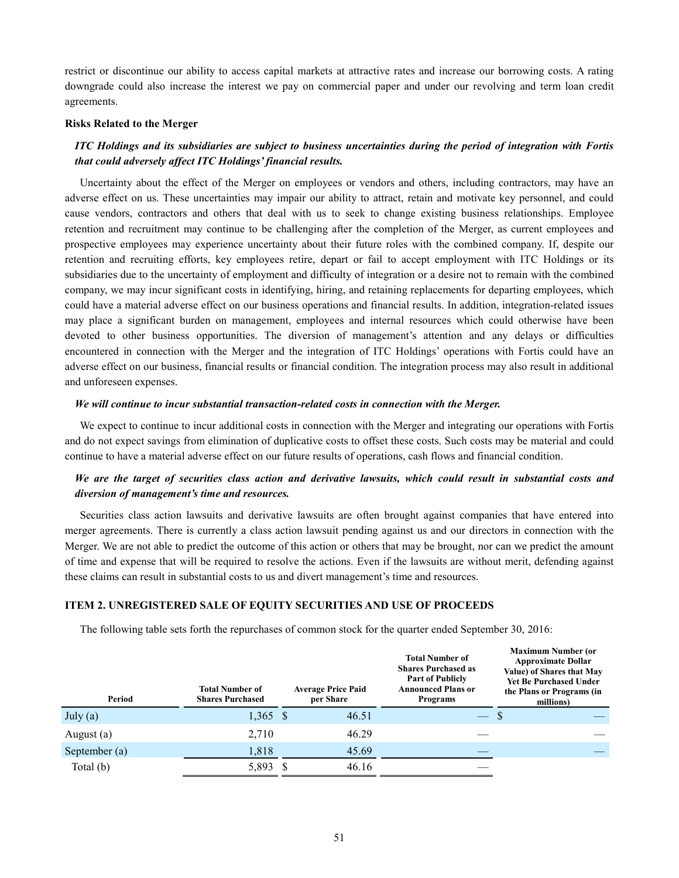restrict or discontinue our ability to access capital markets at attractive rates and increase our borrowing costs. A rating downgrade could also increase the interest we pay on commercial paper and under our revolving and term loan credit agreements.

**Risks Related to the Merger**

***ITC Holdings and its subsidiaries are subject to business uncertainties during the period of integration with Fortis that could adversely affect ITC Holdings' financial results.***

Uncertainty about the effect of the Merger on employees or vendors and others, including contractors, may have an adverse effect on us. These uncertainties may impair our ability to attract, retain and motivate key personnel, and could cause vendors, contractors and others that deal with us to seek to change existing business relationships. Employee retention and recruitment may continue to be challenging after the completion of the Merger, as current employees and prospective employees may experience uncertainty about their future roles with the combined company. If, despite our retention and recruiting efforts, key employees retire, depart or fail to accept employment with ITC Holdings or its subsidiaries due to the uncertainty of employment and difficulty of integration or a desire not to remain with the combined company, we may incur significant costs in identifying, hiring, and retaining replacements for departing employees, which could have a material adverse effect on our business operations and financial results. In addition, integration-related issues may place a significant burden on management, employees and internal resources which could otherwise have been devoted to other business opportunities. The diversion of management's attention and any delays or difficulties encountered in connection with the Merger and the integration of ITC Holdings' operations with Fortis could have an adverse effect on our business, financial results or financial condition. The integration process may also result in additional and unforeseen expenses.

***We will continue to incur substantial transaction-related costs in connection with the Merger.***

We expect to continue to incur additional costs in connection with the Merger and integrating our operations with Fortis and do not expect savings from elimination of duplicative costs to offset these costs. Such costs may be material and could continue to have a material adverse effect on our future results of operations, cash flows and financial condition.

***We are the target of securities class action and derivative lawsuits, which could result in substantial costs and diversion of management's time and resources.***

Securities class action lawsuits and derivative lawsuits are often brought against companies that have entered into merger agreements. There is currently a class action lawsuit pending against us and our directors in connection with the Merger. We are not able to predict the outcome of this action or others that may be brought, nor can we predict the amount of time and expense that will be required to resolve the actions. Even if the lawsuits are without merit, defending against these claims can result in substantial costs to us and divert management's time and resources.

## ITEM 2. UNREGISTERED SALE OF EQUITY SECURITIES AND USE OF PROCEEDS

The following table sets forth the repurchases of common stock for the quarter ended September 30, 2016:

| Period | Total Number of Shares Purchased | Average Price Paid per Share | Total Number of Shares Purchased as Part of Publicly Announced Plans or Programs | Maximum Number (or Approximate Dollar Value) of Shares that May Yet Be Purchased Under the Plans or Programs (in millions) |
|---|---|---|---|---|
| July (a) | 1,365 | $ 46.51 | — | $ — |
| August (a) | 2,710 | 46.29 | — | — |
| September (a) | 1,818 | 45.69 | — | — |
| Total (b) | 5,893 | $ 46.16 | — | |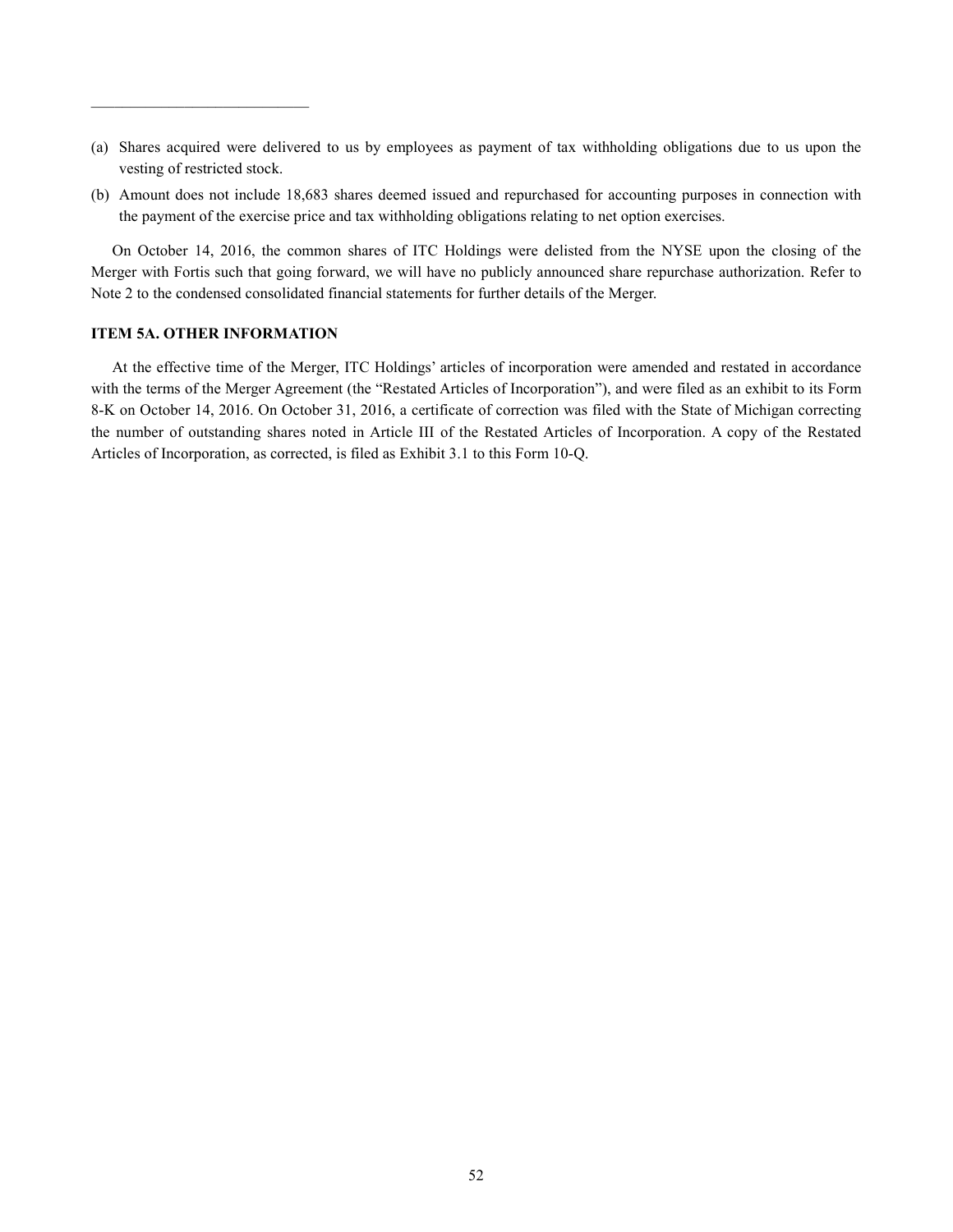---

(a) Shares acquired were delivered to us by employees as payment of tax withholding obligations due to us upon the vesting of restricted stock.

(b) Amount does not include 18,683 shares deemed issued and repurchased for accounting purposes in connection with the payment of the exercise price and tax withholding obligations relating to net option exercises.

On October 14, 2016, the common shares of ITC Holdings were delisted from the NYSE upon the closing of the Merger with Fortis such that going forward, we will have no publicly announced share repurchase authorization. Refer to Note 2 to the condensed consolidated financial statements for further details of the Merger.

**ITEM 5A. OTHER INFORMATION**

At the effective time of the Merger, ITC Holdings' articles of incorporation were amended and restated in accordance with the terms of the Merger Agreement (the "Restated Articles of Incorporation"), and were filed as an exhibit to its Form 8-K on October 14, 2016. On October 31, 2016, a certificate of correction was filed with the State of Michigan correcting the number of outstanding shares noted in Article III of the Restated Articles of Incorporation. A copy of the Restated Articles of Incorporation, as corrected, is filed as Exhibit 3.1 to this Form 10-Q.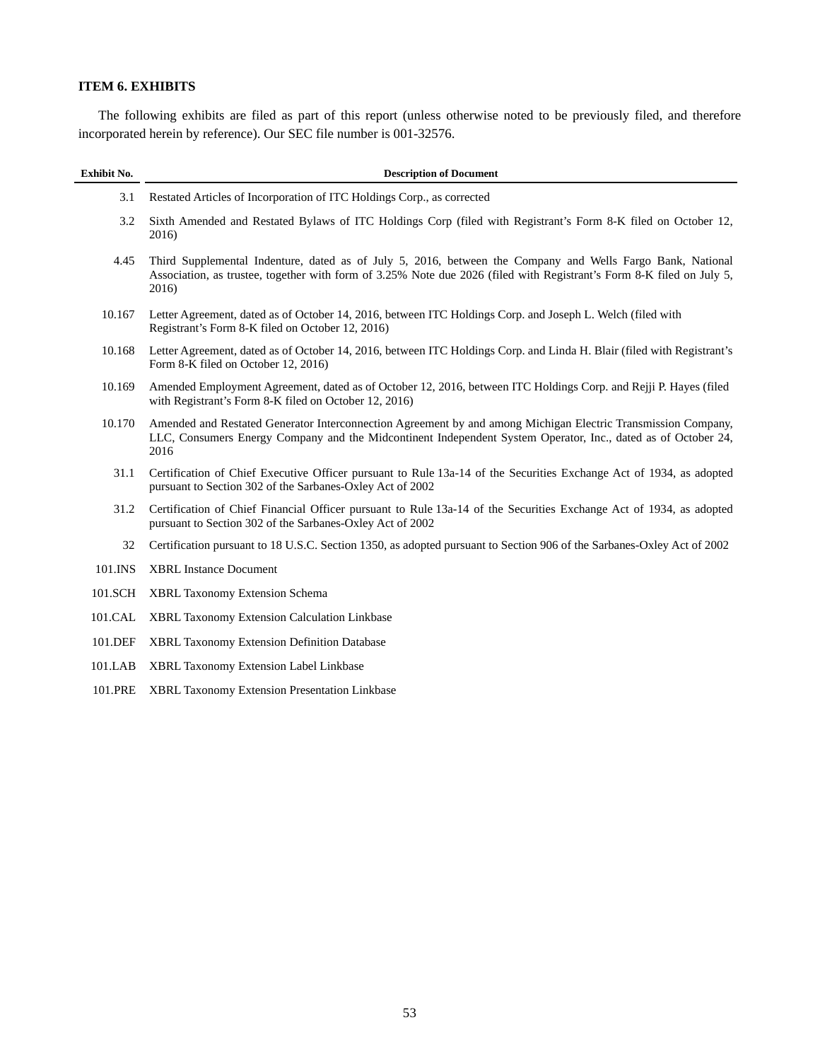### ITEM 6. EXHIBITS

The following exhibits are filed as part of this report (unless otherwise noted to be previously filed, and therefore incorporated herein by reference). Our SEC file number is 001-32576.

| Exhibit No. | Description of Document |
|---|---|
| 3.1 | Restated Articles of Incorporation of ITC Holdings Corp., as corrected |
| 3.2 | Sixth Amended and Restated Bylaws of ITC Holdings Corp (filed with Registrant's Form 8-K filed on October 12, 2016) |
| 4.45 | Third Supplemental Indenture, dated as of July 5, 2016, between the Company and Wells Fargo Bank, National Association, as trustee, together with form of 3.25% Note due 2026 (filed with Registrant's Form 8-K filed on July 5, 2016) |
| 10.167 | Letter Agreement, dated as of October 14, 2016, between ITC Holdings Corp. and Joseph L. Welch (filed with Registrant's Form 8-K filed on October 12, 2016) |
| 10.168 | Letter Agreement, dated as of October 14, 2016, between ITC Holdings Corp. and Linda H. Blair (filed with Registrant's Form 8-K filed on October 12, 2016) |
| 10.169 | Amended Employment Agreement, dated as of October 12, 2016, between ITC Holdings Corp. and Rejji P. Hayes (filed with Registrant's Form 8-K filed on October 12, 2016) |
| 10.170 | Amended and Restated Generator Interconnection Agreement by and among Michigan Electric Transmission Company, LLC, Consumers Energy Company and the Midcontinent Independent System Operator, Inc., dated as of October 24, 2016 |
| 31.1 | Certification of Chief Executive Officer pursuant to Rule 13a-14 of the Securities Exchange Act of 1934, as adopted pursuant to Section 302 of the Sarbanes-Oxley Act of 2002 |
| 31.2 | Certification of Chief Financial Officer pursuant to Rule 13a-14 of the Securities Exchange Act of 1934, as adopted pursuant to Section 302 of the Sarbanes-Oxley Act of 2002 |
| 32 | Certification pursuant to 18 U.S.C. Section 1350, as adopted pursuant to Section 906 of the Sarbanes-Oxley Act of 2002 |
| 101.INS | XBRL Instance Document |
| 101.SCH | XBRL Taxonomy Extension Schema |
| 101.CAL | XBRL Taxonomy Extension Calculation Linkbase |
| 101.DEF | XBRL Taxonomy Extension Definition Database |
| 101.LAB | XBRL Taxonomy Extension Label Linkbase |
| 101.PRE | XBRL Taxonomy Extension Presentation Linkbase |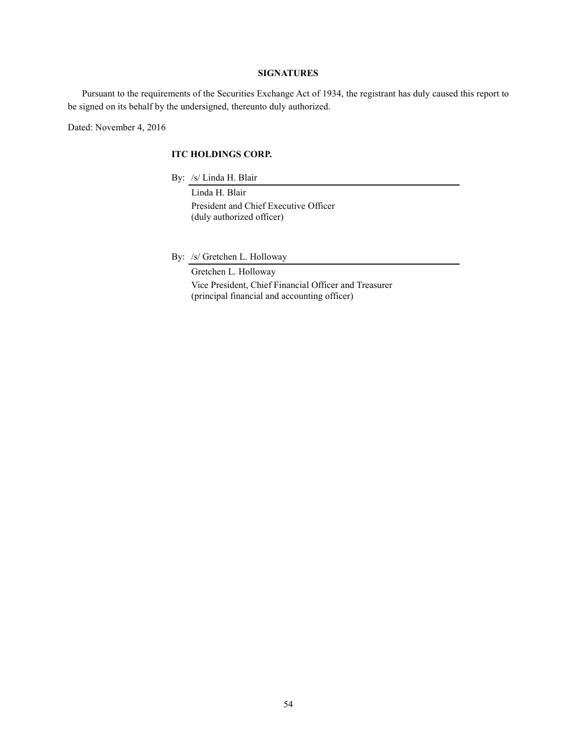## SIGNATURES

Pursuant to the requirements of the Securities Exchange Act of 1934, the registrant has duly caused this report to be signed on its behalf by the undersigned, thereunto duly authorized.

Dated: November 4, 2016

**ITC HOLDINGS CORP.**

By: /s/ Linda H. Blair

Linda H. Blair
President and Chief Executive Officer
(duly authorized officer)

By: /s/ Gretchen L. Holloway

Gretchen L. Holloway
Vice President, Chief Financial Officer and Treasurer
(principal financial and accounting officer)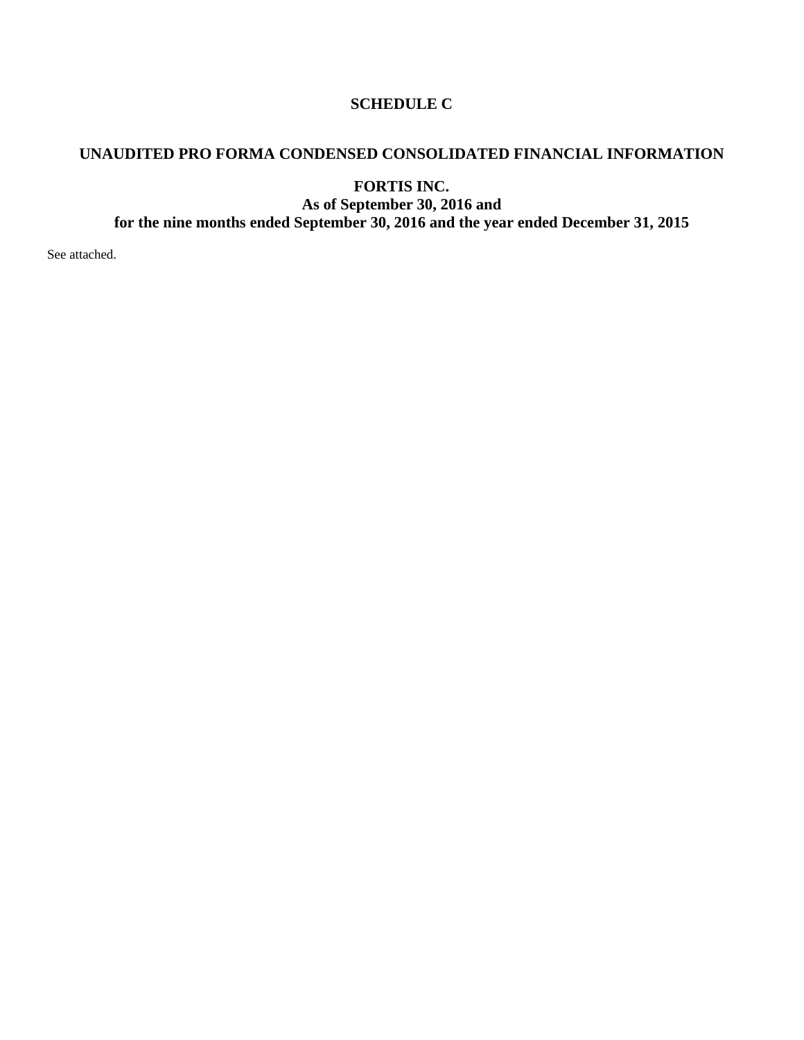## SCHEDULE C

## UNAUDITED PRO FORMA CONDENSED CONSOLIDATED FINANCIAL INFORMATION

### FORTIS INC.
### As of September 30, 2016 and
### for the nine months ended September 30, 2016 and the year ended December 31, 2015

See attached.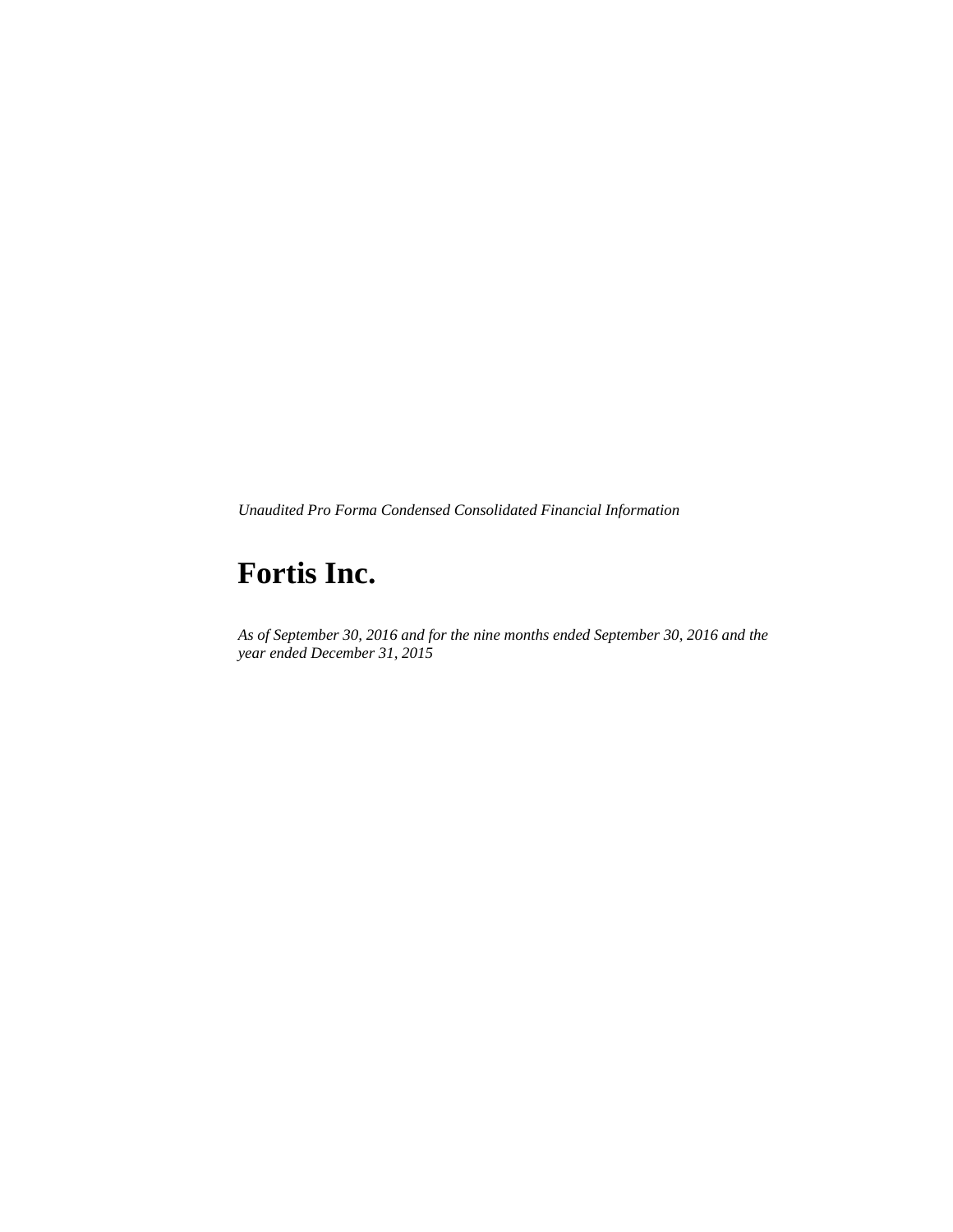*Unaudited Pro Forma Condensed Consolidated Financial Information*

# Fortis Inc.

*As of September 30, 2016 and for the nine months ended September 30, 2016 and the year ended December 31, 2015*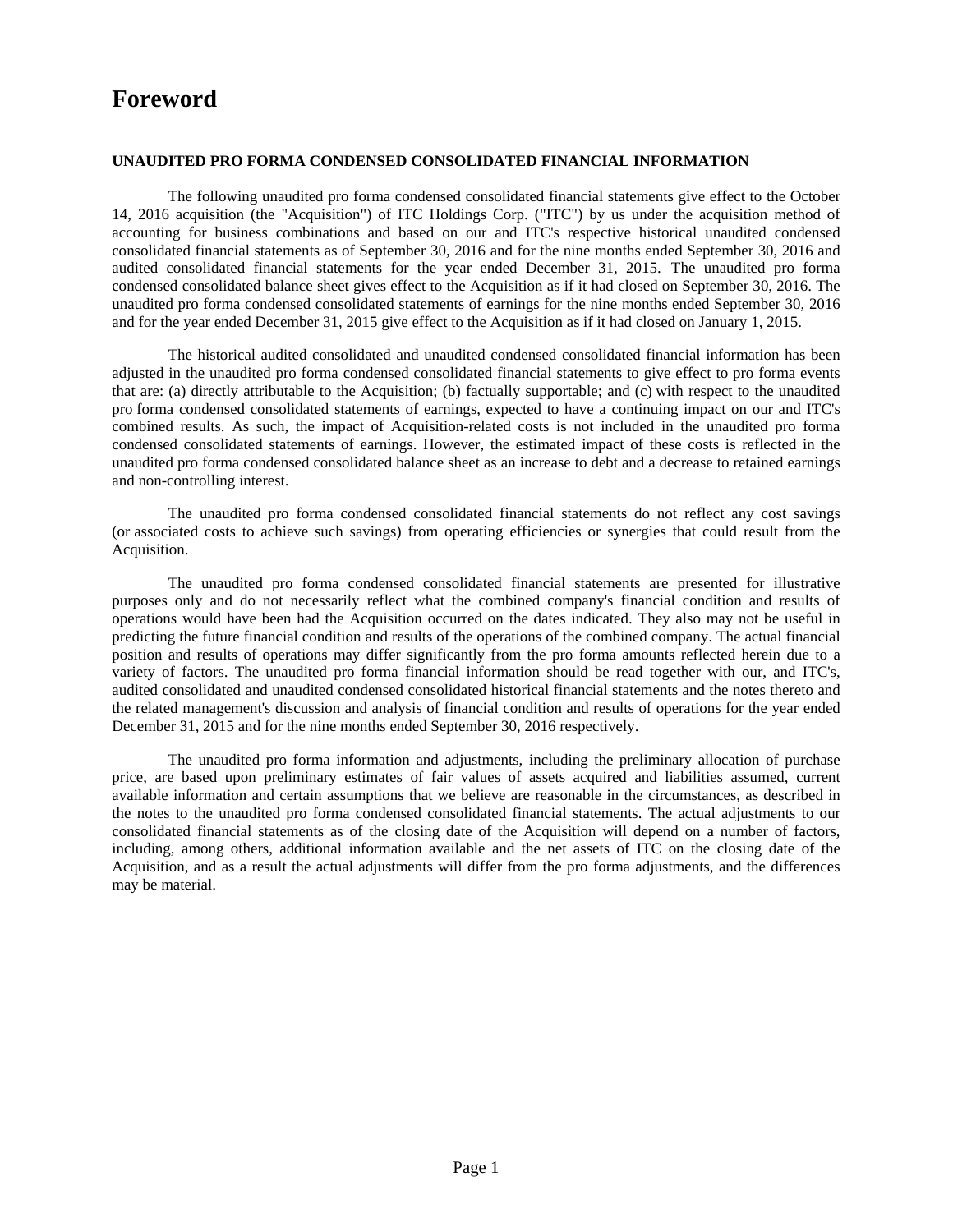# Foreword

**UNAUDITED PRO FORMA CONDENSED CONSOLIDATED FINANCIAL INFORMATION**

The following unaudited pro forma condensed consolidated financial statements give effect to the October 14, 2016 acquisition (the "Acquisition") of ITC Holdings Corp. ("ITC") by us under the acquisition method of accounting for business combinations and based on our and ITC's respective historical unaudited condensed consolidated financial statements as of September 30, 2016 and for the nine months ended September 30, 2016 and audited consolidated financial statements for the year ended December 31, 2015. The unaudited pro forma condensed consolidated balance sheet gives effect to the Acquisition as if it had closed on September 30, 2016. The unaudited pro forma condensed consolidated statements of earnings for the nine months ended September 30, 2016 and for the year ended December 31, 2015 give effect to the Acquisition as if it had closed on January 1, 2015.

The historical audited consolidated and unaudited condensed consolidated financial information has been adjusted in the unaudited pro forma condensed consolidated financial statements to give effect to pro forma events that are: (a) directly attributable to the Acquisition; (b) factually supportable; and (c) with respect to the unaudited pro forma condensed consolidated statements of earnings, expected to have a continuing impact on our and ITC's combined results. As such, the impact of Acquisition-related costs is not included in the unaudited pro forma condensed consolidated statements of earnings. However, the estimated impact of these costs is reflected in the unaudited pro forma condensed consolidated balance sheet as an increase to debt and a decrease to retained earnings and non-controlling interest.

The unaudited pro forma condensed consolidated financial statements do not reflect any cost savings (or associated costs to achieve such savings) from operating efficiencies or synergies that could result from the Acquisition.

The unaudited pro forma condensed consolidated financial statements are presented for illustrative purposes only and do not necessarily reflect what the combined company's financial condition and results of operations would have been had the Acquisition occurred on the dates indicated. They also may not be useful in predicting the future financial condition and results of the operations of the combined company. The actual financial position and results of operations may differ significantly from the pro forma amounts reflected herein due to a variety of factors. The unaudited pro forma financial information should be read together with our, and ITC's, audited consolidated and unaudited condensed consolidated historical financial statements and the notes thereto and the related management's discussion and analysis of financial condition and results of operations for the year ended December 31, 2015 and for the nine months ended September 30, 2016 respectively.

The unaudited pro forma information and adjustments, including the preliminary allocation of purchase price, are based upon preliminary estimates of fair values of assets acquired and liabilities assumed, current available information and certain assumptions that we believe are reasonable in the circumstances, as described in the notes to the unaudited pro forma condensed consolidated financial statements. The actual adjustments to our consolidated financial statements as of the closing date of the Acquisition will depend on a number of factors, including, among others, additional information available and the net assets of ITC on the closing date of the Acquisition, and as a result the actual adjustments will differ from the pro forma adjustments, and the differences may be material.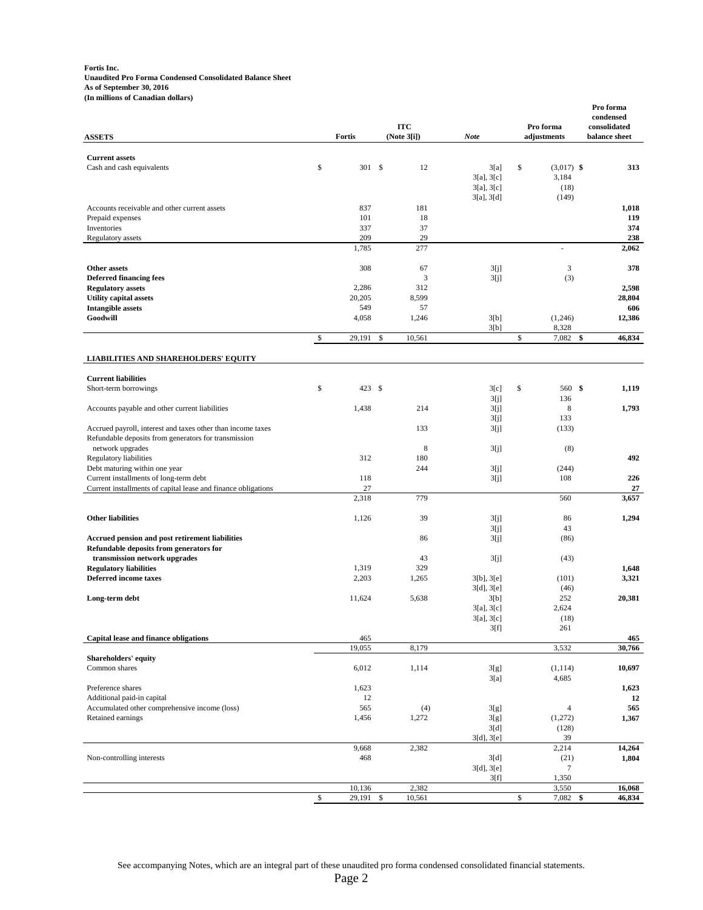**Fortis Inc.**
**Unaudited Pro Forma Condensed Consolidated Balance Sheet**
**As of September 30, 2016**
**(In millions of Canadian dollars)**

| **ASSETS** | **Fortis** | **ITC (Note 3[i])** | ***Note*** | **Pro forma adjustments** | **Pro forma condensed consolidated balance sheet** |
|---|---|---|---|---|---|
| **Current assets** | | | | | |
| Cash and cash equivalents | $ 301 | $ 12 | 3[a] | $ (3,017) | **$ 313** |
| | | | 3[a], 3[c] | 3,184 | |
| | | | 3[a], 3[c] | (18) | |
| | | | 3[a], 3[d] | (149) | |
| Accounts receivable and other current assets | 837 | 181 | | | **1,018** |
| Prepaid expenses | 101 | 18 | | | **119** |
| Inventories | 337 | 37 | | | **374** |
| Regulatory assets | 209 | 29 | | | **238** |
| | 1,785 | 277 | | - | **2,062** |
| **Other assets** | 308 | 67 | 3[j] | 3 | **378** |
| **Deferred financing fees** | | 3 | 3[j] | (3) | |
| **Regulatory assets** | 2,286 | 312 | | | **2,598** |
| **Utility capital assets** | 20,205 | 8,599 | | | **28,804** |
| **Intangible assets** | 549 | 57 | | | **606** |
| **Goodwill** | 4,058 | 1,246 | 3[b] | (1,246) | **12,386** |
| | | | 3[b] | 8,328 | |
| | $ 29,191 | $ 10,561 | | $ 7,082 | **$ 46,834** |
| **LIABILITIES AND SHAREHOLDERS' EQUITY** | | | | | |
| **Current liabilities** | | | | | |
| Short-term borrowings | $ 423 | $ | 3[c] | $ 560 | **$ 1,119** |
| | | | 3[j] | 136 | |
| Accounts payable and other current liabilities | 1,438 | 214 | 3[j] | 8 | **1,793** |
| | | | 3[j] | 133 | |
| Accrued payroll, interest and taxes other than income taxes | | 133 | 3[j] | (133) | |
| Refundable deposits from generators for transmission network upgrades | | 8 | 3[j] | (8) | |
| Regulatory liabilities | 312 | 180 | | | **492** |
| Debt maturing within one year | | 244 | 3[j] | (244) | |
| Current installments of long-term debt | 118 | | 3[j] | 108 | **226** |
| Current installments of capital lease and finance obligations | 27 | | | | **27** |
| | 2,318 | 779 | | 560 | **3,657** |
| **Other liabilities** | 1,126 | 39 | 3[j] | 86 | **1,294** |
| | | | 3[j] | 43 | |
| **Accrued pension and post retirement liabilities** | | 86 | 3[j] | (86) | |
| **Refundable deposits from generators for transmission network upgrades** | | 43 | 3[j] | (43) | |
| **Regulatory liabilities** | 1,319 | 329 | | | **1,648** |
| **Deferred income taxes** | 2,203 | 1,265 | 3[b], 3[e] | (101) | **3,321** |
| | | | 3[d], 3[e] | (46) | |
| **Long-term debt** | 11,624 | 5,638 | 3[b] | 252 | **20,381** |
| | | | 3[a], 3[c] | 2,624 | |
| | | | 3[a], 3[c] | (18) | |
| | | | 3[f] | 261 | |
| **Capital lease and finance obligations** | 465 | | | | **465** |
| | 19,055 | 8,179 | | 3,532 | **30,766** |
| **Shareholders' equity** | | | | | |
| Common shares | 6,012 | 1,114 | 3[g] | (1,114) | **10,697** |
| | | | 3[a] | 4,685 | |
| Preference shares | 1,623 | | | | **1,623** |
| Additional paid-in capital | 12 | | | | **12** |
| Accumulated other comprehensive income (loss) | 565 | (4) | 3[g] | 4 | **565** |
| Retained earnings | 1,456 | 1,272 | 3[g] | (1,272) | **1,367** |
| | | | 3[d] | (128) | |
| | | | 3[d], 3[e] | 39 | |
| | 9,668 | 2,382 | | 2,214 | **14,264** |
| Non-controlling interests | 468 | | 3[d] | (21) | **1,804** |
| | | | 3[d], 3[e] | 7 | |
| | | | 3[f] | 1,350 | |
| | 10,136 | 2,382 | | 3,550 | **16,068** |
| | $ 29,191 | $ 10,561 | | $ 7,082 | **$ 46,834** |

See accompanying Notes, which are an integral part of these unaudited pro forma condensed consolidated financial statements.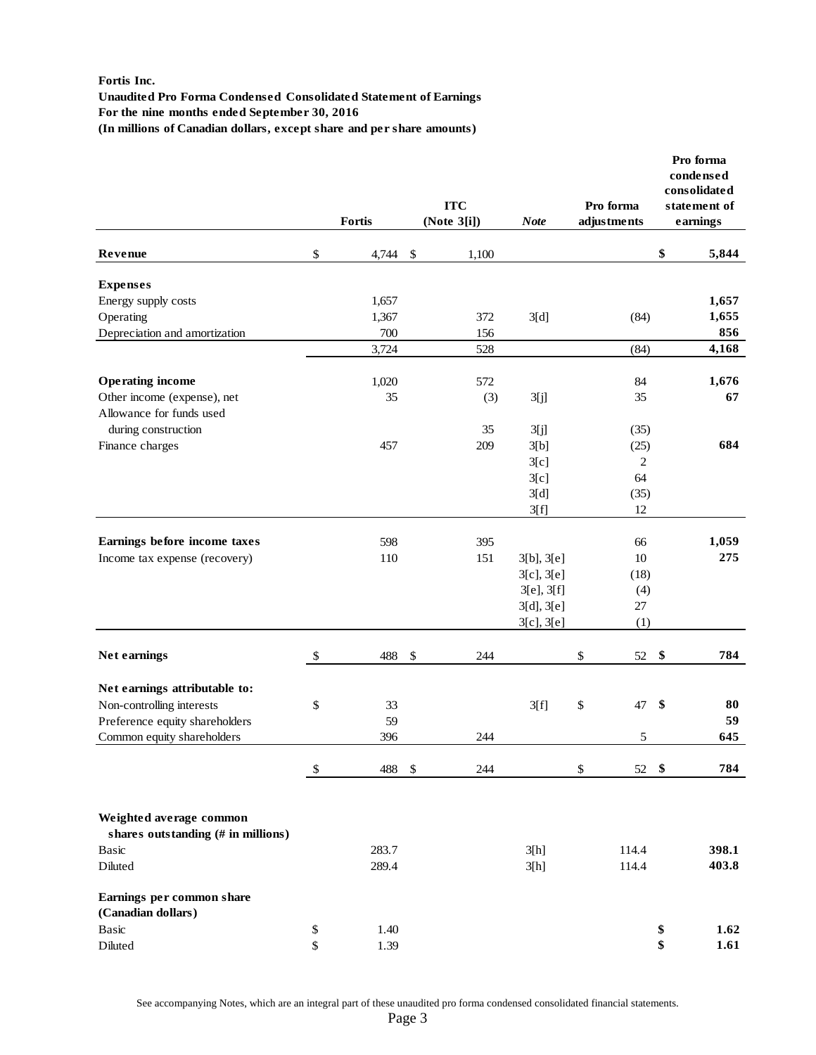**Fortis Inc.**
**Unaudited Pro Forma Condensed Consolidated Statement of Earnings**
**For the nine months ended September 30, 2016**
**(In millions of Canadian dollars, except share and per share amounts)**

| | Fortis | ITC (Note 3[i]) | *Note* | Pro forma adjustments | Pro forma condensed consolidated statement of earnings |
|---|---|---|---|---|---|
| **Revenue** | $ 4,744 | $ 1,100 | | | **$ 5,844** |
| **Expenses** | | | | | |
| Energy supply costs | 1,657 | | | | **1,657** |
| Operating | 1,367 | 372 | 3[d] | (84) | **1,655** |
| Depreciation and amortization | 700 | 156 | | | **856** |
| | 3,724 | 528 | | (84) | **4,168** |
| **Operating income** | 1,020 | 572 | | 84 | **1,676** |
| Other income (expense), net | 35 | (3) | 3[j] | 35 | **67** |
| Allowance for funds used during construction | | 35 | 3[j] | (35) | |
| Finance charges | 457 | 209 | 3[b] | (25) | **684** |
| | | | 3[c] | 2 | |
| | | | 3[c] | 64 | |
| | | | 3[d] | (35) | |
| | | | 3[f] | 12 | |
| **Earnings before income taxes** | 598 | 395 | | 66 | **1,059** |
| Income tax expense (recovery) | 110 | 151 | 3[b], 3[e] | 10 | **275** |
| | | | 3[c], 3[e] | (18) | |
| | | | 3[e], 3[f] | (4) | |
| | | | 3[d], 3[e] | 27 | |
| | | | 3[c], 3[e] | (1) | |
| **Net earnings** | $ 488 | $ 244 | | $ 52 | **$ 784** |
| **Net earnings attributable to:** | | | | | |
| Non-controlling interests | $ 33 | | 3[f] | $ 47 | **$ 80** |
| Preference equity shareholders | 59 | | | | **59** |
| Common equity shareholders | 396 | 244 | | 5 | **645** |
| | $ 488 | $ 244 | | $ 52 | **$ 784** |
| **Weighted average common shares outstanding (# in millions)** | | | | | |
| Basic | 283.7 | | 3[h] | 114.4 | **398.1** |
| Diluted | 289.4 | | 3[h] | 114.4 | **403.8** |
| **Earnings per common share (Canadian dollars)** | | | | | |
| Basic | $ 1.40 | | | | **$ 1.62** |
| Diluted | $ 1.39 | | | | **$ 1.61** |

See accompanying Notes, which are an integral part of these unaudited pro forma condensed consolidated financial statements.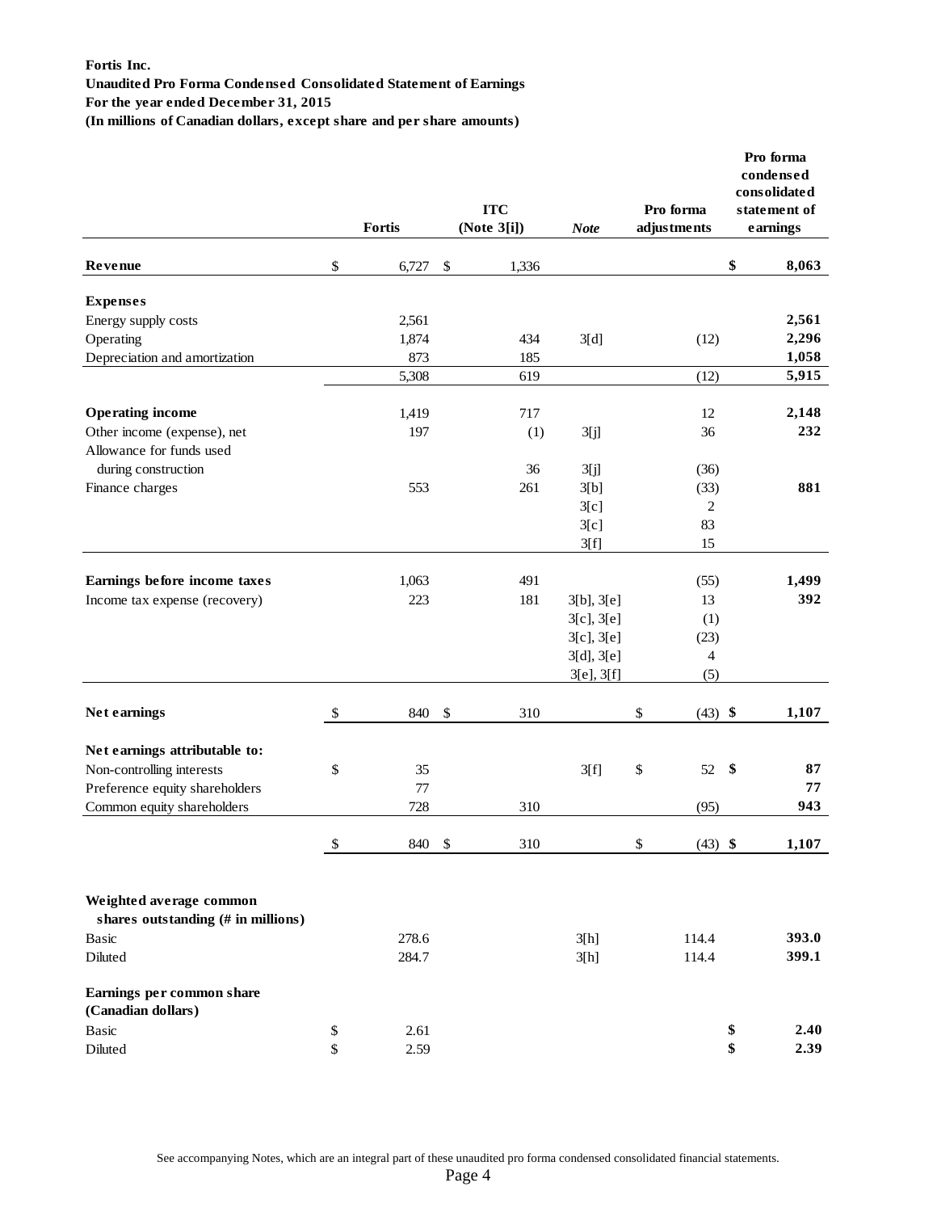**Fortis Inc.**
**Unaudited Pro Forma Condensed Consolidated Statement of Earnings**
**For the year ended December 31, 2015**
**(In millions of Canadian dollars, except share and per share amounts)**

| | Fortis | ITC (Note 3[i]) | *Note* | Pro forma adjustments | Pro forma condensed consolidated statement of earnings |
|---|---|---|---|---|---|
| **Revenue** | $ 6,727 | $ 1,336 | | | **$ 8,063** |
| **Expenses** | | | | | |
| Energy supply costs | 2,561 | | | | **2,561** |
| Operating | 1,874 | 434 | 3[d] | (12) | **2,296** |
| Depreciation and amortization | 873 | 185 | | | **1,058** |
| | 5,308 | 619 | | (12) | **5,915** |
| **Operating income** | 1,419 | 717 | | 12 | **2,148** |
| Other income (expense), net | 197 | (1) | 3[j] | 36 | **232** |
| Allowance for funds used during construction | | 36 | 3[j] | (36) | |
| Finance charges | 553 | 261 | 3[b] | (33) | **881** |
| | | | 3[c] | 2 | |
| | | | 3[c] | 83 | |
| | | | 3[f] | 15 | |
| **Earnings before income taxes** | 1,063 | 491 | | (55) | **1,499** |
| Income tax expense (recovery) | 223 | 181 | 3[b], 3[e] | 13 | **392** |
| | | | 3[c], 3[e] | (1) | |
| | | | 3[c], 3[e] | (23) | |
| | | | 3[d], 3[e] | 4 | |
| | | | 3[e], 3[f] | (5) | |
| **Net earnings** | $ 840 | $ 310 | | $ (43) | **$ 1,107** |
| **Net earnings attributable to:** | | | | | |
| Non-controlling interests | $ 35 | | 3[f] | $ 52 | **$ 87** |
| Preference equity shareholders | 77 | | | | **77** |
| Common equity shareholders | 728 | 310 | | (95) | **943** |
| | $ 840 | $ 310 | | $ (43) | **$ 1,107** |
| **Weighted average common shares outstanding (# in millions)** | | | | | |
| Basic | 278.6 | | 3[h] | 114.4 | **393.0** |
| Diluted | 284.7 | | 3[h] | 114.4 | **399.1** |
| **Earnings per common share (Canadian dollars)** | | | | | |
| Basic | $ 2.61 | | | | **$ 2.40** |
| Diluted | $ 2.59 | | | | **$ 2.39** |

See accompanying Notes, which are an integral part of these unaudited pro forma condensed consolidated financial statements.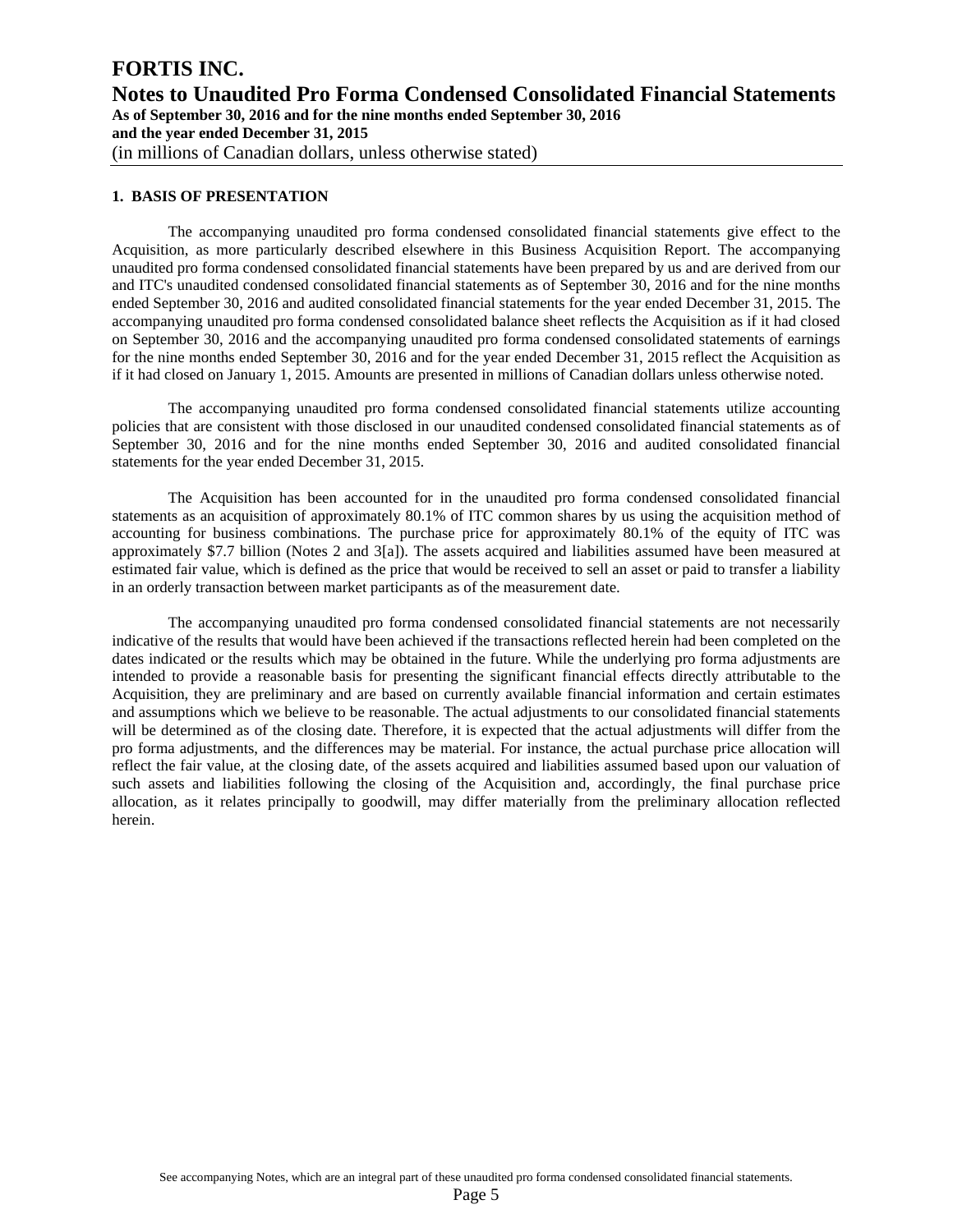# FORTIS INC.

## Notes to Unaudited Pro Forma Condensed Consolidated Financial Statements

**As of September 30, 2016 and for the nine months ended September 30, 2016**
**and the year ended December 31, 2015**
(in millions of Canadian dollars, unless otherwise stated)

### 1. BASIS OF PRESENTATION

The accompanying unaudited pro forma condensed consolidated financial statements give effect to the Acquisition, as more particularly described elsewhere in this Business Acquisition Report. The accompanying unaudited pro forma condensed consolidated financial statements have been prepared by us and are derived from our and ITC's unaudited condensed consolidated financial statements as of September 30, 2016 and for the nine months ended September 30, 2016 and audited consolidated financial statements for the year ended December 31, 2015. The accompanying unaudited pro forma condensed consolidated balance sheet reflects the Acquisition as if it had closed on September 30, 2016 and the accompanying unaudited pro forma condensed consolidated statements of earnings for the nine months ended September 30, 2016 and for the year ended December 31, 2015 reflect the Acquisition as if it had closed on January 1, 2015. Amounts are presented in millions of Canadian dollars unless otherwise noted.

The accompanying unaudited pro forma condensed consolidated financial statements utilize accounting policies that are consistent with those disclosed in our unaudited condensed consolidated financial statements as of September 30, 2016 and for the nine months ended September 30, 2016 and audited consolidated financial statements for the year ended December 31, 2015.

The Acquisition has been accounted for in the unaudited pro forma condensed consolidated financial statements as an acquisition of approximately 80.1% of ITC common shares by us using the acquisition method of accounting for business combinations. The purchase price for approximately 80.1% of the equity of ITC was approximately $7.7 billion (Notes 2 and 3[a]). The assets acquired and liabilities assumed have been measured at estimated fair value, which is defined as the price that would be received to sell an asset or paid to transfer a liability in an orderly transaction between market participants as of the measurement date.

The accompanying unaudited pro forma condensed consolidated financial statements are not necessarily indicative of the results that would have been achieved if the transactions reflected herein had been completed on the dates indicated or the results which may be obtained in the future. While the underlying pro forma adjustments are intended to provide a reasonable basis for presenting the significant financial effects directly attributable to the Acquisition, they are preliminary and are based on currently available financial information and certain estimates and assumptions which we believe to be reasonable. The actual adjustments to our consolidated financial statements will be determined as of the closing date. Therefore, it is expected that the actual adjustments will differ from the pro forma adjustments, and the differences may be material. For instance, the actual purchase price allocation will reflect the fair value, at the closing date, of the assets acquired and liabilities assumed based upon our valuation of such assets and liabilities following the closing of the Acquisition and, accordingly, the final purchase price allocation, as it relates principally to goodwill, may differ materially from the preliminary allocation reflected herein.

See accompanying Notes, which are an integral part of these unaudited pro forma condensed consolidated financial statements.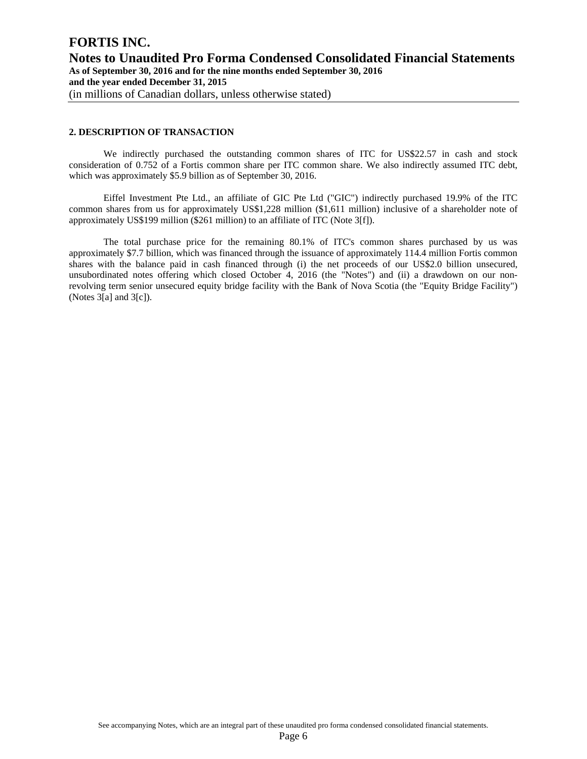## 2. DESCRIPTION OF TRANSACTION

We indirectly purchased the outstanding common shares of ITC for US$22.57 in cash and stock consideration of 0.752 of a Fortis common share per ITC common share. We also indirectly assumed ITC debt, which was approximately $5.9 billion as of September 30, 2016.

Eiffel Investment Pte Ltd., an affiliate of GIC Pte Ltd ("GIC") indirectly purchased 19.9% of the ITC common shares from us for approximately US$1,228 million ($1,611 million) inclusive of a shareholder note of approximately US$199 million ($261 million) to an affiliate of ITC (Note 3[f]).

The total purchase price for the remaining 80.1% of ITC's common shares purchased by us was approximately $7.7 billion, which was financed through the issuance of approximately 114.4 million Fortis common shares with the balance paid in cash financed through (i) the net proceeds of our US$2.0 billion unsecured, unsubordinated notes offering which closed October 4, 2016 (the "Notes") and (ii) a drawdown on our non-revolving term senior unsecured equity bridge facility with the Bank of Nova Scotia (the "Equity Bridge Facility") (Notes 3[a] and 3[c]).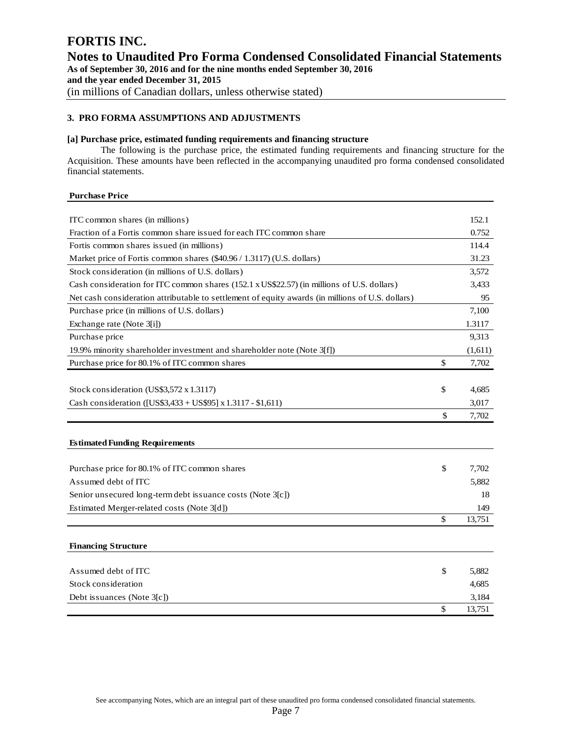# FORTIS INC.

## Notes to Unaudited Pro Forma Condensed Consolidated Financial Statements

**As of September 30, 2016 and for the nine months ended September 30, 2016**
**and the year ended December 31, 2015**
(in millions of Canadian dollars, unless otherwise stated)

### 3. PRO FORMA ASSUMPTIONS AND ADJUSTMENTS

**[a] Purchase price, estimated funding requirements and financing structure**

The following is the purchase price, the estimated funding requirements and financing structure for the Acquisition. These amounts have been reflected in the accompanying unaudited pro forma condensed consolidated financial statements.

| Purchase Price | | |
|---|---|---|
| ITC common shares (in millions) | | 152.1 |
| Fraction of a Fortis common share issued for each ITC common share | | 0.752 |
| Fortis common shares issued (in millions) | | 114.4 |
| Market price of Fortis common shares ($40.96 / 1.3117) (U.S. dollars) | | 31.23 |
| Stock consideration (in millions of U.S. dollars) | | 3,572 |
| Cash consideration for ITC common shares (152.1 x US$22.57) (in millions of U.S. dollars) | | 3,433 |
| Net cash consideration attributable to settlement of equity awards (in millions of U.S. dollars) | | 95 |
| Purchase price (in millions of U.S. dollars) | | 7,100 |
| Exchange rate (Note 3[i]) | | 1.3117 |
| Purchase price | | 9,313 |
| 19.9% minority shareholder investment and shareholder note (Note 3[f]) | | (1,611) |
| Purchase price for 80.1% of ITC common shares | $ | 7,702 |
| | | |
| Stock consideration (US$3,572 x 1.3117) | $ | 4,685 |
| Cash consideration ([US$3,433 + US$95] x 1.3117 - $1,611) | | 3,017 |
| | $ | 7,702 |

| Estimated Funding Requirements | | |
|---|---|---|
| Purchase price for 80.1% of ITC common shares | $ | 7,702 |
| Assumed debt of ITC | | 5,882 |
| Senior unsecured long-term debt issuance costs (Note 3[c]) | | 18 |
| Estimated Merger-related costs (Note 3[d]) | | 149 |
| | $ | 13,751 |

| Financing Structure | | |
|---|---|---|
| Assumed debt of ITC | $ | 5,882 |
| Stock consideration | | 4,685 |
| Debt issuances (Note 3[c]) | | 3,184 |
| | $ | 13,751 |

See accompanying Notes, which are an integral part of these unaudited pro forma condensed consolidated financial statements.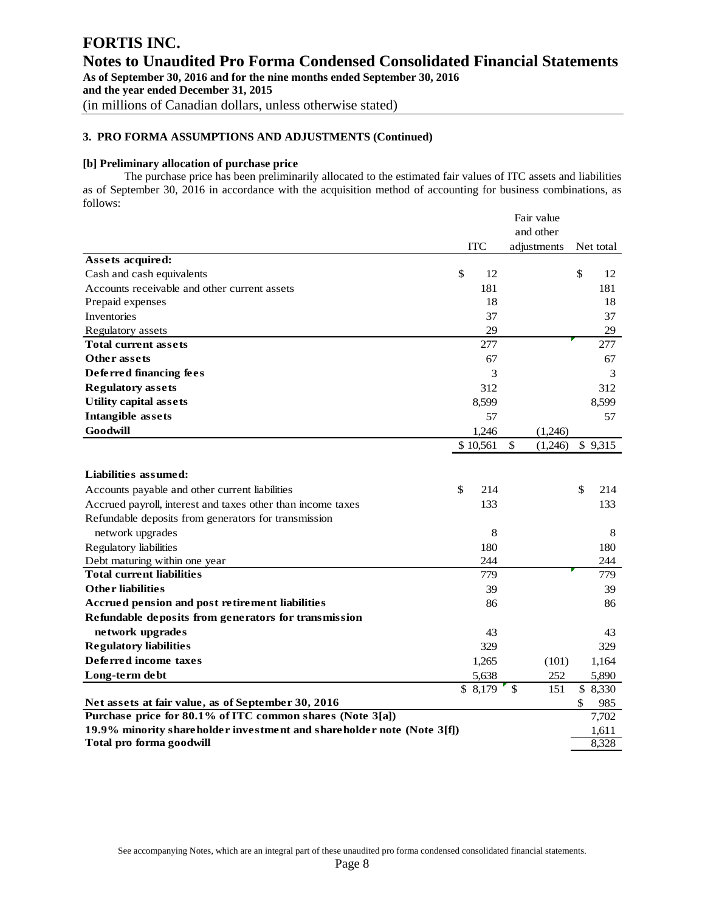# FORTIS INC.

## Notes to Unaudited Pro Forma Condensed Consolidated Financial Statements

**As of September 30, 2016 and for the nine months ended September 30, 2016**
**and the year ended December 31, 2015**
(in millions of Canadian dollars, unless otherwise stated)

### 3. PRO FORMA ASSUMPTIONS AND ADJUSTMENTS (Continued)

**[b] Preliminary allocation of purchase price**

The purchase price has been preliminarily allocated to the estimated fair values of ITC assets and liabilities as of September 30, 2016 in accordance with the acquisition method of accounting for business combinations, as follows:

| | ITC | Fair value and other adjustments | Net total |
|---|---|---|---|
| **Assets acquired:** | | | |
| Cash and cash equivalents | $ 12 | | $ 12 |
| Accounts receivable and other current assets | 181 | | 181 |
| Prepaid expenses | 18 | | 18 |
| Inventories | 37 | | 37 |
| Regulatory assets | 29 | | 29 |
| **Total current assets** | 277 | | 277 |
| **Other assets** | 67 | | 67 |
| **Deferred financing fees** | 3 | | 3 |
| **Regulatory assets** | 312 | | 312 |
| **Utility capital assets** | 8,599 | | 8,599 |
| **Intangible assets** | 57 | | 57 |
| **Goodwill** | 1,246 | (1,246) | |
| | $ 10,561 | $ (1,246) | $ 9,315 |
| | | | |
| **Liabilities assumed:** | | | |
| Accounts payable and other current liabilities | $ 214 | | $ 214 |
| Accrued payroll, interest and taxes other than income taxes | 133 | | 133 |
| Refundable deposits from generators for transmission network upgrades | 8 | | 8 |
| Regulatory liabilities | 180 | | 180 |
| Debt maturing within one year | 244 | | 244 |
| **Total current liabilities** | 779 | | 779 |
| **Other liabilities** | 39 | | 39 |
| **Accrued pension and post retirement liabilities** | 86 | | 86 |
| **Refundable deposits from generators for transmission network upgrades** | 43 | | 43 |
| **Regulatory liabilities** | 329 | | 329 |
| **Deferred income taxes** | 1,265 | (101) | 1,164 |
| **Long-term debt** | 5,638 | 252 | 5,890 |
| | $ 8,179 | $ 151 | $ 8,330 |
| **Net assets at fair value, as of September 30, 2016** | | | $ 985 |
| **Purchase price for 80.1% of ITC common shares (Note 3[a])** | | | 7,702 |
| **19.9% minority shareholder investment and shareholder note (Note 3[f])** | | | 1,611 |
| **Total pro forma goodwill** | | | 8,328 |

See accompanying Notes, which are an integral part of these unaudited pro forma condensed consolidated financial statements.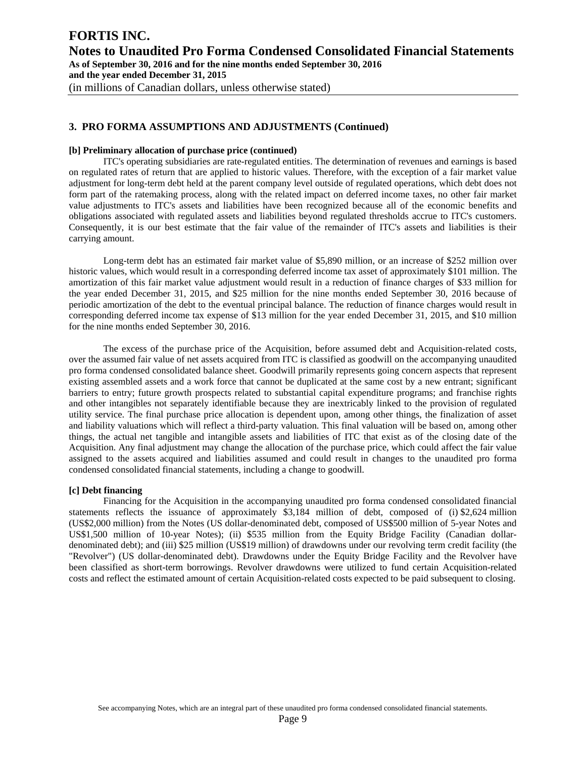## 3. PRO FORMA ASSUMPTIONS AND ADJUSTMENTS (Continued)

**[b] Preliminary allocation of purchase price (continued)**

ITC's operating subsidiaries are rate-regulated entities. The determination of revenues and earnings is based on regulated rates of return that are applied to historic values. Therefore, with the exception of a fair market value adjustment for long-term debt held at the parent company level outside of regulated operations, which debt does not form part of the ratemaking process, along with the related impact on deferred income taxes, no other fair market value adjustments to ITC's assets and liabilities have been recognized because all of the economic benefits and obligations associated with regulated assets and liabilities beyond regulated thresholds accrue to ITC's customers. Consequently, it is our best estimate that the fair value of the remainder of ITC's assets and liabilities is their carrying amount.

Long-term debt has an estimated fair market value of $5,890 million, or an increase of $252 million over historic values, which would result in a corresponding deferred income tax asset of approximately $101 million. The amortization of this fair market value adjustment would result in a reduction of finance charges of $33 million for the year ended December 31, 2015, and $25 million for the nine months ended September 30, 2016 because of periodic amortization of the debt to the eventual principal balance. The reduction of finance charges would result in corresponding deferred income tax expense of $13 million for the year ended December 31, 2015, and $10 million for the nine months ended September 30, 2016.

The excess of the purchase price of the Acquisition, before assumed debt and Acquisition-related costs, over the assumed fair value of net assets acquired from ITC is classified as goodwill on the accompanying unaudited pro forma condensed consolidated balance sheet. Goodwill primarily represents going concern aspects that represent existing assembled assets and a work force that cannot be duplicated at the same cost by a new entrant; significant barriers to entry; future growth prospects related to substantial capital expenditure programs; and franchise rights and other intangibles not separately identifiable because they are inextricably linked to the provision of regulated utility service. The final purchase price allocation is dependent upon, among other things, the finalization of asset and liability valuations which will reflect a third-party valuation. This final valuation will be based on, among other things, the actual net tangible and intangible assets and liabilities of ITC that exist as of the closing date of the Acquisition. Any final adjustment may change the allocation of the purchase price, which could affect the fair value assigned to the assets acquired and liabilities assumed and could result in changes to the unaudited pro forma condensed consolidated financial statements, including a change to goodwill.

**[c] Debt financing**

Financing for the Acquisition in the accompanying unaudited pro forma condensed consolidated financial statements reflects the issuance of approximately $3,184 million of debt, composed of (i) $2,624 million (US$2,000 million) from the Notes (US dollar-denominated debt, composed of US$500 million of 5-year Notes and US$1,500 million of 10-year Notes); (ii) $535 million from the Equity Bridge Facility (Canadian dollar-denominated debt); and (iii) $25 million (US$19 million) of drawdowns under our revolving term credit facility (the "Revolver") (US dollar-denominated debt). Drawdowns under the Equity Bridge Facility and the Revolver have been classified as short-term borrowings. Revolver drawdowns were utilized to fund certain Acquisition-related costs and reflect the estimated amount of certain Acquisition-related costs expected to be paid subsequent to closing.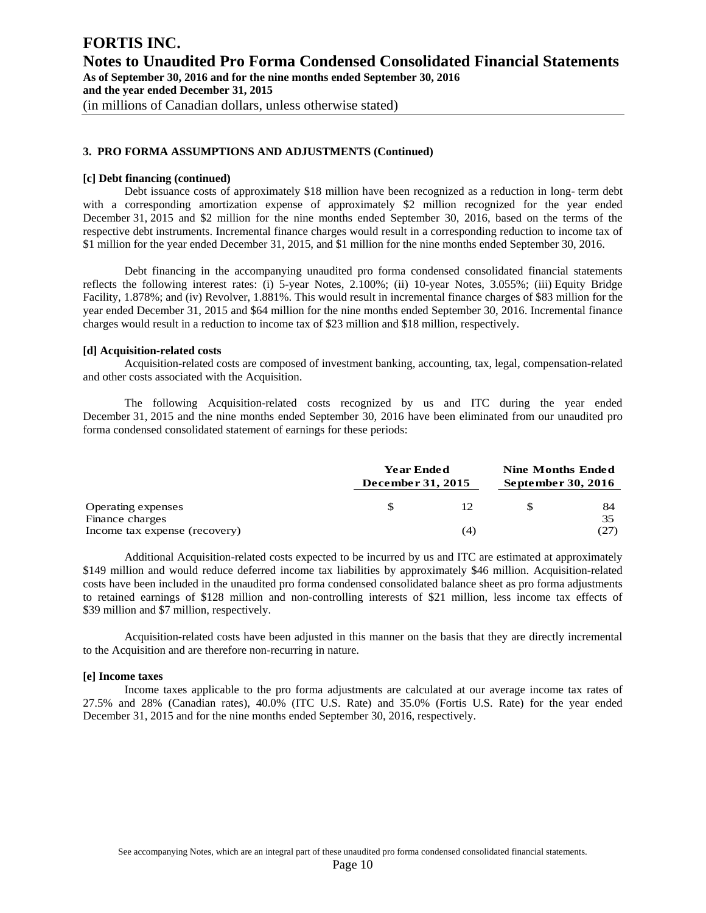### 3. PRO FORMA ASSUMPTIONS AND ADJUSTMENTS (Continued)

**[c] Debt financing (continued)**

Debt issuance costs of approximately \$18 million have been recognized as a reduction in long- term debt with a corresponding amortization expense of approximately \$2 million recognized for the year ended December 31, 2015 and \$2 million for the nine months ended September 30, 2016, based on the terms of the respective debt instruments. Incremental finance charges would result in a corresponding reduction to income tax of \$1 million for the year ended December 31, 2015, and \$1 million for the nine months ended September 30, 2016.

Debt financing in the accompanying unaudited pro forma condensed consolidated financial statements reflects the following interest rates: (i) 5-year Notes, 2.100%; (ii) 10-year Notes, 3.055%; (iii) Equity Bridge Facility, 1.878%; and (iv) Revolver, 1.881%. This would result in incremental finance charges of \$83 million for the year ended December 31, 2015 and \$64 million for the nine months ended September 30, 2016. Incremental finance charges would result in a reduction to income tax of \$23 million and \$18 million, respectively.

**[d] Acquisition-related costs**

Acquisition-related costs are composed of investment banking, accounting, tax, legal, compensation-related and other costs associated with the Acquisition.

The following Acquisition-related costs recognized by us and ITC during the year ended December 31, 2015 and the nine months ended September 30, 2016 have been eliminated from our unaudited pro forma condensed consolidated statement of earnings for these periods:

| | Year Ended December 31, 2015 | | Nine Months Ended September 30, 2016 | |
|---|---|---|---|---|
| Operating expenses | $ | 12 | $ | 84 |
| Finance charges | | | | 35 |
| Income tax expense (recovery) | | (4) | | (27) |

Additional Acquisition-related costs expected to be incurred by us and ITC are estimated at approximately \$149 million and would reduce deferred income tax liabilities by approximately \$46 million. Acquisition-related costs have been included in the unaudited pro forma condensed consolidated balance sheet as pro forma adjustments to retained earnings of \$128 million and non-controlling interests of \$21 million, less income tax effects of \$39 million and \$7 million, respectively.

Acquisition-related costs have been adjusted in this manner on the basis that they are directly incremental to the Acquisition and are therefore non-recurring in nature.

**[e] Income taxes**

Income taxes applicable to the pro forma adjustments are calculated at our average income tax rates of 27.5% and 28% (Canadian rates), 40.0% (ITC U.S. Rate) and 35.0% (Fortis U.S. Rate) for the year ended December 31, 2015 and for the nine months ended September 30, 2016, respectively.

See accompanying Notes, which are an integral part of these unaudited pro forma condensed consolidated financial statements.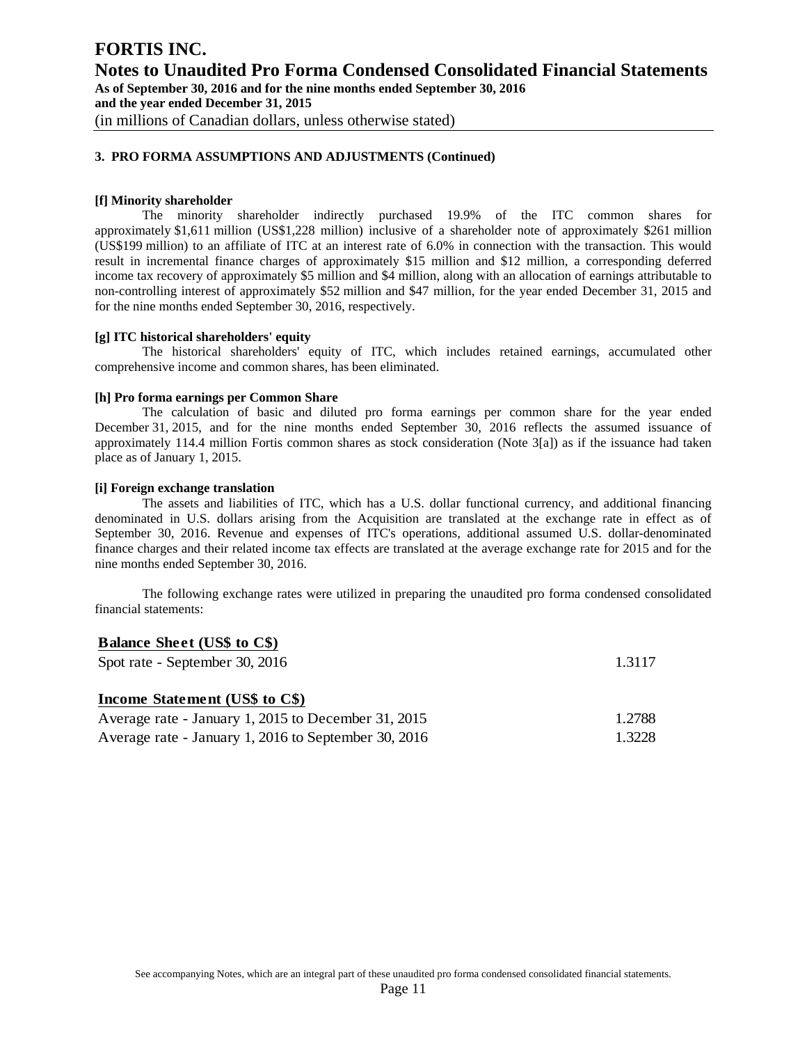### 3. PRO FORMA ASSUMPTIONS AND ADJUSTMENTS (Continued)

**[f] Minority shareholder**

The minority shareholder indirectly purchased 19.9% of the ITC common shares for approximately $1,611 million (US$1,228 million) inclusive of a shareholder note of approximately $261 million (US$199 million) to an affiliate of ITC at an interest rate of 6.0% in connection with the transaction. This would result in incremental finance charges of approximately $15 million and $12 million, a corresponding deferred income tax recovery of approximately $5 million and $4 million, along with an allocation of earnings attributable to non-controlling interest of approximately $52 million and $47 million, for the year ended December 31, 2015 and for the nine months ended September 30, 2016, respectively.

**[g] ITC historical shareholders' equity**

The historical shareholders' equity of ITC, which includes retained earnings, accumulated other comprehensive income and common shares, has been eliminated.

**[h] Pro forma earnings per Common Share**

The calculation of basic and diluted pro forma earnings per common share for the year ended December 31, 2015, and for the nine months ended September 30, 2016 reflects the assumed issuance of approximately 114.4 million Fortis common shares as stock consideration (Note 3[a]) as if the issuance had taken place as of January 1, 2015.

**[i] Foreign exchange translation**

The assets and liabilities of ITC, which has a U.S. dollar functional currency, and additional financing denominated in U.S. dollars arising from the Acquisition are translated at the exchange rate in effect as of September 30, 2016. Revenue and expenses of ITC's operations, additional assumed U.S. dollar-denominated finance charges and their related income tax effects are translated at the average exchange rate for 2015 and for the nine months ended September 30, 2016.

The following exchange rates were utilized in preparing the unaudited pro forma condensed consolidated financial statements:

| | |
|---|---|
| **Balance Sheet (US$ to C$)** | |
| Spot rate - September 30, 2016 | 1.3117 |
| **Income Statement (US$ to C$)** | |
| Average rate - January 1, 2015 to December 31, 2015 | 1.2788 |
| Average rate - January 1, 2016 to September 30, 2016 | 1.3228 |

See accompanying Notes, which are an integral part of these unaudited pro forma condensed consolidated financial statements.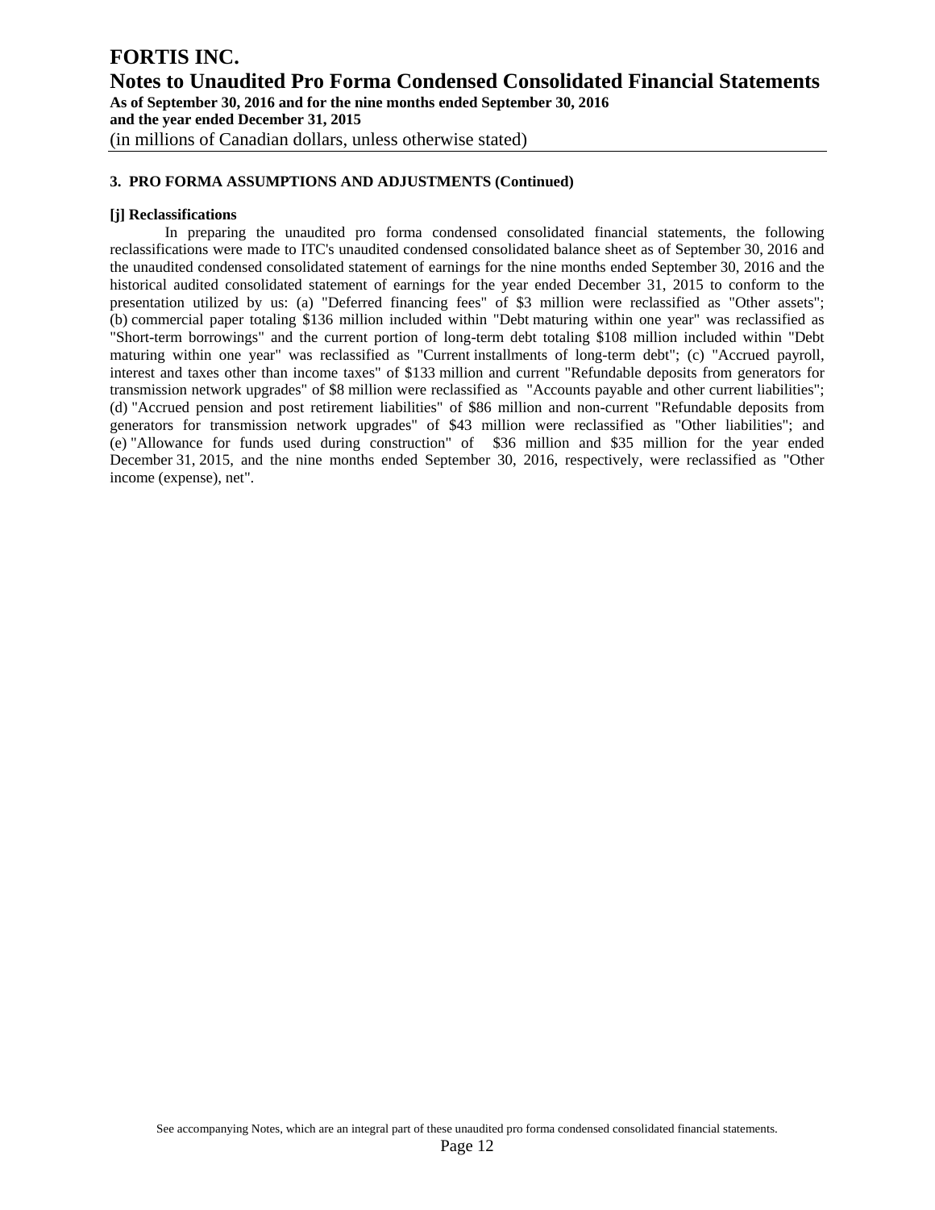### 3. PRO FORMA ASSUMPTIONS AND ADJUSTMENTS (Continued)

**[j] Reclassifications**

In preparing the unaudited pro forma condensed consolidated financial statements, the following reclassifications were made to ITC's unaudited condensed consolidated balance sheet as of September 30, 2016 and the unaudited condensed consolidated statement of earnings for the nine months ended September 30, 2016 and the historical audited consolidated statement of earnings for the year ended December 31, 2015 to conform to the presentation utilized by us: (a) "Deferred financing fees" of $3 million were reclassified as "Other assets"; (b) commercial paper totaling $136 million included within "Debt maturing within one year" was reclassified as "Short-term borrowings" and the current portion of long-term debt totaling $108 million included within "Debt maturing within one year" was reclassified as "Current installments of long-term debt"; (c) "Accrued payroll, interest and taxes other than income taxes" of $133 million and current "Refundable deposits from generators for transmission network upgrades" of $8 million were reclassified as "Accounts payable and other current liabilities"; (d) "Accrued pension and post retirement liabilities" of $86 million and non-current "Refundable deposits from generators for transmission network upgrades" of $43 million were reclassified as "Other liabilities"; and (e) "Allowance for funds used during construction" of $36 million and $35 million for the year ended December 31, 2015, and the nine months ended September 30, 2016, respectively, were reclassified as "Other income (expense), net".